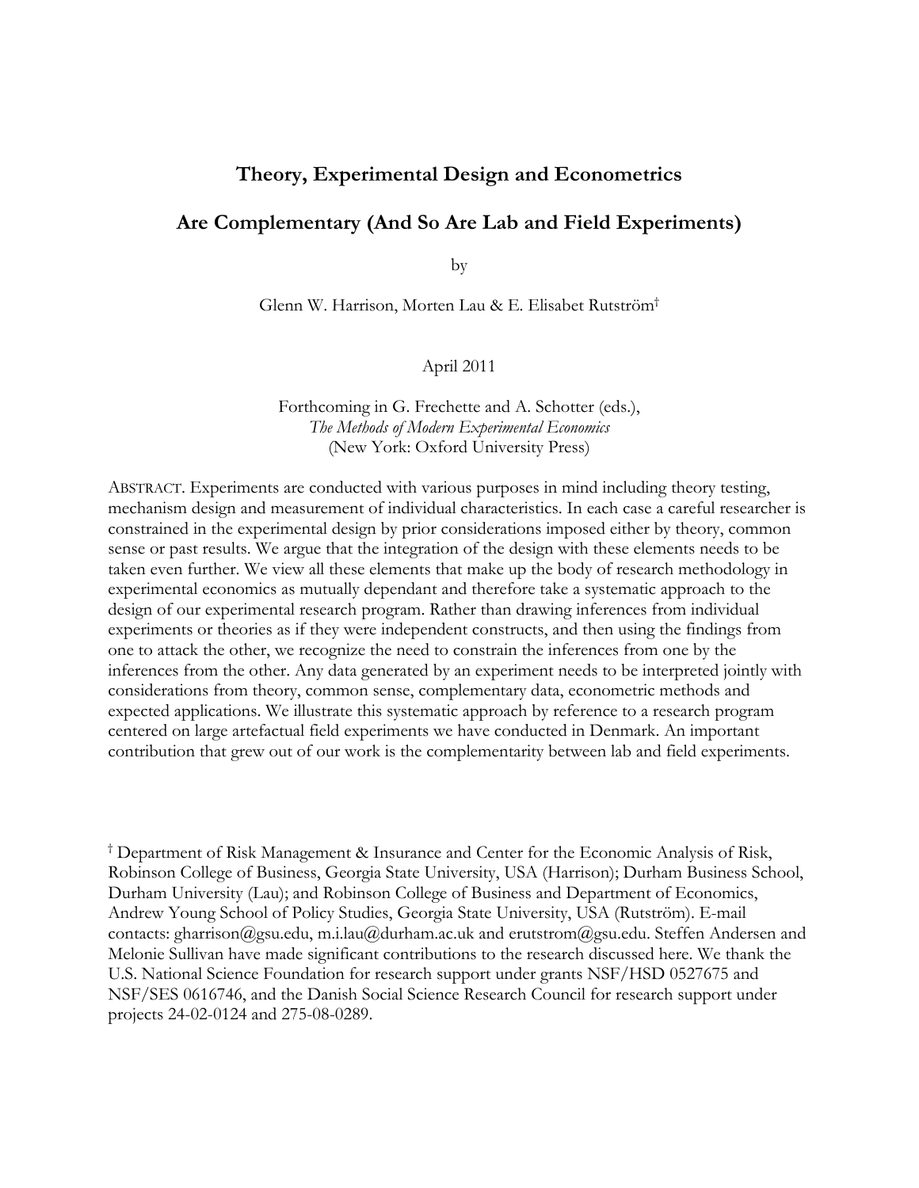# Theory, Experimental Design and Econometrics

# Are Complementary (And So Are Lab and Field Experiments)

by

Glenn W. Harrison, Morten Lau & E. Elisabet Rutström[†]

April 2011

Forthcoming in G. Frechette and A. Schotter (eds.), *The Methods of Modern Experimental Economics* (New York: Oxford University Press)

ABSTRACT. Experiments are conducted with various purposes in mind including theory testing, mechanism design and measurement of individual characteristics. In each case a careful researcher is constrained in the experimental design by prior considerations imposed either by theory, common sense or past results. We argue that the integration of the design with these elements needs to be taken even further. We view all these elements that make up the body of research methodology in experimental economics as mutually dependant and therefore take a systematic approach to the design of our experimental research program. Rather than drawing inferences from individual experiments or theories as if they were independent constructs, and then using the findings from one to attack the other, we recognize the need to constrain the inferences from one by the inferences from the other. Any data generated by an experiment needs to be interpreted jointly with considerations from theory, common sense, complementary data, econometric methods and expected applications. We illustrate this systematic approach by reference to a research program centered on large artefactual field experiments we have conducted in Denmark. An important contribution that grew out of our work is the complementarity between lab and field experiments.

[†] Department of Risk Management & Insurance and Center for the Economic Analysis of Risk, Robinson College of Business, Georgia State University, USA (Harrison); Durham Business School, Durham University (Lau); and Robinson College of Business and Department of Economics, Andrew Young School of Policy Studies, Georgia State University, USA (Rutström). E-mail contacts: gharrison@gsu.edu, m.i.lau@durham.ac.uk and erutstrom@gsu.edu. Steffen Andersen and Melonie Sullivan have made significant contributions to the research discussed here. We thank the U.S. National Science Foundation for research support under grants NSF/HSD 0527675 and NSF/SES 0616746, and the Danish Social Science Research Council for research support under projects 24-02-0124 and 275-08-0289.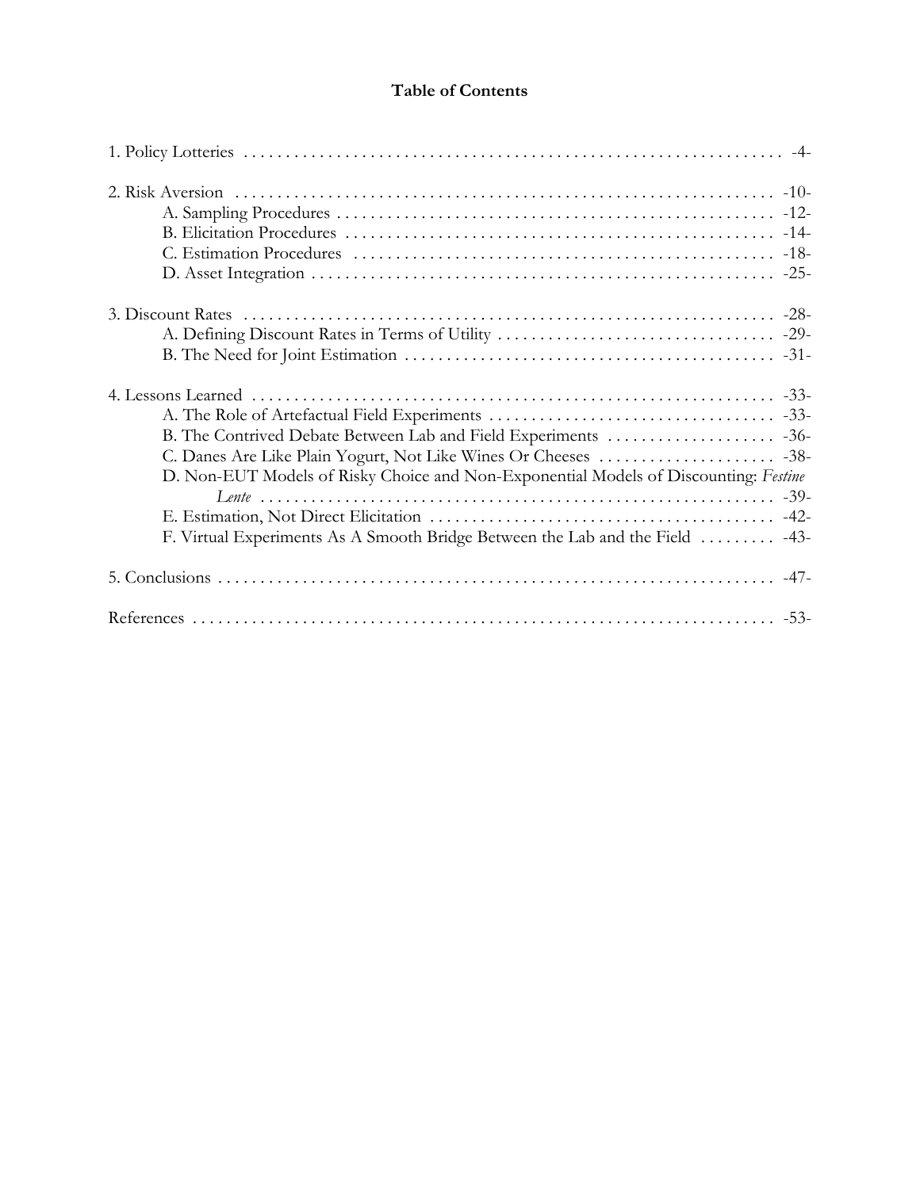**Table of Contents**

1. Policy Lotteries ........................................................................ -4-

2. Risk Aversion ........................................................................ -10-
   - A. Sampling Procedures ........................................................ -12-
   - B. Elicitation Procedures ...................................................... -14-
   - C. Estimation Procedures ..................................................... -18-
   - D. Asset Integration ............................................................ -25-

3. Discount Rates ........................................................................ -28-
   - A. Defining Discount Rates in Terms of Utility ........................... -29-
   - B. The Need for Joint Estimation ............................................. -31-

4. Lessons Learned ....................................................................... -33-
   - A. The Role of Artefactual Field Experiments ............................ -33-
   - B. The Contrived Debate Between Lab and Field Experiments ........ -36-
   - C. Danes Are Like Plain Yogurt, Not Like Wines Or Cheeses .......... -38-
   - D. Non-EUT Models of Risky Choice and Non-Exponential Models of Discounting: *Festine Lente* .............................................................. -39-
   - E. Estimation, Not Direct Elicitation ........................................ -42-
   - F. Virtual Experiments As A Smooth Bridge Between the Lab and the Field ......... -43-

5. Conclusions ............................................................................ -47-

References ................................................................................. -53-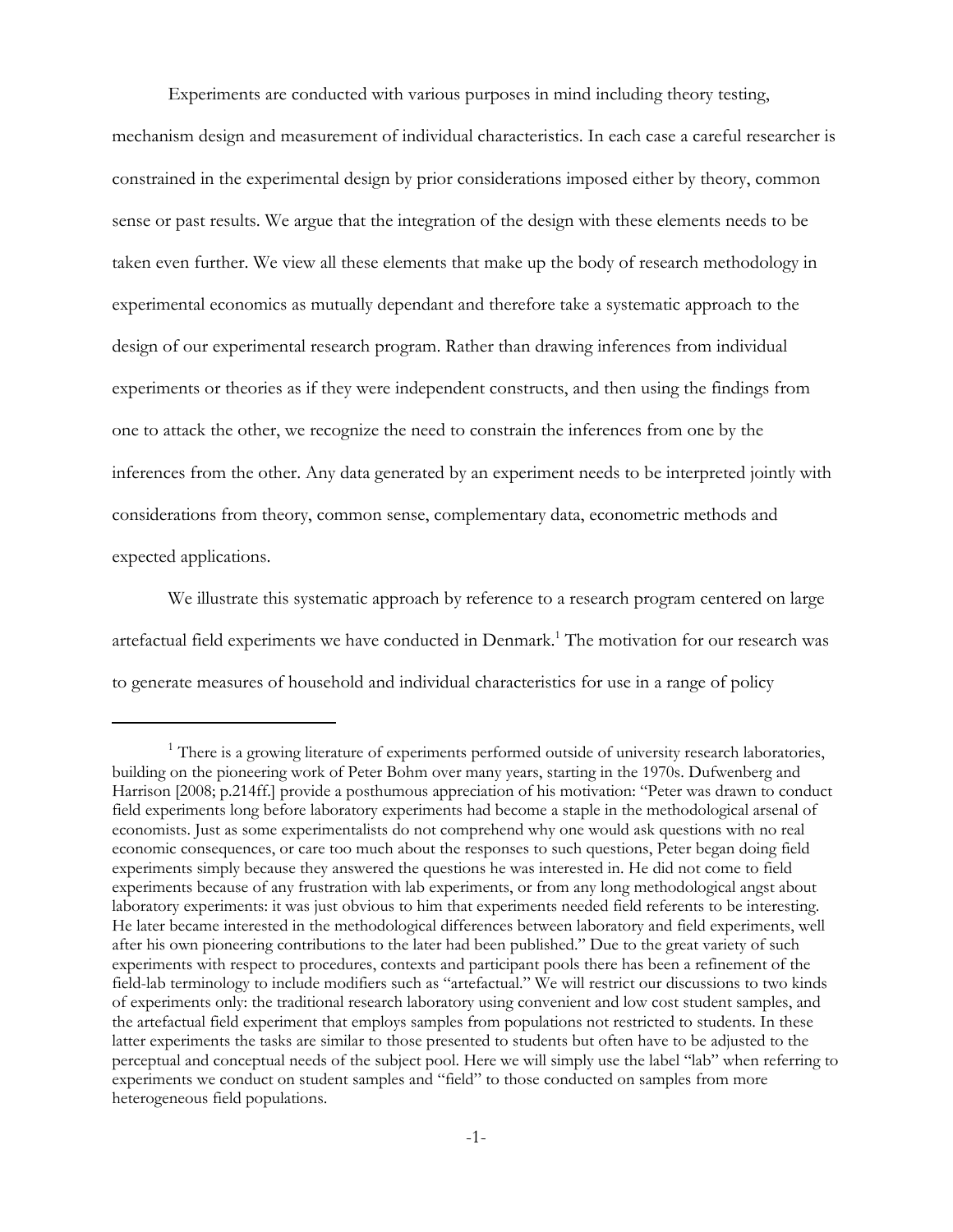Experiments are conducted with various purposes in mind including theory testing, mechanism design and measurement of individual characteristics. In each case a careful researcher is constrained in the experimental design by prior considerations imposed either by theory, common sense or past results. We argue that the integration of the design with these elements needs to be taken even further. We view all these elements that make up the body of research methodology in experimental economics as mutually dependant and therefore take a systematic approach to the design of our experimental research program. Rather than drawing inferences from individual experiments or theories as if they were independent constructs, and then using the findings from one to attack the other, we recognize the need to constrain the inferences from one by the inferences from the other. Any data generated by an experiment needs to be interpreted jointly with considerations from theory, common sense, complementary data, econometric methods and expected applications.

We illustrate this systematic approach by reference to a research program centered on large artefactual field experiments we have conducted in Denmark.[1] The motivation for our research was to generate measures of household and individual characteristics for use in a range of policy

---

[1] There is a growing literature of experiments performed outside of university research laboratories, building on the pioneering work of Peter Bohm over many years, starting in the 1970s. Dufwenberg and Harrison [2008; p.214ff.] provide a posthumous appreciation of his motivation: "Peter was drawn to conduct field experiments long before laboratory experiments had become a staple in the methodological arsenal of economists. Just as some experimentalists do not comprehend why one would ask questions with no real economic consequences, or care too much about the responses to such questions, Peter began doing field experiments simply because they answered the questions he was interested in. He did not come to field experiments because of any frustration with lab experiments, or from any long methodological angst about laboratory experiments: it was just obvious to him that experiments needed field referents to be interesting. He later became interested in the methodological differences between laboratory and field experiments, well after his own pioneering contributions to the later had been published." Due to the great variety of such experiments with respect to procedures, contexts and participant pools there has been a refinement of the field-lab terminology to include modifiers such as "artefactual." We will restrict our discussions to two kinds of experiments only: the traditional research laboratory using convenient and low cost student samples, and the artefactual field experiment that employs samples from populations not restricted to students. In these latter experiments the tasks are similar to those presented to students but often have to be adjusted to the perceptual and conceptual needs of the subject pool. Here we will simply use the label "lab" when referring to experiments we conduct on student samples and "field" to those conducted on samples from more heterogeneous field populations.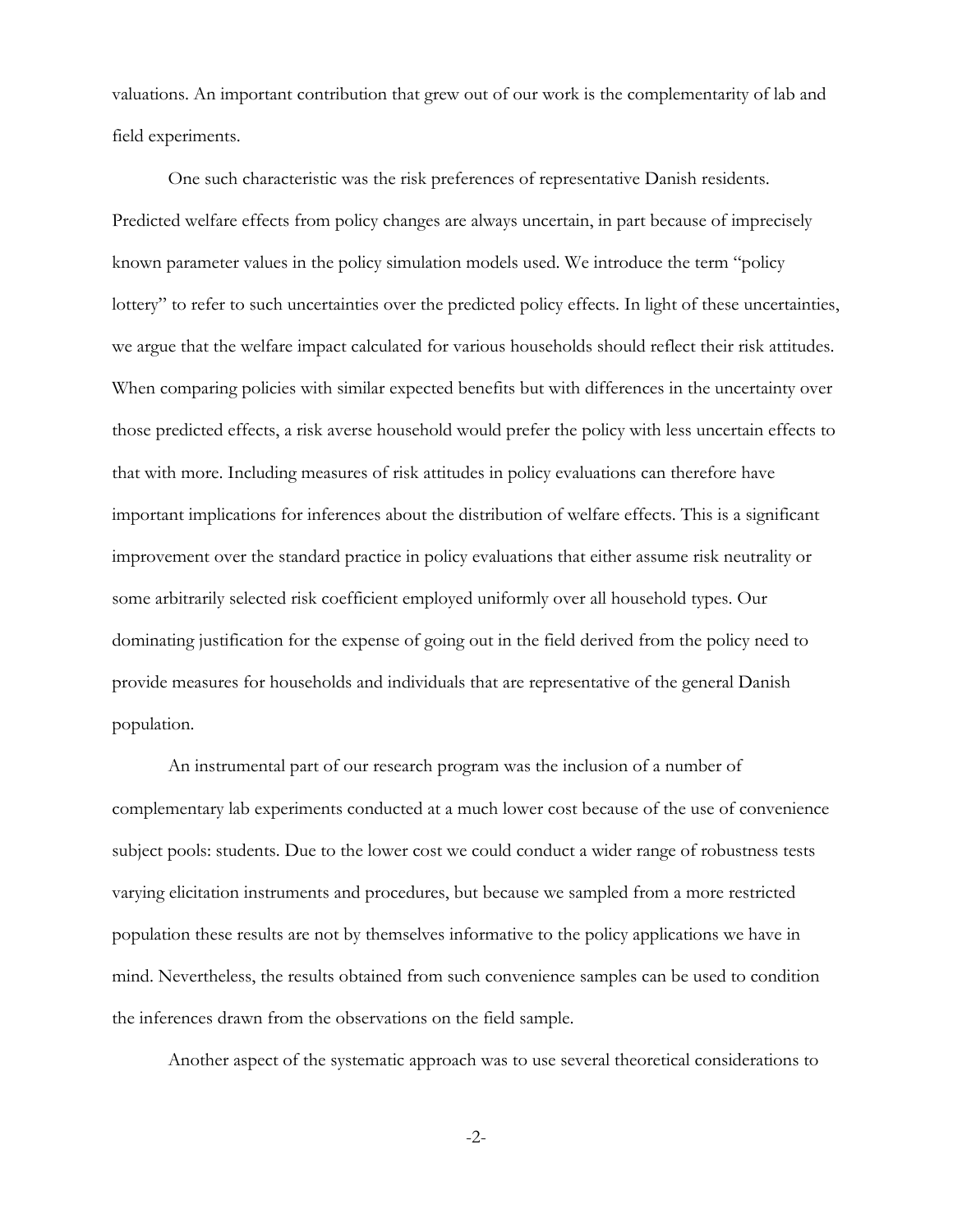valuations. An important contribution that grew out of our work is the complementarity of lab and field experiments.

One such characteristic was the risk preferences of representative Danish residents. Predicted welfare effects from policy changes are always uncertain, in part because of imprecisely known parameter values in the policy simulation models used. We introduce the term "policy lottery" to refer to such uncertainties over the predicted policy effects. In light of these uncertainties, we argue that the welfare impact calculated for various households should reflect their risk attitudes. When comparing policies with similar expected benefits but with differences in the uncertainty over those predicted effects, a risk averse household would prefer the policy with less uncertain effects to that with more. Including measures of risk attitudes in policy evaluations can therefore have important implications for inferences about the distribution of welfare effects. This is a significant improvement over the standard practice in policy evaluations that either assume risk neutrality or some arbitrarily selected risk coefficient employed uniformly over all household types. Our dominating justification for the expense of going out in the field derived from the policy need to provide measures for households and individuals that are representative of the general Danish population.

An instrumental part of our research program was the inclusion of a number of complementary lab experiments conducted at a much lower cost because of the use of convenience subject pools: students. Due to the lower cost we could conduct a wider range of robustness tests varying elicitation instruments and procedures, but because we sampled from a more restricted population these results are not by themselves informative to the policy applications we have in mind. Nevertheless, the results obtained from such convenience samples can be used to condition the inferences drawn from the observations on the field sample.

Another aspect of the systematic approach was to use several theoretical considerations to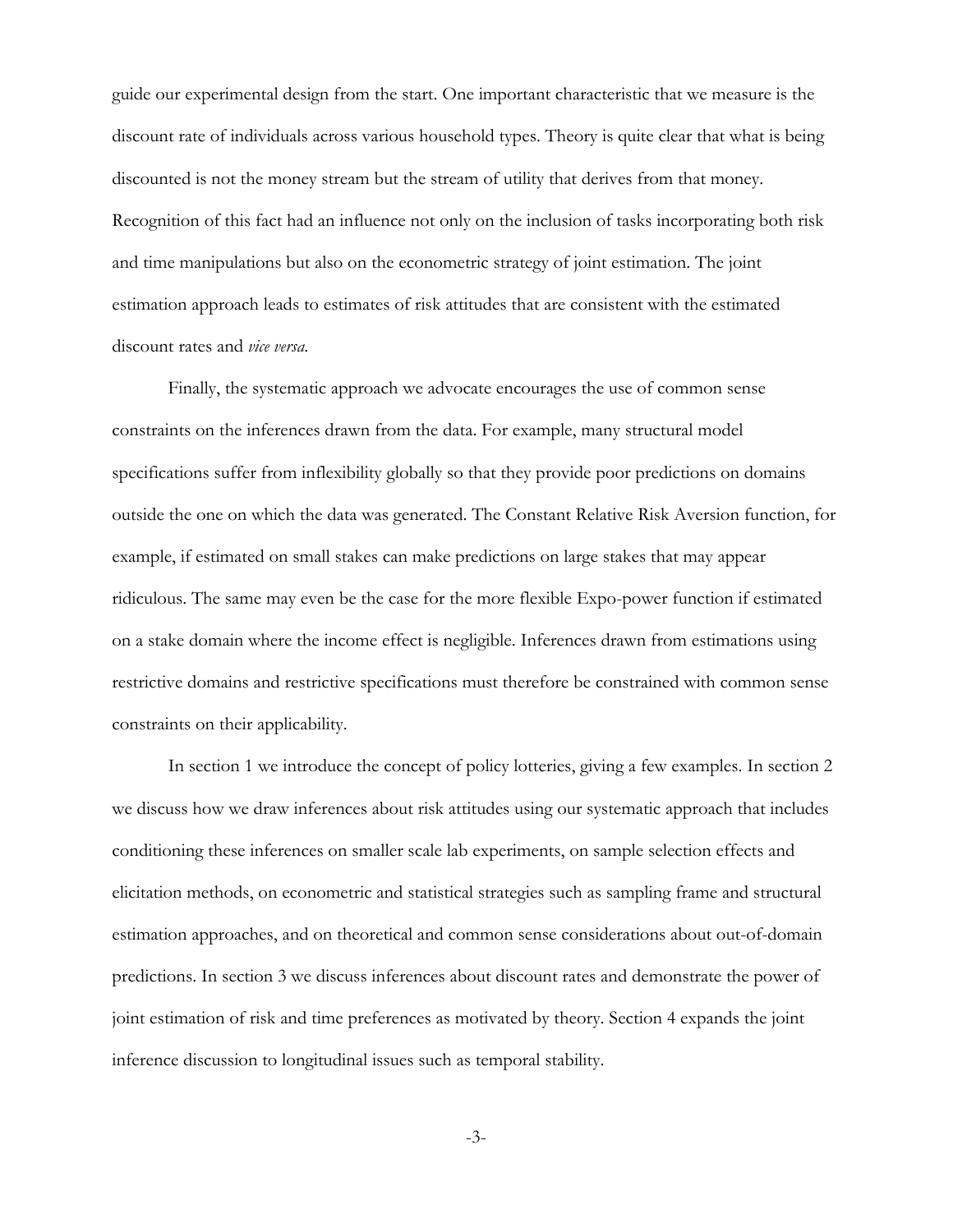guide our experimental design from the start. One important characteristic that we measure is the discount rate of individuals across various household types. Theory is quite clear that what is being discounted is not the money stream but the stream of utility that derives from that money. Recognition of this fact had an influence not only on the inclusion of tasks incorporating both risk and time manipulations but also on the econometric strategy of joint estimation. The joint estimation approach leads to estimates of risk attitudes that are consistent with the estimated discount rates and *vice versa*.

Finally, the systematic approach we advocate encourages the use of common sense constraints on the inferences drawn from the data. For example, many structural model specifications suffer from inflexibility globally so that they provide poor predictions on domains outside the one on which the data was generated. The Constant Relative Risk Aversion function, for example, if estimated on small stakes can make predictions on large stakes that may appear ridiculous. The same may even be the case for the more flexible Expo-power function if estimated on a stake domain where the income effect is negligible. Inferences drawn from estimations using restrictive domains and restrictive specifications must therefore be constrained with common sense constraints on their applicability.

In section 1 we introduce the concept of policy lotteries, giving a few examples. In section 2 we discuss how we draw inferences about risk attitudes using our systematic approach that includes conditioning these inferences on smaller scale lab experiments, on sample selection effects and elicitation methods, on econometric and statistical strategies such as sampling frame and structural estimation approaches, and on theoretical and common sense considerations about out-of-domain predictions. In section 3 we discuss inferences about discount rates and demonstrate the power of joint estimation of risk and time preferences as motivated by theory. Section 4 expands the joint inference discussion to longitudinal issues such as temporal stability.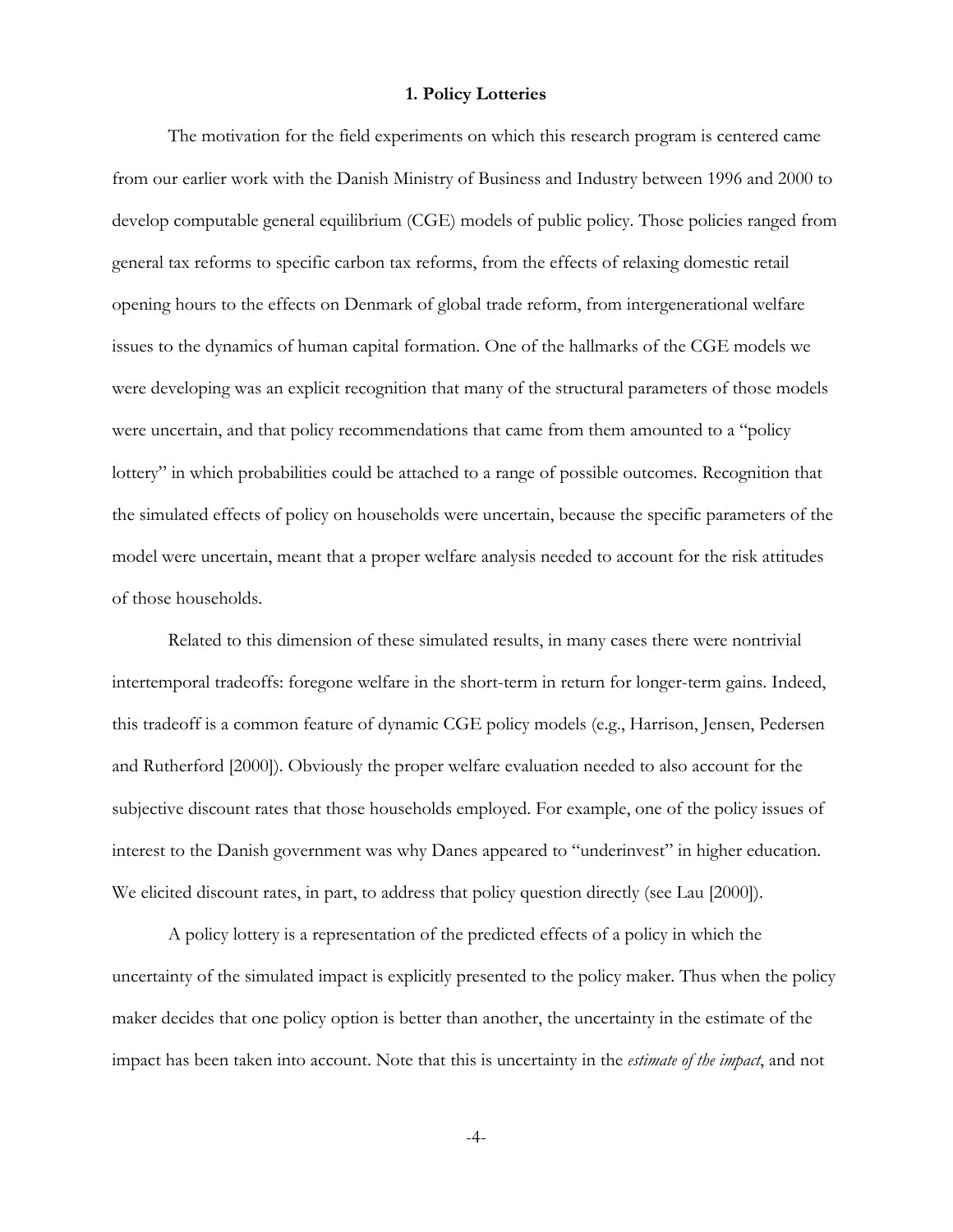## 1. Policy Lotteries

The motivation for the field experiments on which this research program is centered came from our earlier work with the Danish Ministry of Business and Industry between 1996 and 2000 to develop computable general equilibrium (CGE) models of public policy. Those policies ranged from general tax reforms to specific carbon tax reforms, from the effects of relaxing domestic retail opening hours to the effects on Denmark of global trade reform, from intergenerational welfare issues to the dynamics of human capital formation. One of the hallmarks of the CGE models we were developing was an explicit recognition that many of the structural parameters of those models were uncertain, and that policy recommendations that came from them amounted to a "policy lottery" in which probabilities could be attached to a range of possible outcomes. Recognition that the simulated effects of policy on households were uncertain, because the specific parameters of the model were uncertain, meant that a proper welfare analysis needed to account for the risk attitudes of those households.

Related to this dimension of these simulated results, in many cases there were nontrivial intertemporal tradeoffs: foregone welfare in the short-term in return for longer-term gains. Indeed, this tradeoff is a common feature of dynamic CGE policy models (e.g., Harrison, Jensen, Pedersen and Rutherford [2000]). Obviously the proper welfare evaluation needed to also account for the subjective discount rates that those households employed. For example, one of the policy issues of interest to the Danish government was why Danes appeared to "underinvest" in higher education. We elicited discount rates, in part, to address that policy question directly (see Lau [2000]).

A policy lottery is a representation of the predicted effects of a policy in which the uncertainty of the simulated impact is explicitly presented to the policy maker. Thus when the policy maker decides that one policy option is better than another, the uncertainty in the estimate of the impact has been taken into account. Note that this is uncertainty in the *estimate of the impact*, and not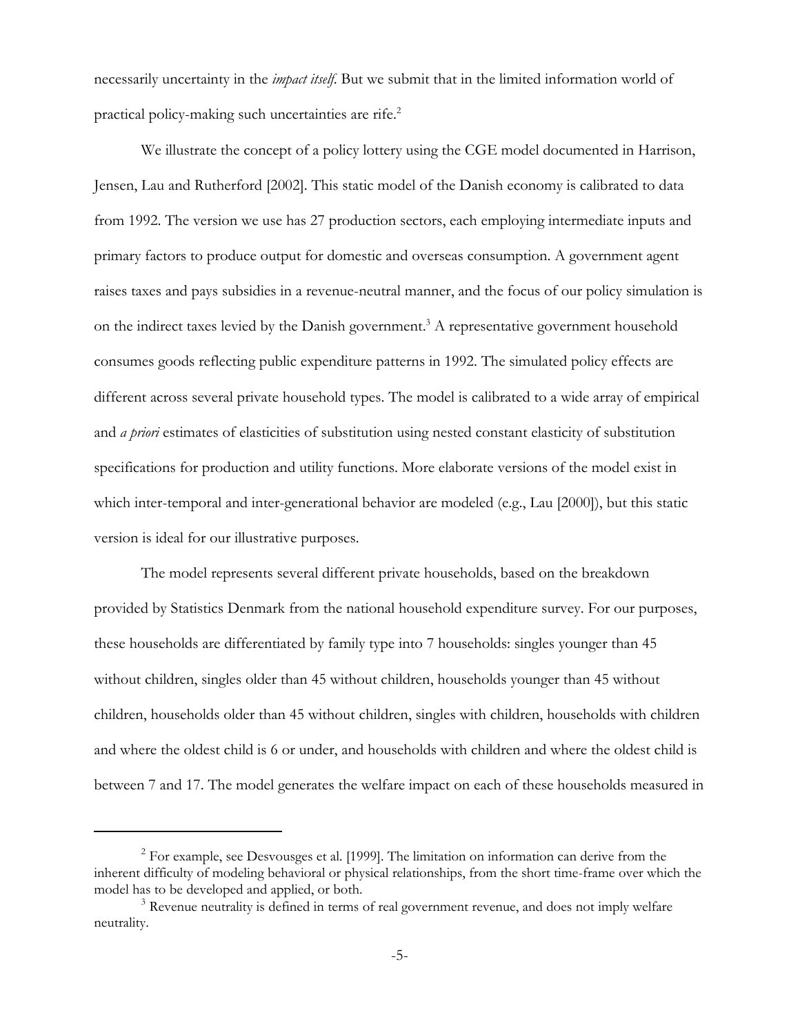necessarily uncertainty in the *impact itself*. But we submit that in the limited information world of practical policy-making such uncertainties are rife.[2]

We illustrate the concept of a policy lottery using the CGE model documented in Harrison, Jensen, Lau and Rutherford [2002]. This static model of the Danish economy is calibrated to data from 1992. The version we use has 27 production sectors, each employing intermediate inputs and primary factors to produce output for domestic and overseas consumption. A government agent raises taxes and pays subsidies in a revenue-neutral manner, and the focus of our policy simulation is on the indirect taxes levied by the Danish government.[3] A representative government household consumes goods reflecting public expenditure patterns in 1992. The simulated policy effects are different across several private household types. The model is calibrated to a wide array of empirical and *a priori* estimates of elasticities of substitution using nested constant elasticity of substitution specifications for production and utility functions. More elaborate versions of the model exist in which inter-temporal and inter-generational behavior are modeled (e.g., Lau [2000]), but this static version is ideal for our illustrative purposes.

The model represents several different private households, based on the breakdown provided by Statistics Denmark from the national household expenditure survey. For our purposes, these households are differentiated by family type into 7 households: singles younger than 45 without children, singles older than 45 without children, households younger than 45 without children, households older than 45 without children, singles with children, households with children and where the oldest child is 6 or under, and households with children and where the oldest child is between 7 and 17. The model generates the welfare impact on each of these households measured in

---

[2] For example, see Desvousges et al. [1999]. The limitation on information can derive from the inherent difficulty of modeling behavioral or physical relationships, from the short time-frame over which the model has to be developed and applied, or both.

[3] Revenue neutrality is defined in terms of real government revenue, and does not imply welfare neutrality.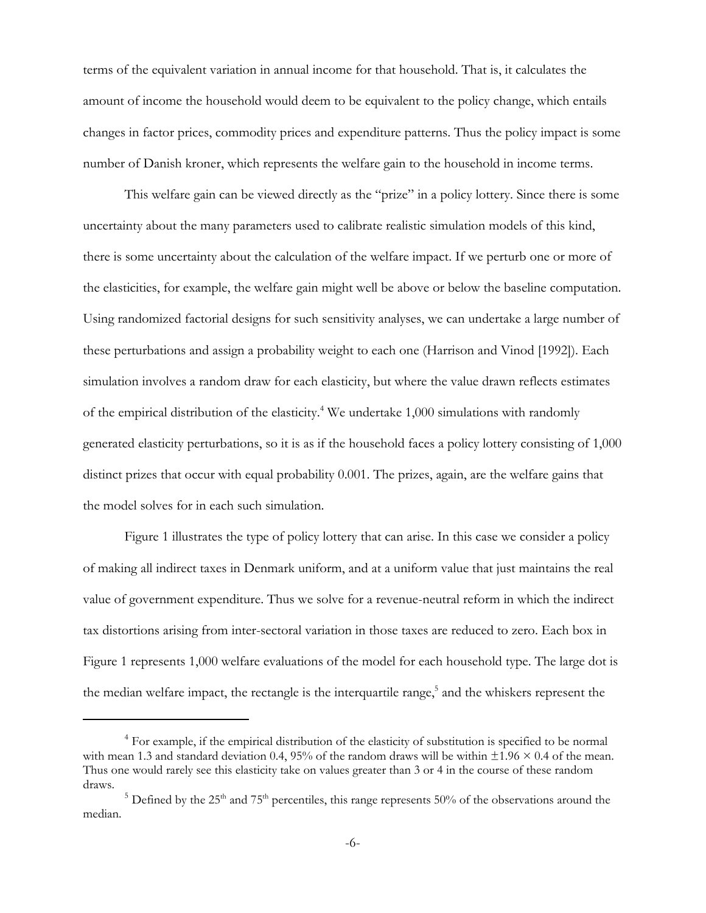terms of the equivalent variation in annual income for that household. That is, it calculates the amount of income the household would deem to be equivalent to the policy change, which entails changes in factor prices, commodity prices and expenditure patterns. Thus the policy impact is some number of Danish kroner, which represents the welfare gain to the household in income terms.

This welfare gain can be viewed directly as the "prize" in a policy lottery. Since there is some uncertainty about the many parameters used to calibrate realistic simulation models of this kind, there is some uncertainty about the calculation of the welfare impact. If we perturb one or more of the elasticities, for example, the welfare gain might well be above or below the baseline computation. Using randomized factorial designs for such sensitivity analyses, we can undertake a large number of these perturbations and assign a probability weight to each one (Harrison and Vinod [1992]). Each simulation involves a random draw for each elasticity, but where the value drawn reflects estimates of the empirical distribution of the elasticity.[4] We undertake 1,000 simulations with randomly generated elasticity perturbations, so it is as if the household faces a policy lottery consisting of 1,000 distinct prizes that occur with equal probability 0.001. The prizes, again, are the welfare gains that the model solves for in each such simulation.

Figure 1 illustrates the type of policy lottery that can arise. In this case we consider a policy of making all indirect taxes in Denmark uniform, and at a uniform value that just maintains the real value of government expenditure. Thus we solve for a revenue-neutral reform in which the indirect tax distortions arising from inter-sectoral variation in those taxes are reduced to zero. Each box in Figure 1 represents 1,000 welfare evaluations of the model for each household type. The large dot is the median welfare impact, the rectangle is the interquartile range,[5] and the whiskers represent the

---

[4] For example, if the empirical distribution of the elasticity of substitution is specified to be normal with mean 1.3 and standard deviation 0.4, 95% of the random draws will be within $\pm 1.96 \times 0.4$ of the mean. Thus one would rarely see this elasticity take on values greater than 3 or 4 in the course of these random draws.

[5] Defined by the 25th and 75th percentiles, this range represents 50% of the observations around the median.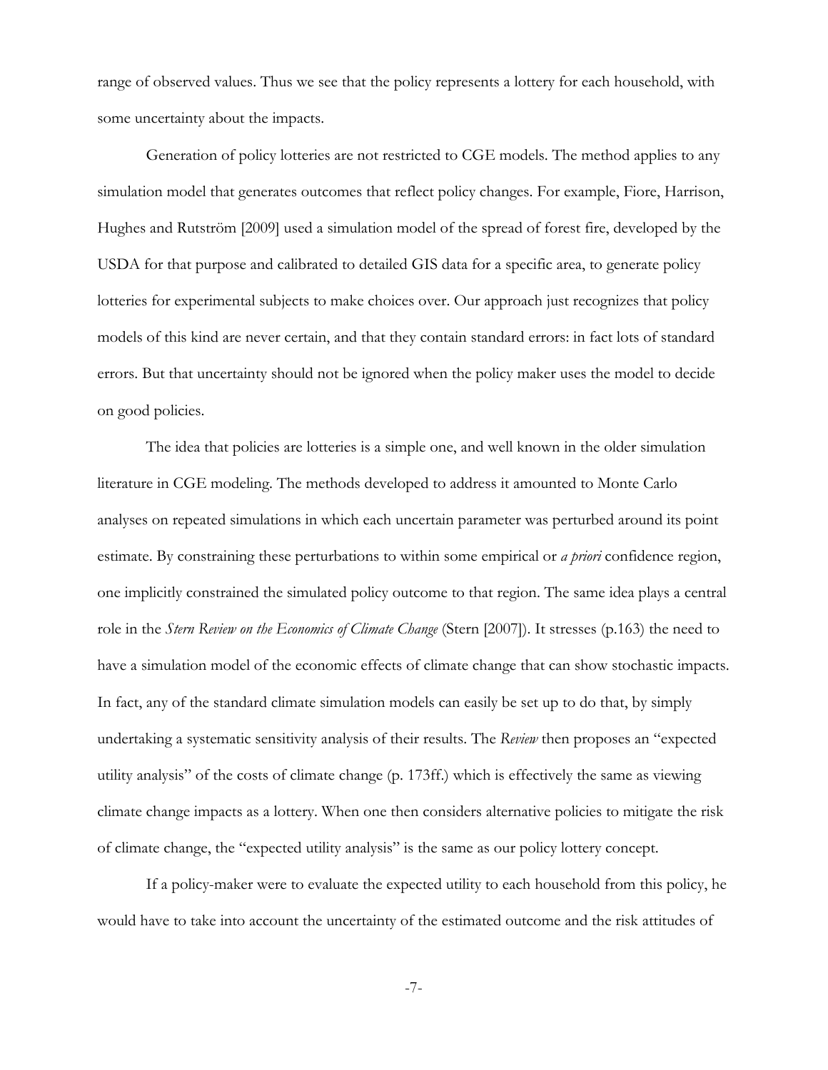range of observed values. Thus we see that the policy represents a lottery for each household, with some uncertainty about the impacts.

Generation of policy lotteries are not restricted to CGE models. The method applies to any simulation model that generates outcomes that reflect policy changes. For example, Fiore, Harrison, Hughes and Rutström [2009] used a simulation model of the spread of forest fire, developed by the USDA for that purpose and calibrated to detailed GIS data for a specific area, to generate policy lotteries for experimental subjects to make choices over. Our approach just recognizes that policy models of this kind are never certain, and that they contain standard errors: in fact lots of standard errors. But that uncertainty should not be ignored when the policy maker uses the model to decide on good policies.

The idea that policies are lotteries is a simple one, and well known in the older simulation literature in CGE modeling. The methods developed to address it amounted to Monte Carlo analyses on repeated simulations in which each uncertain parameter was perturbed around its point estimate. By constraining these perturbations to within some empirical or *a priori* confidence region, one implicitly constrained the simulated policy outcome to that region. The same idea plays a central role in the *Stern Review on the Economics of Climate Change* (Stern [2007]). It stresses (p.163) the need to have a simulation model of the economic effects of climate change that can show stochastic impacts. In fact, any of the standard climate simulation models can easily be set up to do that, by simply undertaking a systematic sensitivity analysis of their results. The *Review* then proposes an "expected utility analysis" of the costs of climate change (p. 173ff.) which is effectively the same as viewing climate change impacts as a lottery. When one then considers alternative policies to mitigate the risk of climate change, the "expected utility analysis" is the same as our policy lottery concept.

If a policy-maker were to evaluate the expected utility to each household from this policy, he would have to take into account the uncertainty of the estimated outcome and the risk attitudes of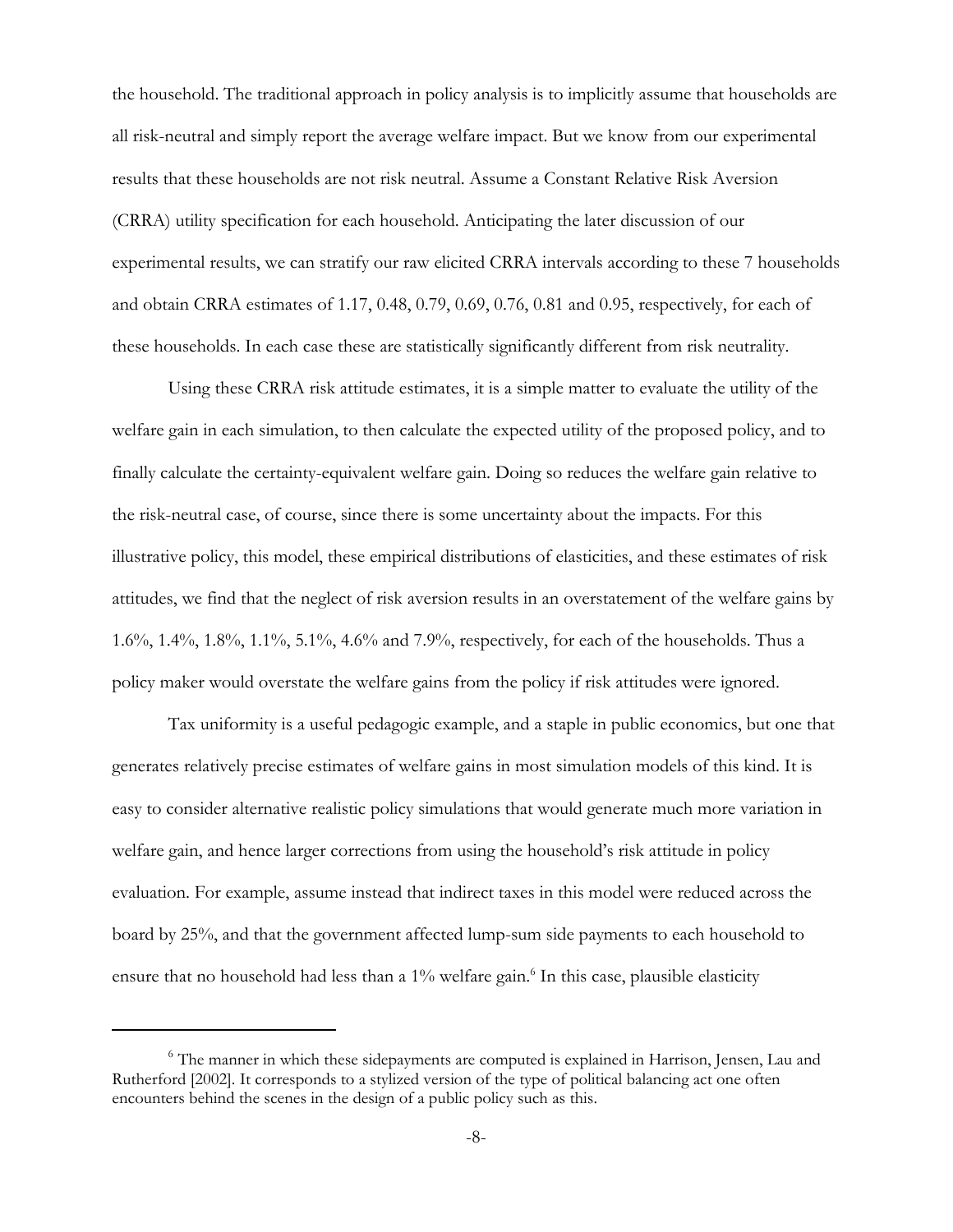the household. The traditional approach in policy analysis is to implicitly assume that households are all risk-neutral and simply report the average welfare impact. But we know from our experimental results that these households are not risk neutral. Assume a Constant Relative Risk Aversion (CRRA) utility specification for each household. Anticipating the later discussion of our experimental results, we can stratify our raw elicited CRRA intervals according to these 7 households and obtain CRRA estimates of 1.17, 0.48, 0.79, 0.69, 0.76, 0.81 and 0.95, respectively, for each of these households. In each case these are statistically significantly different from risk neutrality.

Using these CRRA risk attitude estimates, it is a simple matter to evaluate the utility of the welfare gain in each simulation, to then calculate the expected utility of the proposed policy, and to finally calculate the certainty-equivalent welfare gain. Doing so reduces the welfare gain relative to the risk-neutral case, of course, since there is some uncertainty about the impacts. For this illustrative policy, this model, these empirical distributions of elasticities, and these estimates of risk attitudes, we find that the neglect of risk aversion results in an overstatement of the welfare gains by 1.6%, 1.4%, 1.8%, 1.1%, 5.1%, 4.6% and 7.9%, respectively, for each of the households. Thus a policy maker would overstate the welfare gains from the policy if risk attitudes were ignored.

Tax uniformity is a useful pedagogic example, and a staple in public economics, but one that generates relatively precise estimates of welfare gains in most simulation models of this kind. It is easy to consider alternative realistic policy simulations that would generate much more variation in welfare gain, and hence larger corrections from using the household's risk attitude in policy evaluation. For example, assume instead that indirect taxes in this model were reduced across the board by 25%, and that the government affected lump-sum side payments to each household to ensure that no household had less than a 1% welfare gain.[6] In this case, plausible elasticity

---

[6] The manner in which these sidepayments are computed is explained in Harrison, Jensen, Lau and Rutherford [2002]. It corresponds to a stylized version of the type of political balancing act one often encounters behind the scenes in the design of a public policy such as this.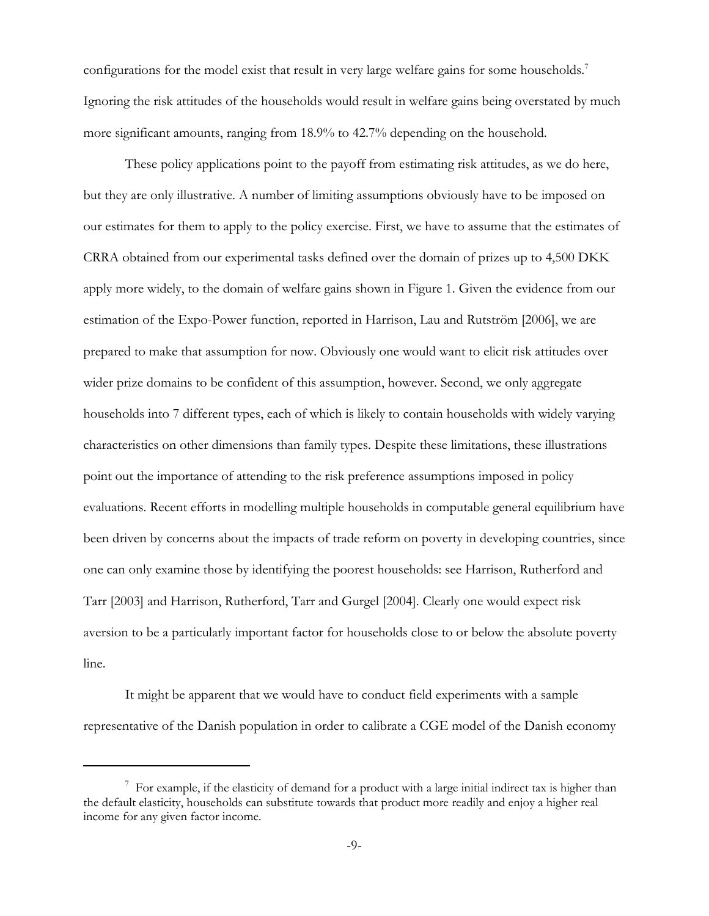configurations for the model exist that result in very large welfare gains for some households.[7] Ignoring the risk attitudes of the households would result in welfare gains being overstated by much more significant amounts, ranging from 18.9% to 42.7% depending on the household.

These policy applications point to the payoff from estimating risk attitudes, as we do here, but they are only illustrative. A number of limiting assumptions obviously have to be imposed on our estimates for them to apply to the policy exercise. First, we have to assume that the estimates of CRRA obtained from our experimental tasks defined over the domain of prizes up to 4,500 DKK apply more widely, to the domain of welfare gains shown in Figure 1. Given the evidence from our estimation of the Expo-Power function, reported in Harrison, Lau and Rutström [2006], we are prepared to make that assumption for now. Obviously one would want to elicit risk attitudes over wider prize domains to be confident of this assumption, however. Second, we only aggregate households into 7 different types, each of which is likely to contain households with widely varying characteristics on other dimensions than family types. Despite these limitations, these illustrations point out the importance of attending to the risk preference assumptions imposed in policy evaluations. Recent efforts in modelling multiple households in computable general equilibrium have been driven by concerns about the impacts of trade reform on poverty in developing countries, since one can only examine those by identifying the poorest households: see Harrison, Rutherford and Tarr [2003] and Harrison, Rutherford, Tarr and Gurgel [2004]. Clearly one would expect risk aversion to be a particularly important factor for households close to or below the absolute poverty line.

It might be apparent that we would have to conduct field experiments with a sample representative of the Danish population in order to calibrate a CGE model of the Danish economy

[7] For example, if the elasticity of demand for a product with a large initial indirect tax is higher than the default elasticity, households can substitute towards that product more readily and enjoy a higher real income for any given factor income.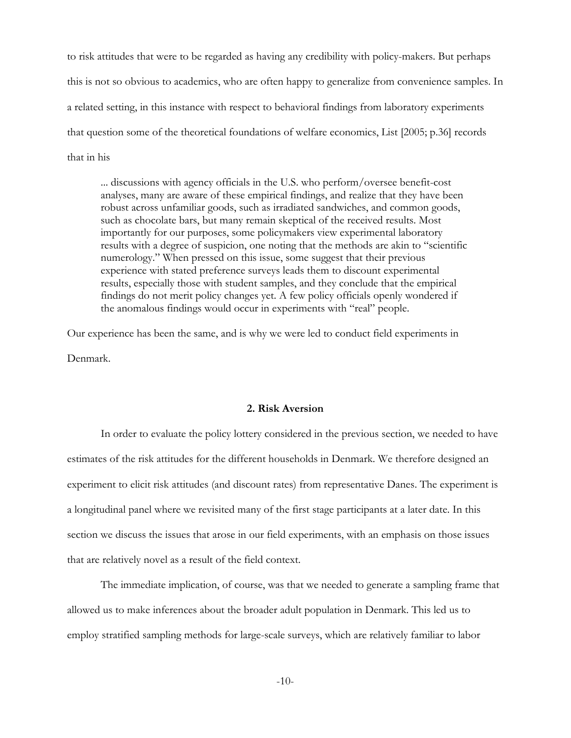to risk attitudes that were to be regarded as having any credibility with policy-makers. But perhaps this is not so obvious to academics, who are often happy to generalize from convenience samples. In a related setting, in this instance with respect to behavioral findings from laboratory experiments that question some of the theoretical foundations of welfare economics, List [2005; p.36] records that in his

> ... discussions with agency officials in the U.S. who perform/oversee benefit-cost analyses, many are aware of these empirical findings, and realize that they have been robust across unfamiliar goods, such as irradiated sandwiches, and common goods, such as chocolate bars, but many remain skeptical of the received results. Most importantly for our purposes, some policymakers view experimental laboratory results with a degree of suspicion, one noting that the methods are akin to "scientific numerology." When pressed on this issue, some suggest that their previous experience with stated preference surveys leads them to discount experimental results, especially those with student samples, and they conclude that the empirical findings do not merit policy changes yet. A few policy officials openly wondered if the anomalous findings would occur in experiments with "real" people.

Our experience has been the same, and is why we were led to conduct field experiments in Denmark.

## 2. Risk Aversion

In order to evaluate the policy lottery considered in the previous section, we needed to have estimates of the risk attitudes for the different households in Denmark. We therefore designed an experiment to elicit risk attitudes (and discount rates) from representative Danes. The experiment is a longitudinal panel where we revisited many of the first stage participants at a later date. In this section we discuss the issues that arose in our field experiments, with an emphasis on those issues that are relatively novel as a result of the field context.

The immediate implication, of course, was that we needed to generate a sampling frame that allowed us to make inferences about the broader adult population in Denmark. This led us to employ stratified sampling methods for large-scale surveys, which are relatively familiar to labor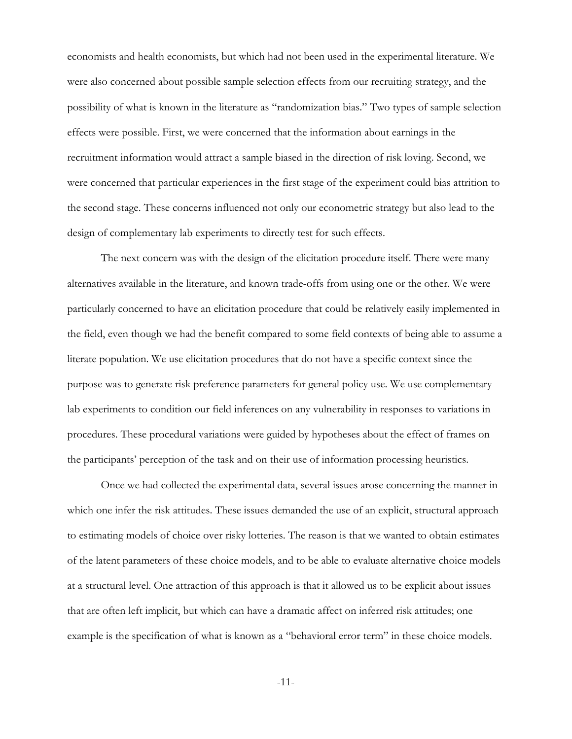economists and health economists, but which had not been used in the experimental literature. We were also concerned about possible sample selection effects from our recruiting strategy, and the possibility of what is known in the literature as "randomization bias." Two types of sample selection effects were possible. First, we were concerned that the information about earnings in the recruitment information would attract a sample biased in the direction of risk loving. Second, we were concerned that particular experiences in the first stage of the experiment could bias attrition to the second stage. These concerns influenced not only our econometric strategy but also lead to the design of complementary lab experiments to directly test for such effects.

The next concern was with the design of the elicitation procedure itself. There were many alternatives available in the literature, and known trade-offs from using one or the other. We were particularly concerned to have an elicitation procedure that could be relatively easily implemented in the field, even though we had the benefit compared to some field contexts of being able to assume a literate population. We use elicitation procedures that do not have a specific context since the purpose was to generate risk preference parameters for general policy use. We use complementary lab experiments to condition our field inferences on any vulnerability in responses to variations in procedures. These procedural variations were guided by hypotheses about the effect of frames on the participants' perception of the task and on their use of information processing heuristics.

Once we had collected the experimental data, several issues arose concerning the manner in which one infer the risk attitudes. These issues demanded the use of an explicit, structural approach to estimating models of choice over risky lotteries. The reason is that we wanted to obtain estimates of the latent parameters of these choice models, and to be able to evaluate alternative choice models at a structural level. One attraction of this approach is that it allowed us to be explicit about issues that are often left implicit, but which can have a dramatic affect on inferred risk attitudes; one example is the specification of what is known as a "behavioral error term" in these choice models.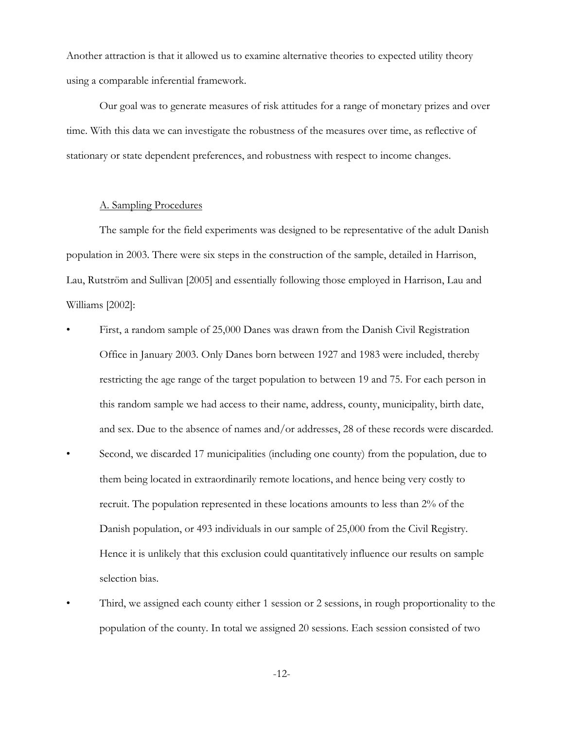Another attraction is that it allowed us to examine alternative theories to expected utility theory using a comparable inferential framework.

Our goal was to generate measures of risk attitudes for a range of monetary prizes and over time. With this data we can investigate the robustness of the measures over time, as reflective of stationary or state dependent preferences, and robustness with respect to income changes.

### A. Sampling Procedures

The sample for the field experiments was designed to be representative of the adult Danish population in 2003. There were six steps in the construction of the sample, detailed in Harrison, Lau, Rutström and Sullivan [2005] and essentially following those employed in Harrison, Lau and Williams [2002]:

- First, a random sample of 25,000 Danes was drawn from the Danish Civil Registration Office in January 2003. Only Danes born between 1927 and 1983 were included, thereby restricting the age range of the target population to between 19 and 75. For each person in this random sample we had access to their name, address, county, municipality, birth date, and sex. Due to the absence of names and/or addresses, 28 of these records were discarded.
- Second, we discarded 17 municipalities (including one county) from the population, due to them being located in extraordinarily remote locations, and hence being very costly to recruit. The population represented in these locations amounts to less than 2% of the Danish population, or 493 individuals in our sample of 25,000 from the Civil Registry. Hence it is unlikely that this exclusion could quantitatively influence our results on sample selection bias.
- Third, we assigned each county either 1 session or 2 sessions, in rough proportionality to the population of the county. In total we assigned 20 sessions. Each session consisted of two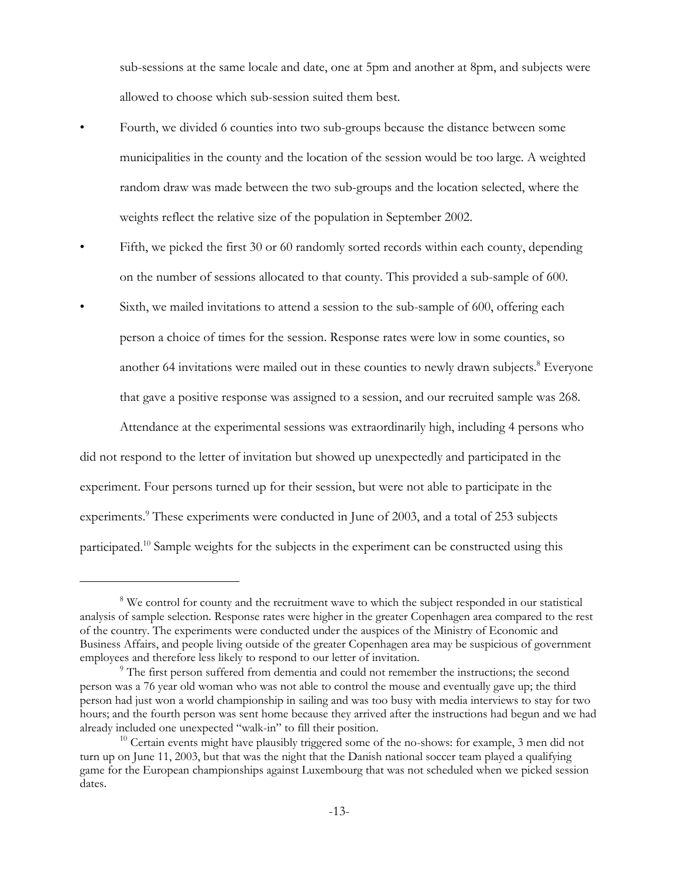sub-sessions at the same locale and date, one at 5pm and another at 8pm, and subjects were allowed to choose which sub-session suited them best.

- Fourth, we divided 6 counties into two sub-groups because the distance between some municipalities in the county and the location of the session would be too large. A weighted random draw was made between the two sub-groups and the location selected, where the weights reflect the relative size of the population in September 2002.
- Fifth, we picked the first 30 or 60 randomly sorted records within each county, depending on the number of sessions allocated to that county. This provided a sub-sample of 600.
- Sixth, we mailed invitations to attend a session to the sub-sample of 600, offering each person a choice of times for the session. Response rates were low in some counties, so another 64 invitations were mailed out in these counties to newly drawn subjects.[8] Everyone that gave a positive response was assigned to a session, and our recruited sample was 268.

Attendance at the experimental sessions was extraordinarily high, including 4 persons who did not respond to the letter of invitation but showed up unexpectedly and participated in the experiment. Four persons turned up for their session, but were not able to participate in the experiments.[9] These experiments were conducted in June of 2003, and a total of 253 subjects participated.[10] Sample weights for the subjects in the experiment can be constructed using this

---

[8] We control for county and the recruitment wave to which the subject responded in our statistical analysis of sample selection. Response rates were higher in the greater Copenhagen area compared to the rest of the country. The experiments were conducted under the auspices of the Ministry of Economic and Business Affairs, and people living outside of the greater Copenhagen area may be suspicious of government employees and therefore less likely to respond to our letter of invitation.

[9] The first person suffered from dementia and could not remember the instructions; the second person was a 76 year old woman who was not able to control the mouse and eventually gave up; the third person had just won a world championship in sailing and was too busy with media interviews to stay for two hours; and the fourth person was sent home because they arrived after the instructions had begun and we had already included one unexpected "walk-in" to fill their position.

[10] Certain events might have plausibly triggered some of the no-shows: for example, 3 men did not turn up on June 11, 2003, but that was the night that the Danish national soccer team played a qualifying game for the European championships against Luxembourg that was not scheduled when we picked session dates.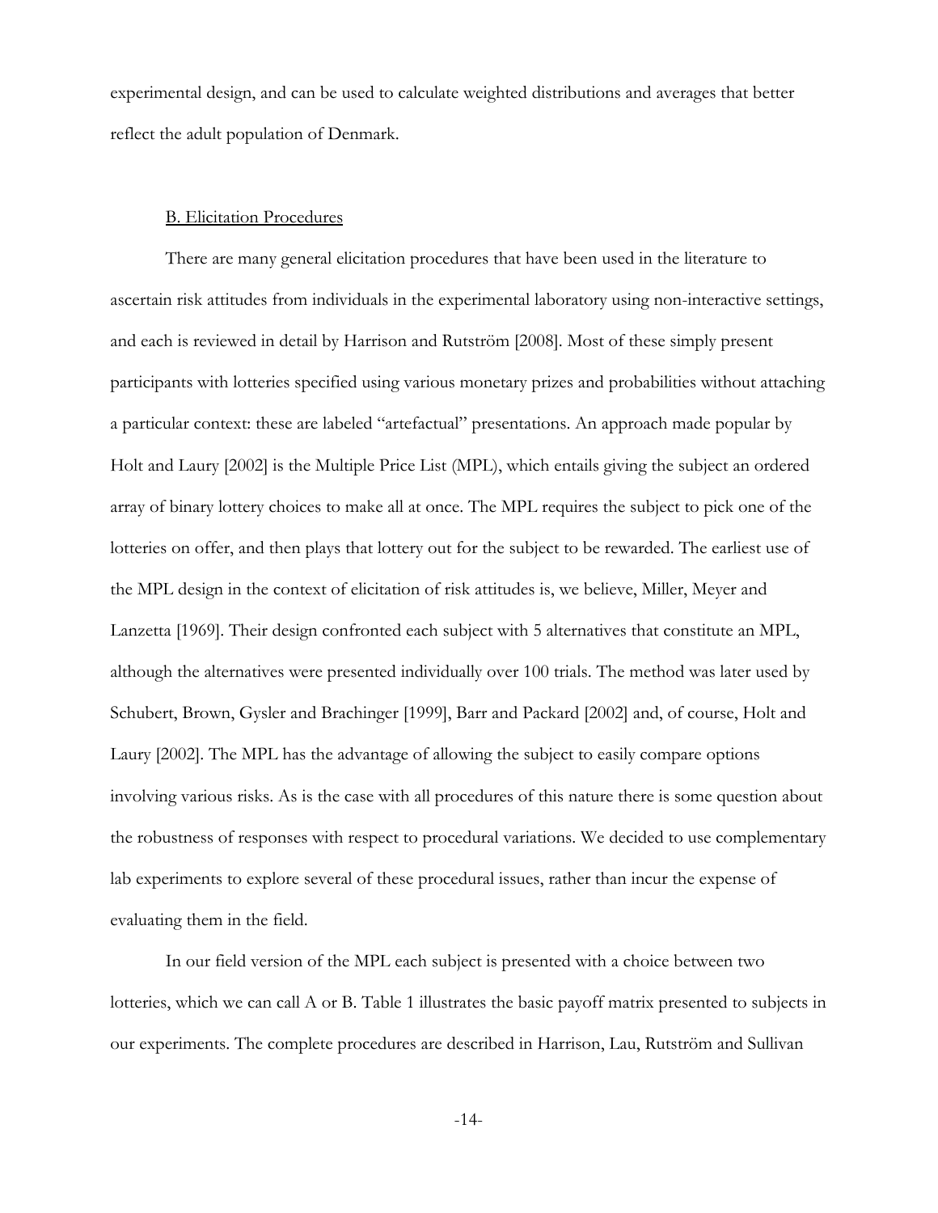experimental design, and can be used to calculate weighted distributions and averages that better reflect the adult population of Denmark.

### B. Elicitation Procedures

There are many general elicitation procedures that have been used in the literature to ascertain risk attitudes from individuals in the experimental laboratory using non-interactive settings, and each is reviewed in detail by Harrison and Rutström [2008]. Most of these simply present participants with lotteries specified using various monetary prizes and probabilities without attaching a particular context: these are labeled "artefactual" presentations. An approach made popular by Holt and Laury [2002] is the Multiple Price List (MPL), which entails giving the subject an ordered array of binary lottery choices to make all at once. The MPL requires the subject to pick one of the lotteries on offer, and then plays that lottery out for the subject to be rewarded. The earliest use of the MPL design in the context of elicitation of risk attitudes is, we believe, Miller, Meyer and Lanzetta [1969]. Their design confronted each subject with 5 alternatives that constitute an MPL, although the alternatives were presented individually over 100 trials. The method was later used by Schubert, Brown, Gysler and Brachinger [1999], Barr and Packard [2002] and, of course, Holt and Laury [2002]. The MPL has the advantage of allowing the subject to easily compare options involving various risks. As is the case with all procedures of this nature there is some question about the robustness of responses with respect to procedural variations. We decided to use complementary lab experiments to explore several of these procedural issues, rather than incur the expense of evaluating them in the field.

In our field version of the MPL each subject is presented with a choice between two lotteries, which we can call A or B. Table 1 illustrates the basic payoff matrix presented to subjects in our experiments. The complete procedures are described in Harrison, Lau, Rutström and Sullivan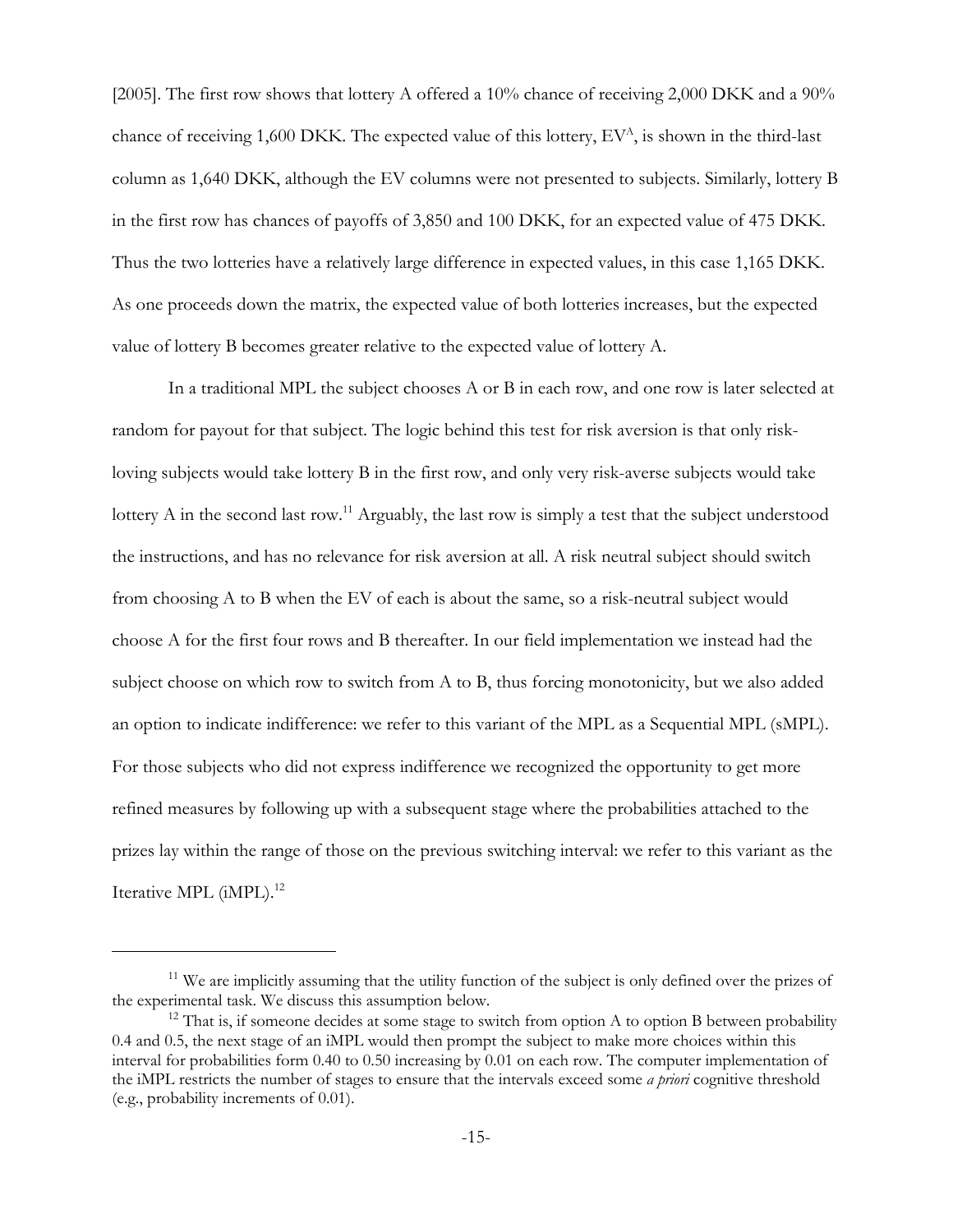[2005]. The first row shows that lottery A offered a 10% chance of receiving 2,000 DKK and a 90% chance of receiving 1,600 DKK. The expected value of this lottery, $EV^A$, is shown in the third-last column as 1,640 DKK, although the EV columns were not presented to subjects. Similarly, lottery B in the first row has chances of payoffs of 3,850 and 100 DKK, for an expected value of 475 DKK. Thus the two lotteries have a relatively large difference in expected values, in this case 1,165 DKK. As one proceeds down the matrix, the expected value of both lotteries increases, but the expected value of lottery B becomes greater relative to the expected value of lottery A.

In a traditional MPL the subject chooses A or B in each row, and one row is later selected at random for payout for that subject. The logic behind this test for risk aversion is that only risk-loving subjects would take lottery B in the first row, and only very risk-averse subjects would take lottery A in the second last row.[11] Arguably, the last row is simply a test that the subject understood the instructions, and has no relevance for risk aversion at all. A risk neutral subject should switch from choosing A to B when the EV of each is about the same, so a risk-neutral subject would choose A for the first four rows and B thereafter. In our field implementation we instead had the subject choose on which row to switch from A to B, thus forcing monotonicity, but we also added an option to indicate indifference: we refer to this variant of the MPL as a Sequential MPL (sMPL). For those subjects who did not express indifference we recognized the opportunity to get more refined measures by following up with a subsequent stage where the probabilities attached to the prizes lay within the range of those on the previous switching interval: we refer to this variant as the Iterative MPL (iMPL).[12]

---

[11] We are implicitly assuming that the utility function of the subject is only defined over the prizes of the experimental task. We discuss this assumption below.

[12] That is, if someone decides at some stage to switch from option A to option B between probability 0.4 and 0.5, the next stage of an iMPL would then prompt the subject to make more choices within this interval for probabilities form 0.40 to 0.50 increasing by 0.01 on each row. The computer implementation of the iMPL restricts the number of stages to ensure that the intervals exceed some *a priori* cognitive threshold (e.g., probability increments of 0.01).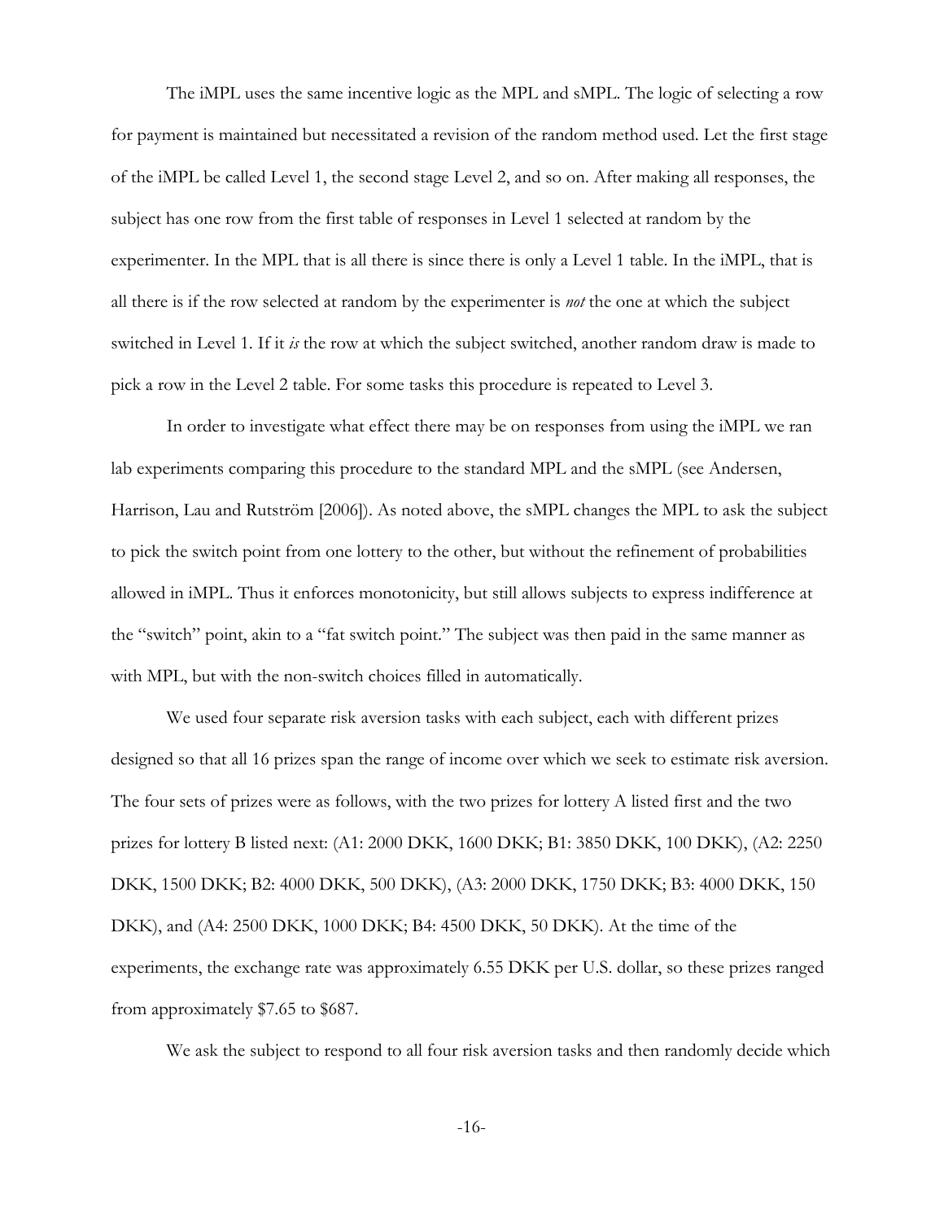The iMPL uses the same incentive logic as the MPL and sMPL. The logic of selecting a row for payment is maintained but necessitated a revision of the random method used. Let the first stage of the iMPL be called Level 1, the second stage Level 2, and so on. After making all responses, the subject has one row from the first table of responses in Level 1 selected at random by the experimenter. In the MPL that is all there is since there is only a Level 1 table. In the iMPL, that is all there is if the row selected at random by the experimenter is *not* the one at which the subject switched in Level 1. If it *is* the row at which the subject switched, another random draw is made to pick a row in the Level 2 table. For some tasks this procedure is repeated to Level 3.

In order to investigate what effect there may be on responses from using the iMPL we ran lab experiments comparing this procedure to the standard MPL and the sMPL (see Andersen, Harrison, Lau and Rutström [2006]). As noted above, the sMPL changes the MPL to ask the subject to pick the switch point from one lottery to the other, but without the refinement of probabilities allowed in iMPL. Thus it enforces monotonicity, but still allows subjects to express indifference at the "switch" point, akin to a "fat switch point." The subject was then paid in the same manner as with MPL, but with the non-switch choices filled in automatically.

We used four separate risk aversion tasks with each subject, each with different prizes designed so that all 16 prizes span the range of income over which we seek to estimate risk aversion. The four sets of prizes were as follows, with the two prizes for lottery A listed first and the two prizes for lottery B listed next: (A1: 2000 DKK, 1600 DKK; B1: 3850 DKK, 100 DKK), (A2: 2250 DKK, 1500 DKK; B2: 4000 DKK, 500 DKK), (A3: 2000 DKK, 1750 DKK; B3: 4000 DKK, 150 DKK), and (A4: 2500 DKK, 1000 DKK; B4: 4500 DKK, 50 DKK). At the time of the experiments, the exchange rate was approximately 6.55 DKK per U.S. dollar, so these prizes ranged from approximately \$7.65 to \$687.

We ask the subject to respond to all four risk aversion tasks and then randomly decide which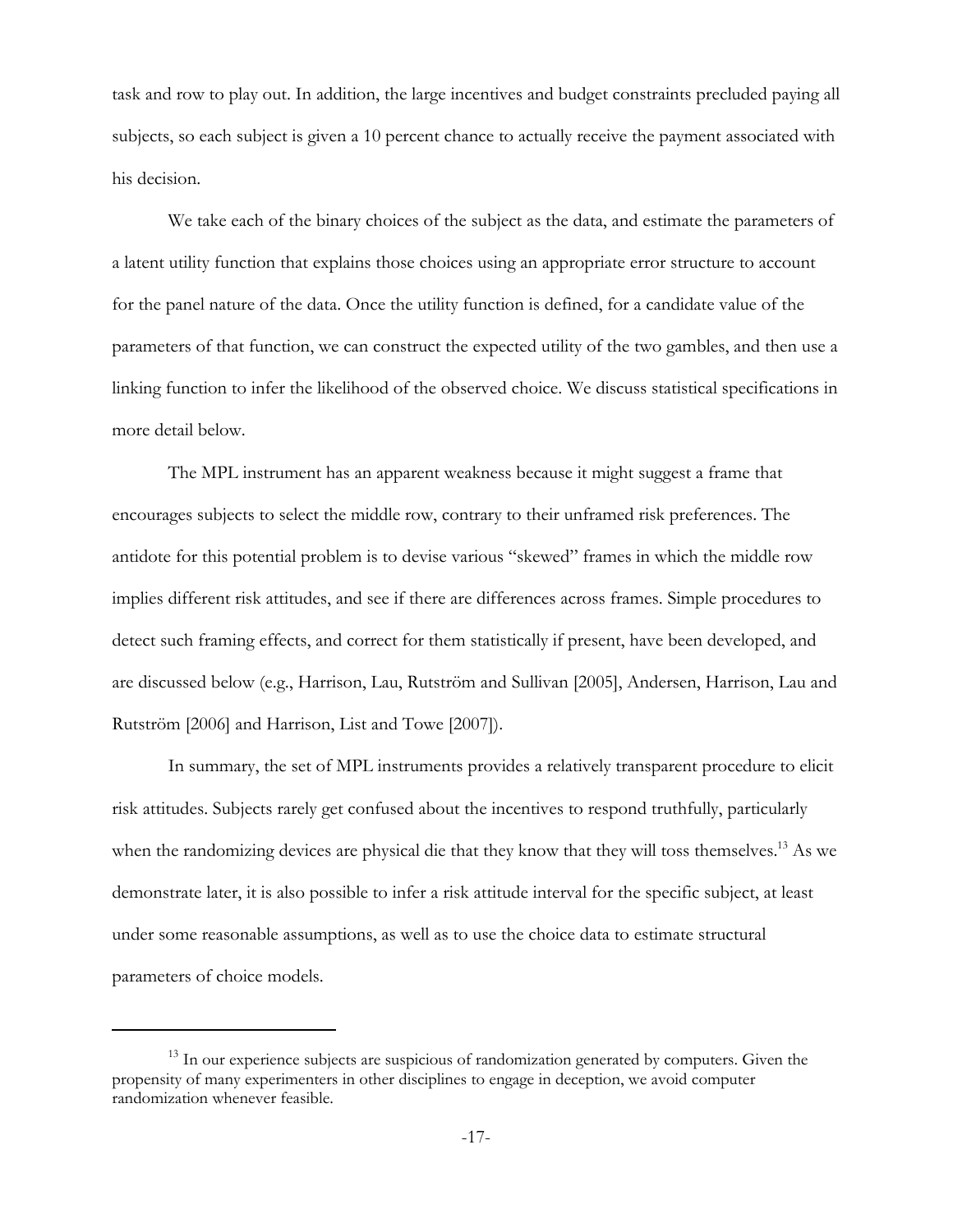task and row to play out. In addition, the large incentives and budget constraints precluded paying all subjects, so each subject is given a 10 percent chance to actually receive the payment associated with his decision.

We take each of the binary choices of the subject as the data, and estimate the parameters of a latent utility function that explains those choices using an appropriate error structure to account for the panel nature of the data. Once the utility function is defined, for a candidate value of the parameters of that function, we can construct the expected utility of the two gambles, and then use a linking function to infer the likelihood of the observed choice. We discuss statistical specifications in more detail below.

The MPL instrument has an apparent weakness because it might suggest a frame that encourages subjects to select the middle row, contrary to their unframed risk preferences. The antidote for this potential problem is to devise various "skewed" frames in which the middle row implies different risk attitudes, and see if there are differences across frames. Simple procedures to detect such framing effects, and correct for them statistically if present, have been developed, and are discussed below (e.g., Harrison, Lau, Rutström and Sullivan [2005], Andersen, Harrison, Lau and Rutström [2006] and Harrison, List and Towe [2007]).

In summary, the set of MPL instruments provides a relatively transparent procedure to elicit risk attitudes. Subjects rarely get confused about the incentives to respond truthfully, particularly when the randomizing devices are physical die that they know that they will toss themselves.[13] As we demonstrate later, it is also possible to infer a risk attitude interval for the specific subject, at least under some reasonable assumptions, as well as to use the choice data to estimate structural parameters of choice models.

---

[13] In our experience subjects are suspicious of randomization generated by computers. Given the propensity of many experimenters in other disciplines to engage in deception, we avoid computer randomization whenever feasible.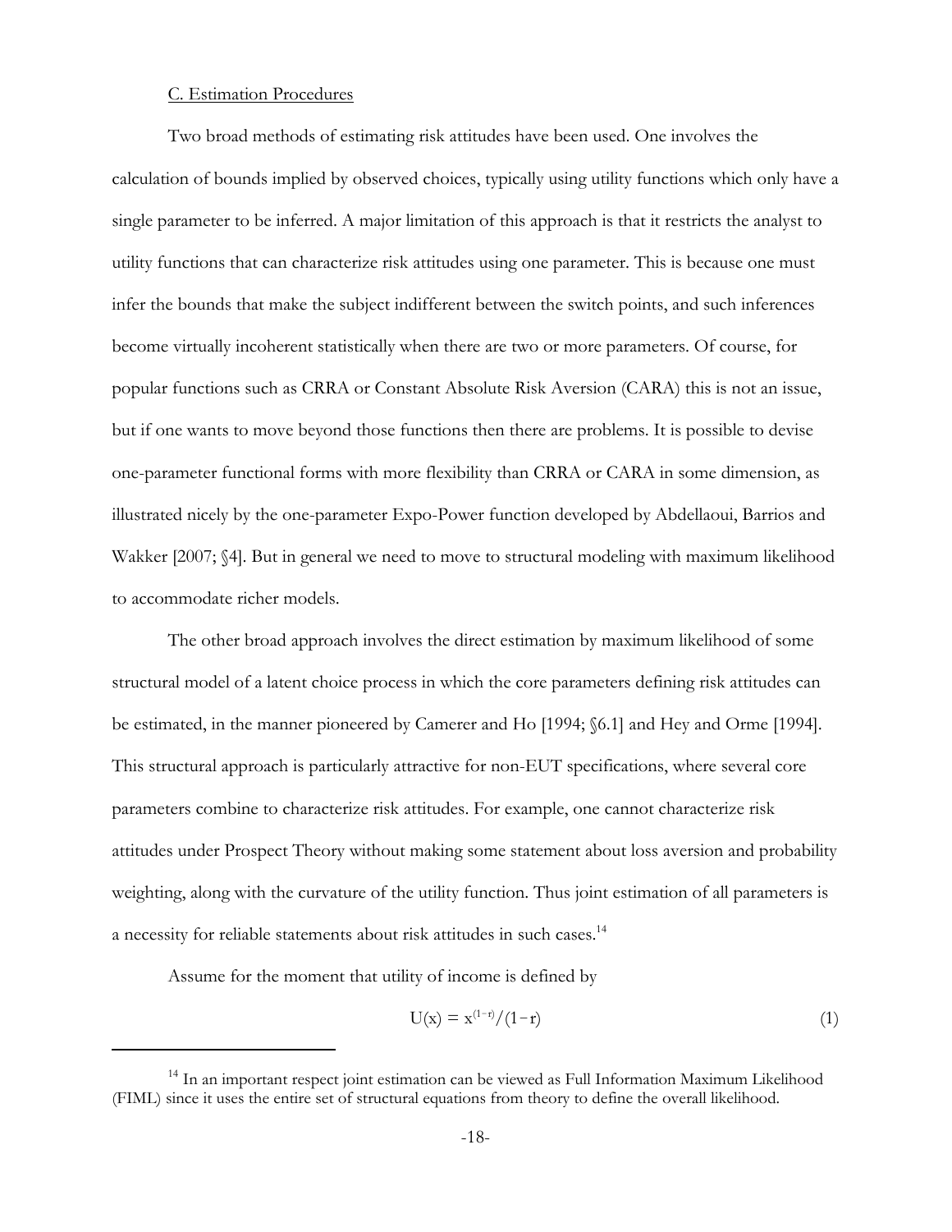C. Estimation Procedures

Two broad methods of estimating risk attitudes have been used. One involves the calculation of bounds implied by observed choices, typically using utility functions which only have a single parameter to be inferred. A major limitation of this approach is that it restricts the analyst to utility functions that can characterize risk attitudes using one parameter. This is because one must infer the bounds that make the subject indifferent between the switch points, and such inferences become virtually incoherent statistically when there are two or more parameters. Of course, for popular functions such as CRRA or Constant Absolute Risk Aversion (CARA) this is not an issue, but if one wants to move beyond those functions then there are problems. It is possible to devise one-parameter functional forms with more flexibility than CRRA or CARA in some dimension, as illustrated nicely by the one-parameter Expo-Power function developed by Abdellaoui, Barrios and Wakker [2007; §4]. But in general we need to move to structural modeling with maximum likelihood to accommodate richer models.

The other broad approach involves the direct estimation by maximum likelihood of some structural model of a latent choice process in which the core parameters defining risk attitudes can be estimated, in the manner pioneered by Camerer and Ho [1994; §6.1] and Hey and Orme [1994]. This structural approach is particularly attractive for non-EUT specifications, where several core parameters combine to characterize risk attitudes. For example, one cannot characterize risk attitudes under Prospect Theory without making some statement about loss aversion and probability weighting, along with the curvature of the utility function. Thus joint estimation of all parameters is a necessity for reliable statements about risk attitudes in such cases.[14]

Assume for the moment that utility of income is defined by

$$U(x) = x^{(1-r)}/(1-r) \tag{1}$$

[14] In an important respect joint estimation can be viewed as Full Information Maximum Likelihood (FIML) since it uses the entire set of structural equations from theory to define the overall likelihood.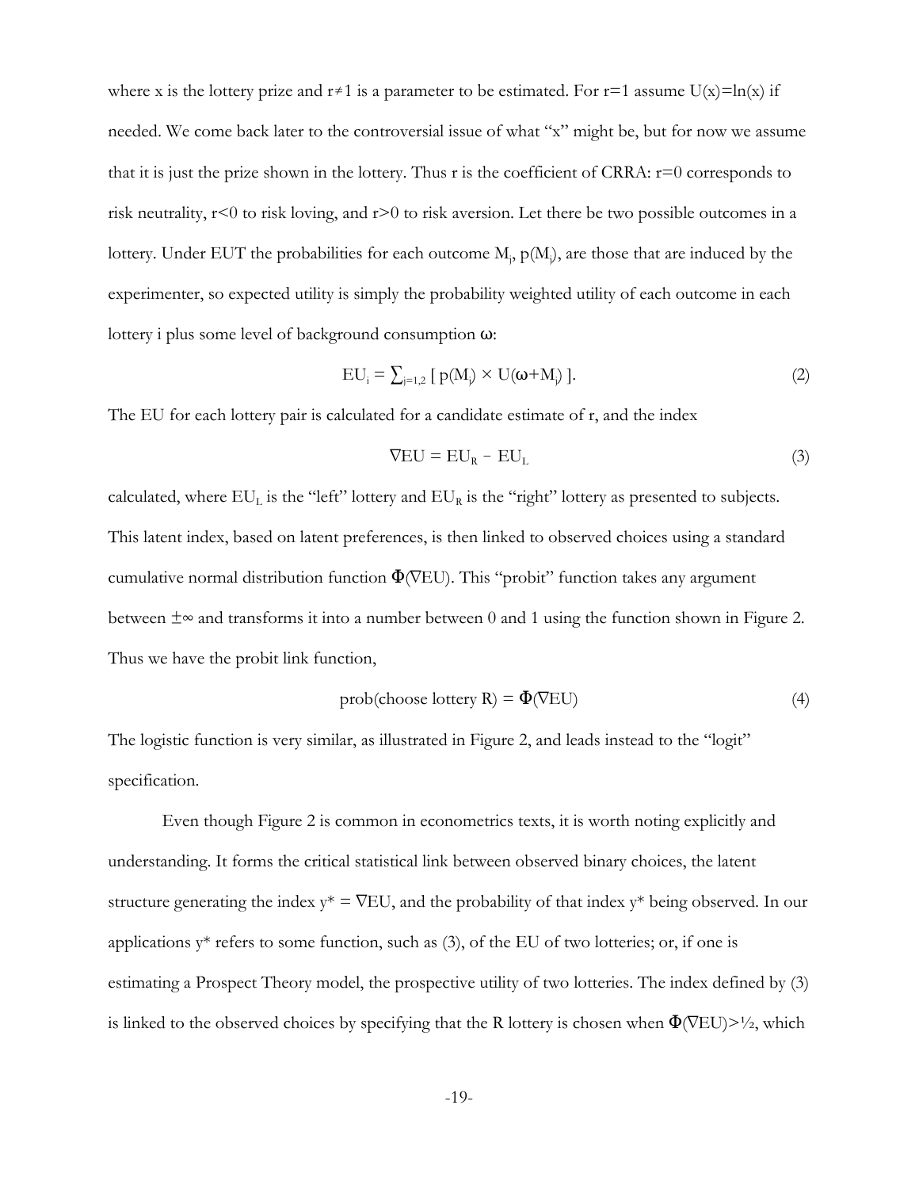where x is the lottery prize and $r \neq 1$ is a parameter to be estimated. For r=1 assume $U(x)=\ln(x)$ if needed. We come back later to the controversial issue of what "x" might be, but for now we assume that it is just the prize shown in the lottery. Thus r is the coefficient of CRRA: r=0 corresponds to risk neutrality, r<0 to risk loving, and r>0 to risk aversion. Let there be two possible outcomes in a lottery. Under EUT the probabilities for each outcome $M_j$, $p(M_j)$, are those that are induced by the experimenter, so expected utility is simply the probability weighted utility of each outcome in each lottery i plus some level of background consumption $\omega$:

$$EU_i = \sum_{j=1,2} [\ p(M_j) \times U(\omega+M_j)\ ]. \tag{2}$$

The EU for each lottery pair is calculated for a candidate estimate of r, and the index

$$\nabla EU = EU_R - EU_L \tag{3}$$

calculated, where $EU_L$ is the "left" lottery and $EU_R$ is the "right" lottery as presented to subjects. This latent index, based on latent preferences, is then linked to observed choices using a standard cumulative normal distribution function $\Phi(\nabla EU)$. This "probit" function takes any argument between $\pm\infty$ and transforms it into a number between 0 and 1 using the function shown in Figure 2. Thus we have the probit link function,

$$\text{prob(choose lottery R)} = \Phi(\nabla EU) \tag{4}$$

The logistic function is very similar, as illustrated in Figure 2, and leads instead to the "logit" specification.

Even though Figure 2 is common in econometrics texts, it is worth noting explicitly and understanding. It forms the critical statistical link between observed binary choices, the latent structure generating the index $y^* = \nabla EU$, and the probability of that index $y^*$ being observed. In our applications $y^*$ refers to some function, such as (3), of the EU of two lotteries; or, if one is estimating a Prospect Theory model, the prospective utility of two lotteries. The index defined by (3) is linked to the observed choices by specifying that the R lottery is chosen when $\Phi(\nabla EU)>\frac{1}{2}$, which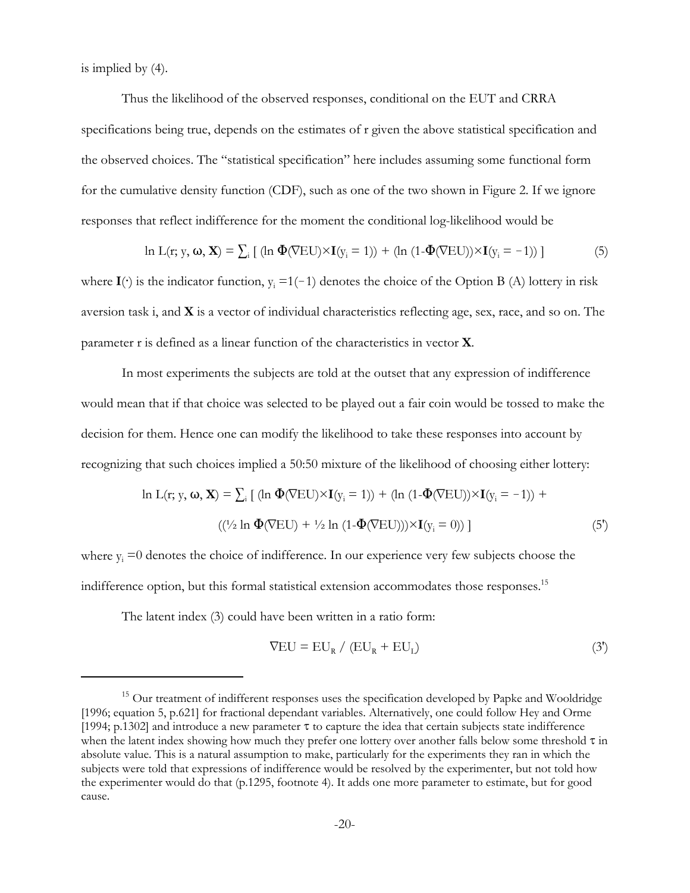is implied by (4).

Thus the likelihood of the observed responses, conditional on the EUT and CRRA specifications being true, depends on the estimates of r given the above statistical specification and the observed choices. The "statistical specification" here includes assuming some functional form for the cumulative density function (CDF), such as one of the two shown in Figure 2. If we ignore responses that reflect indifference for the moment the conditional log-likelihood would be

$$\ln L(r; y, \omega, \mathbf{X}) = \sum_i [ (\ln \Phi(\nabla EU) \times \mathbf{I}(y_i = 1)) + (\ln (1-\Phi(\nabla EU)) \times \mathbf{I}(y_i = -1)) ] \tag{5}$$

where $\mathbf{I}(\cdot)$ is the indicator function, $y_i = 1(-1)$ denotes the choice of the Option B (A) lottery in risk aversion task i, and $\mathbf{X}$ is a vector of individual characteristics reflecting age, sex, race, and so on. The parameter r is defined as a linear function of the characteristics in vector $\mathbf{X}$.

In most experiments the subjects are told at the outset that any expression of indifference would mean that if that choice was selected to be played out a fair coin would be tossed to make the decision for them. Hence one can modify the likelihood to take these responses into account by recognizing that such choices implied a 50:50 mixture of the likelihood of choosing either lottery:

$$\ln L(r; y, \omega, \mathbf{X}) = \sum_i [ (\ln \Phi(\nabla EU) \times \mathbf{I}(y_i = 1)) + (\ln (1-\Phi(\nabla EU)) \times \mathbf{I}(y_i = -1)) + ((\tfrac{1}{2} \ln \Phi(\nabla EU) + \tfrac{1}{2} \ln (1-\Phi(\nabla EU))) \times \mathbf{I}(y_i = 0)) ] \tag{5'}$$

where $y_i = 0$ denotes the choice of indifference. In our experience very few subjects choose the indifference option, but this formal statistical extension accommodates those responses.[15]

The latent index (3) could have been written in a ratio form:

$$\nabla EU = EU_R / (EU_R + EU_L) \tag{3'}$$

[15] Our treatment of indifferent responses uses the specification developed by Papke and Wooldridge [1996; equation 5, p.621] for fractional dependant variables. Alternatively, one could follow Hey and Orme [1994; p.1302] and introduce a new parameter $\tau$ to capture the idea that certain subjects state indifference when the latent index showing how much they prefer one lottery over another falls below some threshold $\tau$ in absolute value. This is a natural assumption to make, particularly for the experiments they ran in which the subjects were told that expressions of indifference would be resolved by the experimenter, but not told how the experimenter would do that (p.1295, footnote 4). It adds one more parameter to estimate, but for good cause.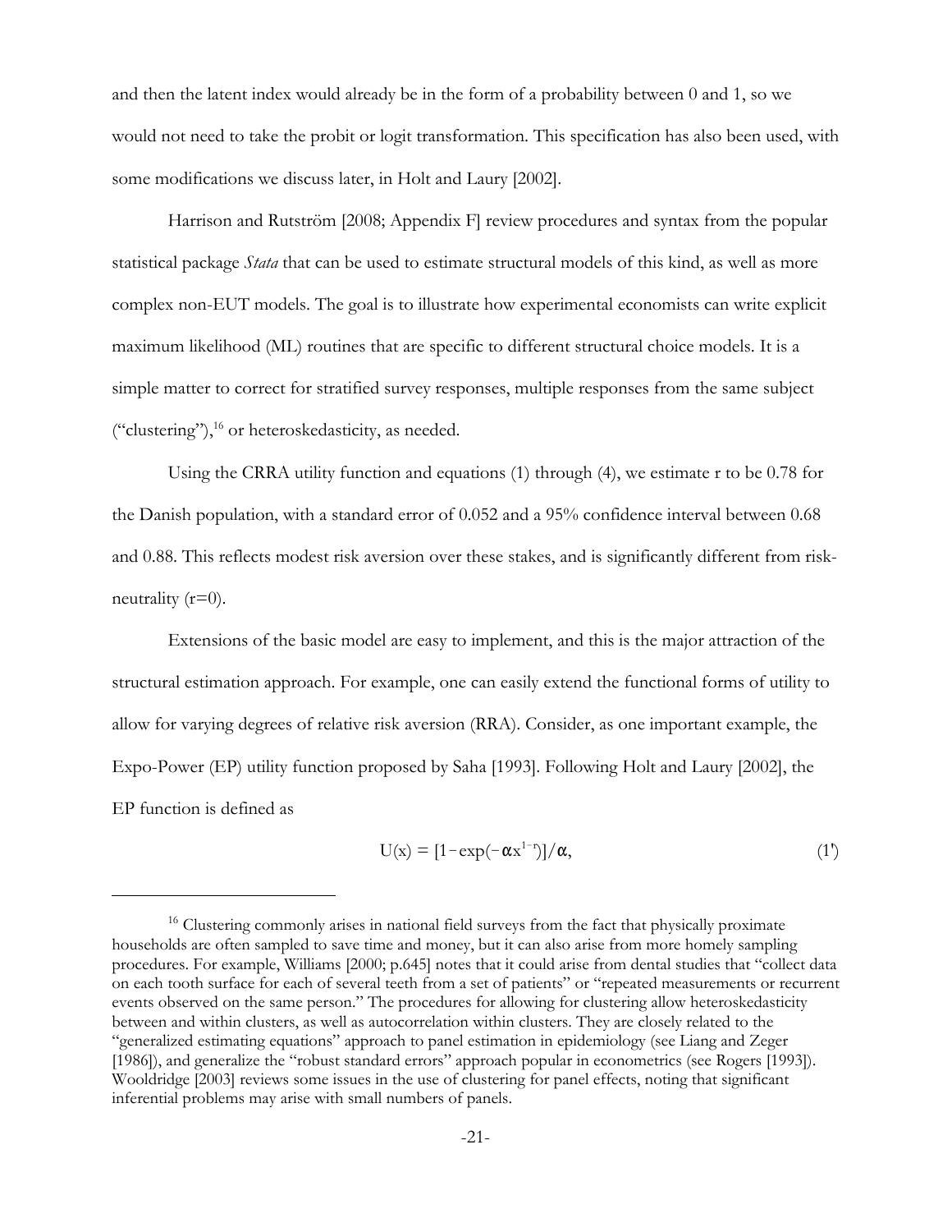and then the latent index would already be in the form of a probability between 0 and 1, so we would not need to take the probit or logit transformation. This specification has also been used, with some modifications we discuss later, in Holt and Laury [2002].

Harrison and Rutström [2008; Appendix F] review procedures and syntax from the popular statistical package *Stata* that can be used to estimate structural models of this kind, as well as more complex non-EUT models. The goal is to illustrate how experimental economists can write explicit maximum likelihood (ML) routines that are specific to different structural choice models. It is a simple matter to correct for stratified survey responses, multiple responses from the same subject ("clustering"),[16] or heteroskedasticity, as needed.

Using the CRRA utility function and equations (1) through (4), we estimate r to be 0.78 for the Danish population, with a standard error of 0.052 and a 95% confidence interval between 0.68 and 0.88. This reflects modest risk aversion over these stakes, and is significantly different from risk-neutrality (r=0).

Extensions of the basic model are easy to implement, and this is the major attraction of the structural estimation approach. For example, one can easily extend the functional forms of utility to allow for varying degrees of relative risk aversion (RRA). Consider, as one important example, the Expo-Power (EP) utility function proposed by Saha [1993]. Following Holt and Laury [2002], the EP function is defined as

$$U(x) = [1 - \exp(-\alpha x^{1-r})]/\alpha, \tag{1'}$$

---

[16] Clustering commonly arises in national field surveys from the fact that physically proximate households are often sampled to save time and money, but it can also arise from more homely sampling procedures. For example, Williams [2000; p.645] notes that it could arise from dental studies that "collect data on each tooth surface for each of several teeth from a set of patients" or "repeated measurements or recurrent events observed on the same person." The procedures for allowing for clustering allow heteroskedasticity between and within clusters, as well as autocorrelation within clusters. They are closely related to the "generalized estimating equations" approach to panel estimation in epidemiology (see Liang and Zeger [1986]), and generalize the "robust standard errors" approach popular in econometrics (see Rogers [1993]). Wooldridge [2003] reviews some issues in the use of clustering for panel effects, noting that significant inferential problems may arise with small numbers of panels.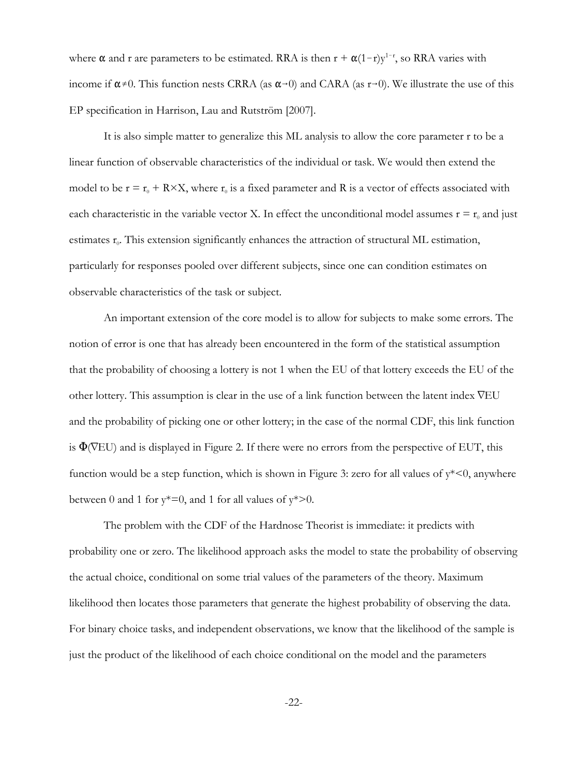where $\alpha$ and r are parameters to be estimated. RRA is then $r + \alpha(1-r)y^{1-r}$, so RRA varies with income if $\alpha \neq 0$. This function nests CRRA (as $\alpha \rightarrow 0$) and CARA (as $r \rightarrow 0$). We illustrate the use of this EP specification in Harrison, Lau and Rutström [2007].

It is also simple matter to generalize this ML analysis to allow the core parameter r to be a linear function of observable characteristics of the individual or task. We would then extend the model to be $r = r_0 + R \times X$, where $r_0$ is a fixed parameter and R is a vector of effects associated with each characteristic in the variable vector X. In effect the unconditional model assumes $r = r_0$ and just estimates $r_0$. This extension significantly enhances the attraction of structural ML estimation, particularly for responses pooled over different subjects, since one can condition estimates on observable characteristics of the task or subject.

An important extension of the core model is to allow for subjects to make some errors. The notion of error is one that has already been encountered in the form of the statistical assumption that the probability of choosing a lottery is not 1 when the EU of that lottery exceeds the EU of the other lottery. This assumption is clear in the use of a link function between the latent index $\nabla$EU and the probability of picking one or other lottery; in the case of the normal CDF, this link function is $\Phi(\nabla EU)$ and is displayed in Figure 2. If there were no errors from the perspective of EUT, this function would be a step function, which is shown in Figure 3: zero for all values of $y^*<0$, anywhere between 0 and 1 for $y^*=0$, and 1 for all values of $y^*>0$.

The problem with the CDF of the Hardnose Theorist is immediate: it predicts with probability one or zero. The likelihood approach asks the model to state the probability of observing the actual choice, conditional on some trial values of the parameters of the theory. Maximum likelihood then locates those parameters that generate the highest probability of observing the data. For binary choice tasks, and independent observations, we know that the likelihood of the sample is just the product of the likelihood of each choice conditional on the model and the parameters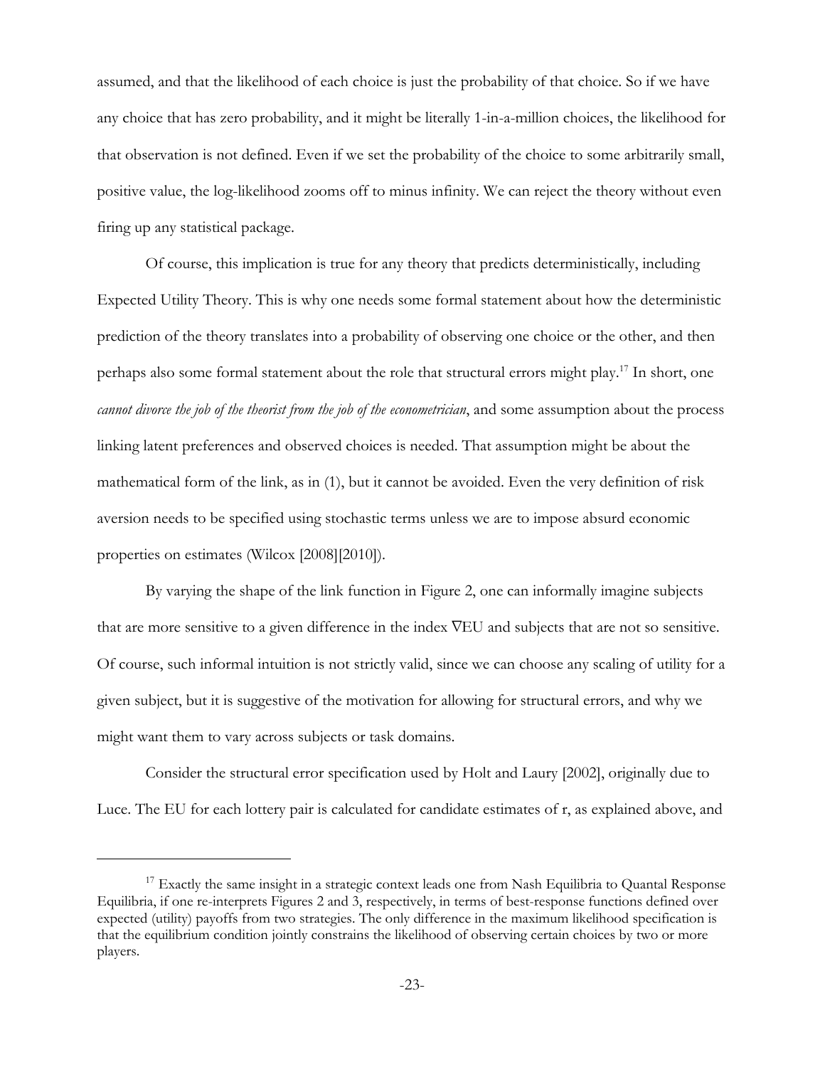assumed, and that the likelihood of each choice is just the probability of that choice. So if we have any choice that has zero probability, and it might be literally 1-in-a-million choices, the likelihood for that observation is not defined. Even if we set the probability of the choice to some arbitrarily small, positive value, the log-likelihood zooms off to minus infinity. We can reject the theory without even firing up any statistical package.

Of course, this implication is true for any theory that predicts deterministically, including Expected Utility Theory. This is why one needs some formal statement about how the deterministic prediction of the theory translates into a probability of observing one choice or the other, and then perhaps also some formal statement about the role that structural errors might play.[17] In short, one *cannot divorce the job of the theorist from the job of the econometrician*, and some assumption about the process linking latent preferences and observed choices is needed. That assumption might be about the mathematical form of the link, as in (1), but it cannot be avoided. Even the very definition of risk aversion needs to be specified using stochastic terms unless we are to impose absurd economic properties on estimates (Wilcox [2008][2010]).

By varying the shape of the link function in Figure 2, one can informally imagine subjects that are more sensitive to a given difference in the index $\nabla$EU and subjects that are not so sensitive. Of course, such informal intuition is not strictly valid, since we can choose any scaling of utility for a given subject, but it is suggestive of the motivation for allowing for structural errors, and why we might want them to vary across subjects or task domains.

Consider the structural error specification used by Holt and Laury [2002], originally due to Luce. The EU for each lottery pair is calculated for candidate estimates of r, as explained above, and

[17] Exactly the same insight in a strategic context leads one from Nash Equilibria to Quantal Response Equilibria, if one re-interprets Figures 2 and 3, respectively, in terms of best-response functions defined over expected (utility) payoffs from two strategies. The only difference in the maximum likelihood specification is that the equilibrium condition jointly constrains the likelihood of observing certain choices by two or more players.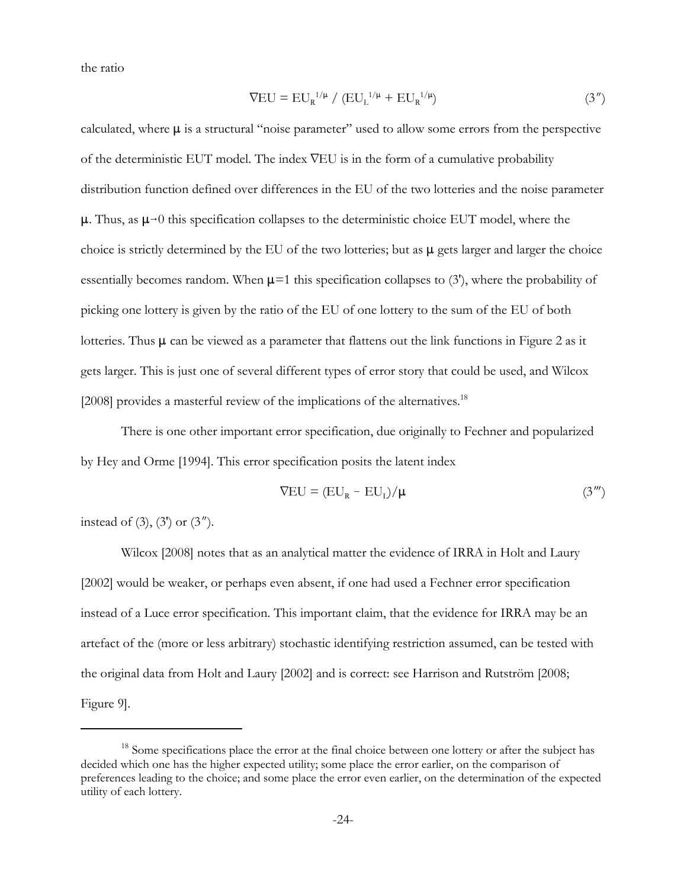the ratio

$$\nabla \text{EU} = \text{EU}_R^{\ 1/\mu} \ / \ (\text{EU}_L^{\ 1/\mu} + \text{EU}_R^{\ 1/\mu}) \tag{3''}$$

calculated, where $\mu$ is a structural "noise parameter" used to allow some errors from the perspective of the deterministic EUT model. The index $\nabla$EU is in the form of a cumulative probability distribution function defined over differences in the EU of the two lotteries and the noise parameter $\mu$. Thus, as $\mu \to 0$ this specification collapses to the deterministic choice EUT model, where the choice is strictly determined by the EU of the two lotteries; but as $\mu$ gets larger and larger the choice essentially becomes random. When $\mu$=1 this specification collapses to (3'), where the probability of picking one lottery is given by the ratio of the EU of one lottery to the sum of the EU of both lotteries. Thus $\mu$ can be viewed as a parameter that flattens out the link functions in Figure 2 as it gets larger. This is just one of several different types of error story that could be used, and Wilcox [2008] provides a masterful review of the implications of the alternatives.[18]

There is one other important error specification, due originally to Fechner and popularized by Hey and Orme [1994]. This error specification posits the latent index

$$\nabla \text{EU} = (\text{EU}_R - \text{EU}_L)/\mu \tag{3'''}$$

instead of (3), (3') or (3″).

Wilcox [2008] notes that as an analytical matter the evidence of IRRA in Holt and Laury [2002] would be weaker, or perhaps even absent, if one had used a Fechner error specification instead of a Luce error specification. This important claim, that the evidence for IRRA may be an artefact of the (more or less arbitrary) stochastic identifying restriction assumed, can be tested with the original data from Holt and Laury [2002] and is correct: see Harrison and Rutström [2008; Figure 9].

[18] Some specifications place the error at the final choice between one lottery or after the subject has decided which one has the higher expected utility; some place the error earlier, on the comparison of preferences leading to the choice; and some place the error even earlier, on the determination of the expected utility of each lottery.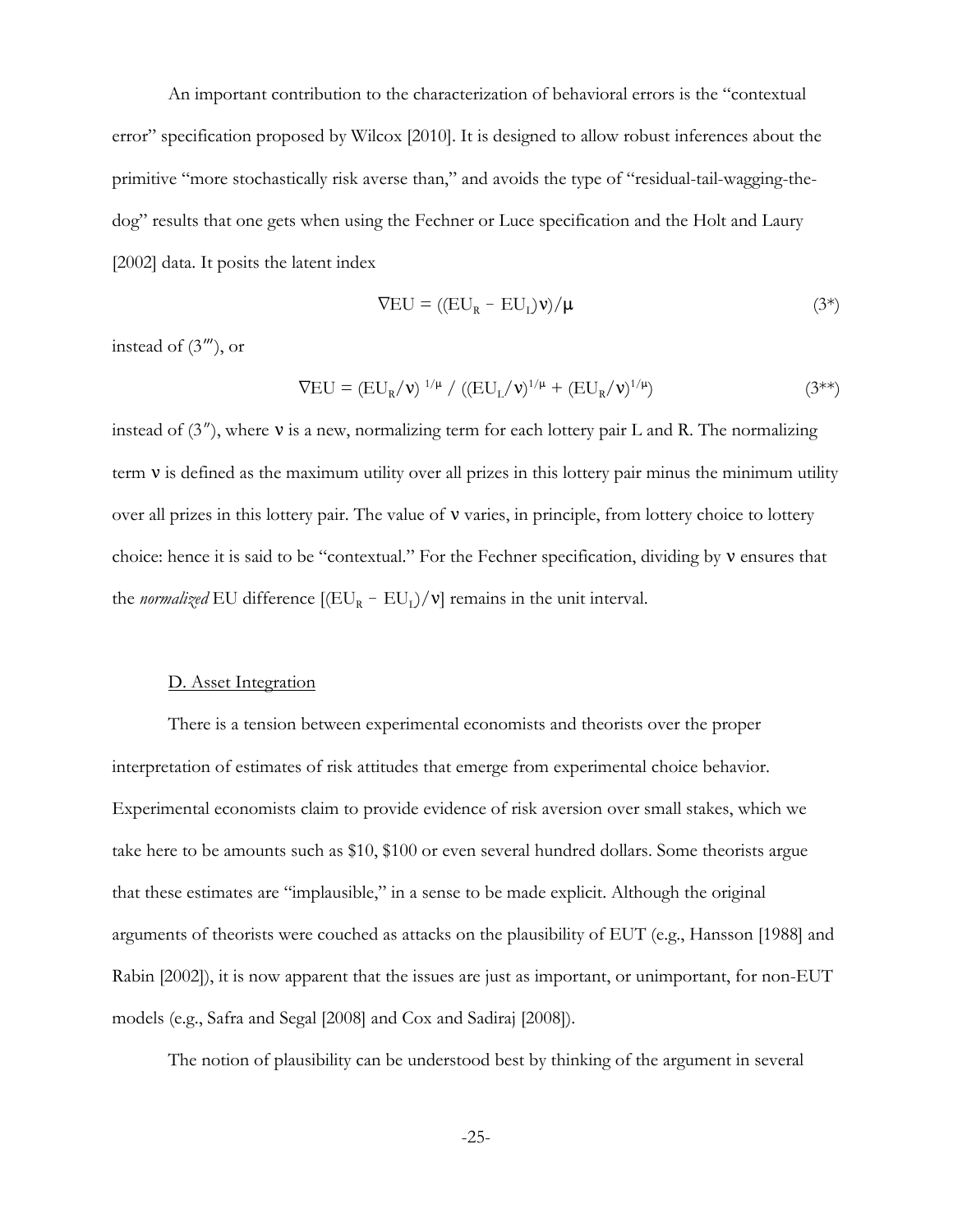An important contribution to the characterization of behavioral errors is the "contextual error" specification proposed by Wilcox [2010]. It is designed to allow robust inferences about the primitive "more stochastically risk averse than," and avoids the type of "residual-tail-wagging-the-dog" results that one gets when using the Fechner or Luce specification and the Holt and Laury [2002] data. It posits the latent index

$$\nabla \text{EU} = ((\text{EU}_R - \text{EU}_L)\nu)/\mu \tag{3*}$$

instead of (3‴), or

$$\nabla \text{EU} = (\text{EU}_R/\nu)^{1/\mu} \;/\; ((\text{EU}_L/\nu)^{1/\mu} + (\text{EU}_R/\nu)^{1/\mu}) \tag{3**}$$

instead of (3″), where $\nu$ is a new, normalizing term for each lottery pair L and R. The normalizing term $\nu$ is defined as the maximum utility over all prizes in this lottery pair minus the minimum utility over all prizes in this lottery pair. The value of $\nu$ varies, in principle, from lottery choice to lottery choice: hence it is said to be "contextual." For the Fechner specification, dividing by $\nu$ ensures that the *normalized* EU difference $[(\text{EU}_R - \text{EU}_L)/\nu]$ remains in the unit interval.

## D. Asset Integration

There is a tension between experimental economists and theorists over the proper interpretation of estimates of risk attitudes that emerge from experimental choice behavior. Experimental economists claim to provide evidence of risk aversion over small stakes, which we take here to be amounts such as \$10, \$100 or even several hundred dollars. Some theorists argue that these estimates are "implausible," in a sense to be made explicit. Although the original arguments of theorists were couched as attacks on the plausibility of EUT (e.g., Hansson [1988] and Rabin [2002]), it is now apparent that the issues are just as important, or unimportant, for non-EUT models (e.g., Safra and Segal [2008] and Cox and Sadiraj [2008]).

The notion of plausibility can be understood best by thinking of the argument in several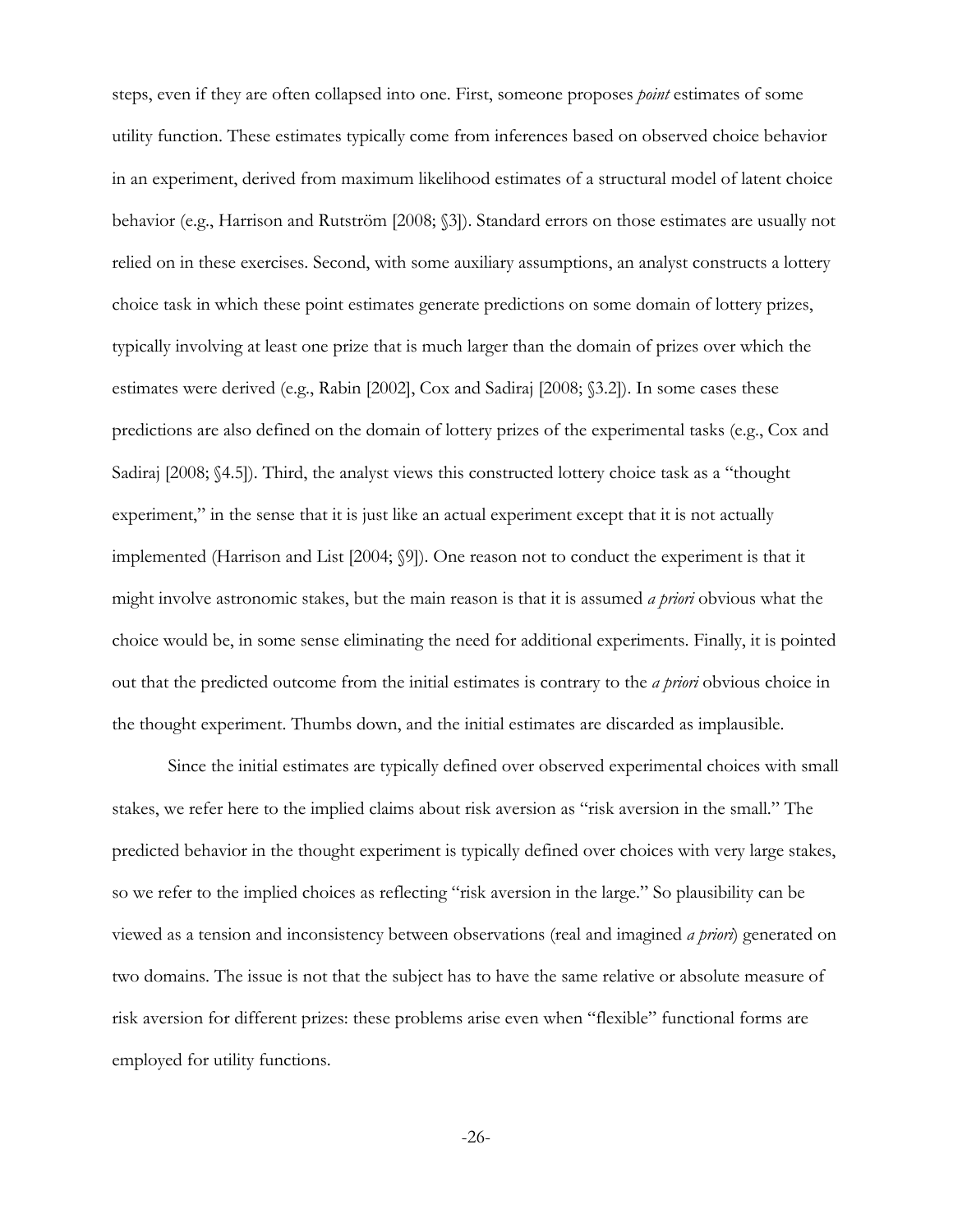steps, even if they are often collapsed into one. First, someone proposes *point* estimates of some utility function. These estimates typically come from inferences based on observed choice behavior in an experiment, derived from maximum likelihood estimates of a structural model of latent choice behavior (e.g., Harrison and Rutström [2008; §3]). Standard errors on those estimates are usually not relied on in these exercises. Second, with some auxiliary assumptions, an analyst constructs a lottery choice task in which these point estimates generate predictions on some domain of lottery prizes, typically involving at least one prize that is much larger than the domain of prizes over which the estimates were derived (e.g., Rabin [2002], Cox and Sadiraj [2008; §3.2]). In some cases these predictions are also defined on the domain of lottery prizes of the experimental tasks (e.g., Cox and Sadiraj [2008; §4.5]). Third, the analyst views this constructed lottery choice task as a "thought experiment," in the sense that it is just like an actual experiment except that it is not actually implemented (Harrison and List [2004; §9]). One reason not to conduct the experiment is that it might involve astronomic stakes, but the main reason is that it is assumed *a priori* obvious what the choice would be, in some sense eliminating the need for additional experiments. Finally, it is pointed out that the predicted outcome from the initial estimates is contrary to the *a priori* obvious choice in the thought experiment. Thumbs down, and the initial estimates are discarded as implausible.

Since the initial estimates are typically defined over observed experimental choices with small stakes, we refer here to the implied claims about risk aversion as "risk aversion in the small." The predicted behavior in the thought experiment is typically defined over choices with very large stakes, so we refer to the implied choices as reflecting "risk aversion in the large." So plausibility can be viewed as a tension and inconsistency between observations (real and imagined *a priori*) generated on two domains. The issue is not that the subject has to have the same relative or absolute measure of risk aversion for different prizes: these problems arise even when "flexible" functional forms are employed for utility functions.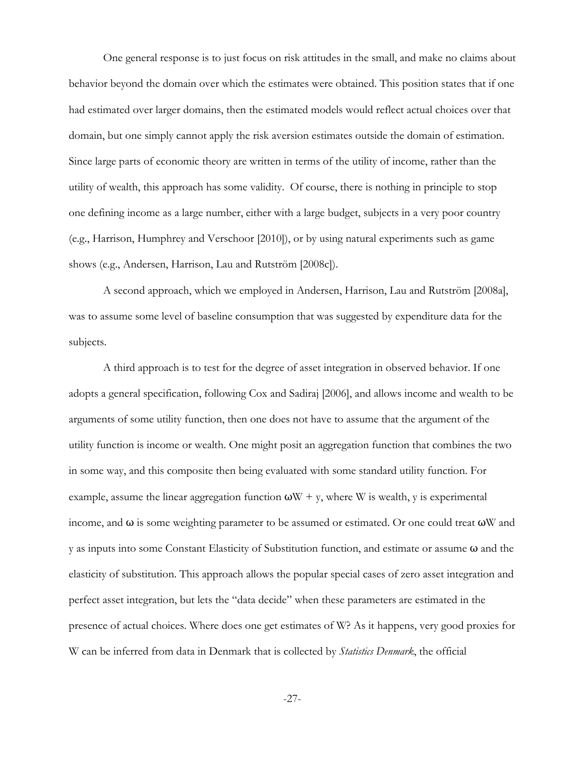One general response is to just focus on risk attitudes in the small, and make no claims about behavior beyond the domain over which the estimates were obtained. This position states that if one had estimated over larger domains, then the estimated models would reflect actual choices over that domain, but one simply cannot apply the risk aversion estimates outside the domain of estimation. Since large parts of economic theory are written in terms of the utility of income, rather than the utility of wealth, this approach has some validity. Of course, there is nothing in principle to stop one defining income as a large number, either with a large budget, subjects in a very poor country (e.g., Harrison, Humphrey and Verschoor [2010]), or by using natural experiments such as game shows (e.g., Andersen, Harrison, Lau and Rutström [2008c]).

A second approach, which we employed in Andersen, Harrison, Lau and Rutström [2008a], was to assume some level of baseline consumption that was suggested by expenditure data for the subjects.

A third approach is to test for the degree of asset integration in observed behavior. If one adopts a general specification, following Cox and Sadiraj [2006], and allows income and wealth to be arguments of some utility function, then one does not have to assume that the argument of the utility function is income or wealth. One might posit an aggregation function that combines the two in some way, and this composite then being evaluated with some standard utility function. For example, assume the linear aggregation function $\omega W + y$, where W is wealth, y is experimental income, and $\omega$ is some weighting parameter to be assumed or estimated. Or one could treat $\omega W$ and y as inputs into some Constant Elasticity of Substitution function, and estimate or assume $\omega$ and the elasticity of substitution. This approach allows the popular special cases of zero asset integration and perfect asset integration, but lets the "data decide" when these parameters are estimated in the presence of actual choices. Where does one get estimates of W? As it happens, very good proxies for W can be inferred from data in Denmark that is collected by *Statistics Denmark*, the official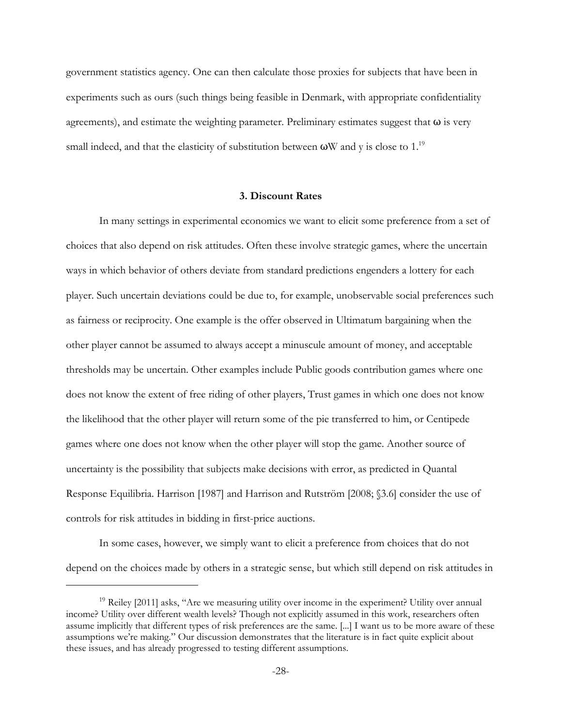government statistics agency. One can then calculate those proxies for subjects that have been in experiments such as ours (such things being feasible in Denmark, with appropriate confidentiality agreements), and estimate the weighting parameter. Preliminary estimates suggest that $\omega$ is very small indeed, and that the elasticity of substitution between $\omega W$ and y is close to 1.[19]

### 3. Discount Rates

In many settings in experimental economics we want to elicit some preference from a set of choices that also depend on risk attitudes. Often these involve strategic games, where the uncertain ways in which behavior of others deviate from standard predictions engenders a lottery for each player. Such uncertain deviations could be due to, for example, unobservable social preferences such as fairness or reciprocity. One example is the offer observed in Ultimatum bargaining when the other player cannot be assumed to always accept a minuscule amount of money, and acceptable thresholds may be uncertain. Other examples include Public goods contribution games where one does not know the extent of free riding of other players, Trust games in which one does not know the likelihood that the other player will return some of the pie transferred to him, or Centipede games where one does not know when the other player will stop the game. Another source of uncertainty is the possibility that subjects make decisions with error, as predicted in Quantal Response Equilibria. Harrison [1987] and Harrison and Rutström [2008; §3.6] consider the use of controls for risk attitudes in bidding in first-price auctions.

In some cases, however, we simply want to elicit a preference from choices that do not depend on the choices made by others in a strategic sense, but which still depend on risk attitudes in

[19] Reiley [2011] asks, "Are we measuring utility over income in the experiment? Utility over annual income? Utility over different wealth levels? Though not explicitly assumed in this work, researchers often assume implicitly that different types of risk preferences are the same. [...] I want us to be more aware of these assumptions we're making." Our discussion demonstrates that the literature is in fact quite explicit about these issues, and has already progressed to testing different assumptions.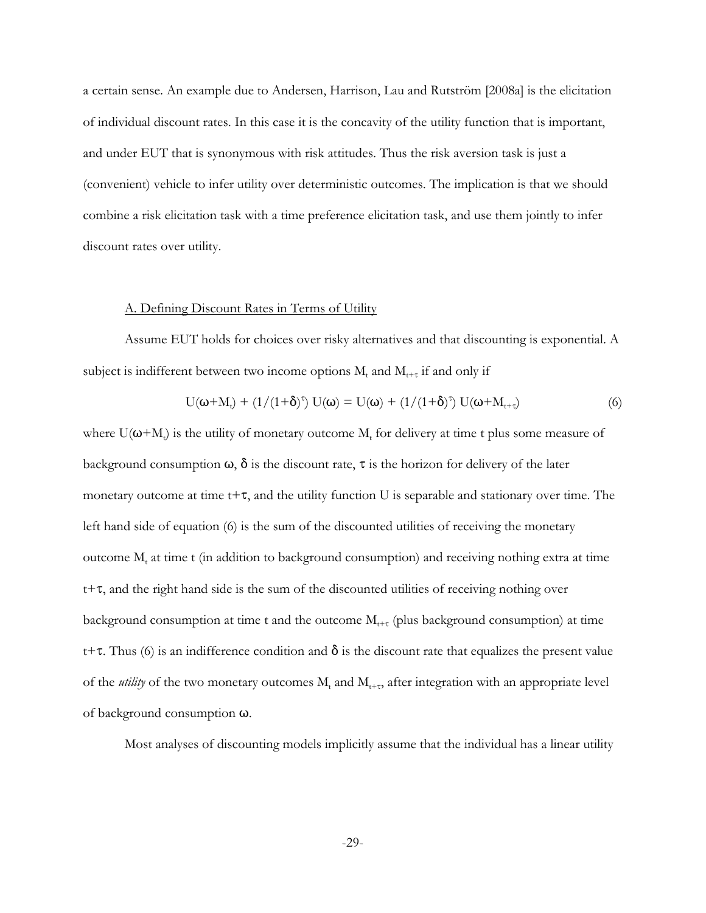a certain sense. An example due to Andersen, Harrison, Lau and Rutström [2008a] is the elicitation of individual discount rates. In this case it is the concavity of the utility function that is important, and under EUT that is synonymous with risk attitudes. Thus the risk aversion task is just a (convenient) vehicle to infer utility over deterministic outcomes. The implication is that we should combine a risk elicitation task with a time preference elicitation task, and use them jointly to infer discount rates over utility.

### A. Defining Discount Rates in Terms of Utility

Assume EUT holds for choices over risky alternatives and that discounting is exponential. A subject is indifferent between two income options $M_t$ and $M_{t+\tau}$ if and only if

$$U(\omega+M_t) + (1/(1+\delta)^{\tau})\, U(\omega) = U(\omega) + (1/(1+\delta)^{\tau})\, U(\omega+M_{t+\tau}) \tag{6}$$

where $U(\omega+M_t)$ is the utility of monetary outcome $M_t$ for delivery at time t plus some measure of background consumption $\omega$, $\delta$ is the discount rate, $\tau$ is the horizon for delivery of the later monetary outcome at time $t+\tau$, and the utility function U is separable and stationary over time. The left hand side of equation (6) is the sum of the discounted utilities of receiving the monetary outcome $M_t$ at time t (in addition to background consumption) and receiving nothing extra at time $t+\tau$, and the right hand side is the sum of the discounted utilities of receiving nothing over background consumption at time t and the outcome $M_{t+\tau}$ (plus background consumption) at time $t+\tau$. Thus (6) is an indifference condition and $\delta$ is the discount rate that equalizes the present value of the *utility* of the two monetary outcomes $M_t$ and $M_{t+\tau}$, after integration with an appropriate level of background consumption $\omega$.

Most analyses of discounting models implicitly assume that the individual has a linear utility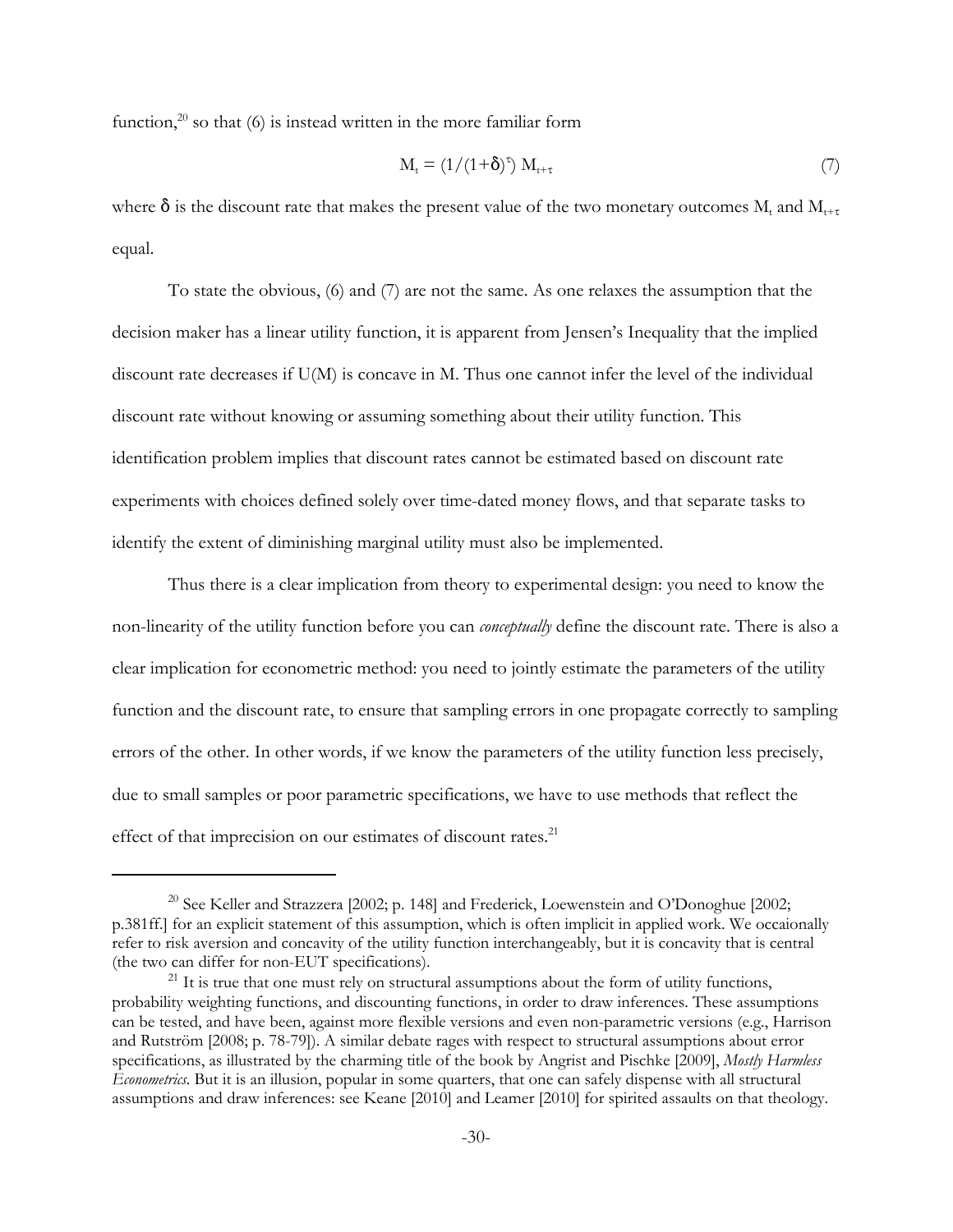function,[20] so that (6) is instead written in the more familiar form

$$M_t = (1/(1+\delta)^\tau)\ M_{t+\tau} \tag{7}$$

where $\delta$ is the discount rate that makes the present value of the two monetary outcomes $M_t$ and $M_{t+\tau}$ equal.

To state the obvious, (6) and (7) are not the same. As one relaxes the assumption that the decision maker has a linear utility function, it is apparent from Jensen's Inequality that the implied discount rate decreases if U(M) is concave in M. Thus one cannot infer the level of the individual discount rate without knowing or assuming something about their utility function. This identification problem implies that discount rates cannot be estimated based on discount rate experiments with choices defined solely over time-dated money flows, and that separate tasks to identify the extent of diminishing marginal utility must also be implemented.

Thus there is a clear implication from theory to experimental design: you need to know the non-linearity of the utility function before you can *conceptually* define the discount rate. There is also a clear implication for econometric method: you need to jointly estimate the parameters of the utility function and the discount rate, to ensure that sampling errors in one propagate correctly to sampling errors of the other. In other words, if we know the parameters of the utility function less precisely, due to small samples or poor parametric specifications, we have to use methods that reflect the effect of that imprecision on our estimates of discount rates.[21]

---

[20] See Keller and Strazzera [2002; p. 148] and Frederick, Loewenstein and O'Donoghue [2002; p.381ff.] for an explicit statement of this assumption, which is often implicit in applied work. We occaionally refer to risk aversion and concavity of the utility function interchangeably, but it is concavity that is central (the two can differ for non-EUT specifications).

[21] It is true that one must rely on structural assumptions about the form of utility functions, probability weighting functions, and discounting functions, in order to draw inferences. These assumptions can be tested, and have been, against more flexible versions and even non-parametric versions (e.g., Harrison and Rutström [2008; p. 78-79]). A similar debate rages with respect to structural assumptions about error specifications, as illustrated by the charming title of the book by Angrist and Pischke [2009], *Mostly Harmless Econometrics*. But it is an illusion, popular in some quarters, that one can safely dispense with all structural assumptions and draw inferences: see Keane [2010] and Leamer [2010] for spirited assaults on that theology.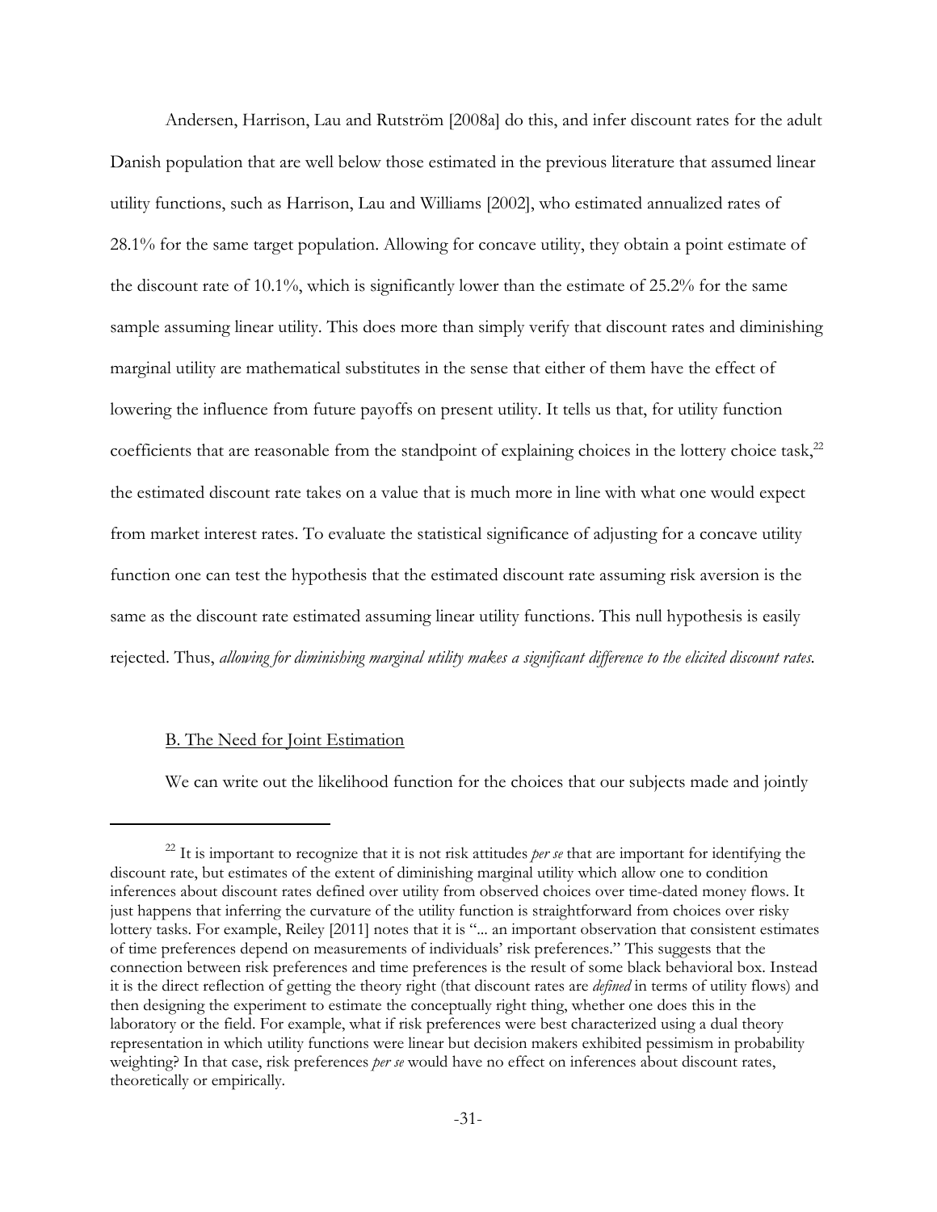Andersen, Harrison, Lau and Rutström [2008a] do this, and infer discount rates for the adult Danish population that are well below those estimated in the previous literature that assumed linear utility functions, such as Harrison, Lau and Williams [2002], who estimated annualized rates of 28.1% for the same target population. Allowing for concave utility, they obtain a point estimate of the discount rate of 10.1%, which is significantly lower than the estimate of 25.2% for the same sample assuming linear utility. This does more than simply verify that discount rates and diminishing marginal utility are mathematical substitutes in the sense that either of them have the effect of lowering the influence from future payoffs on present utility. It tells us that, for utility function coefficients that are reasonable from the standpoint of explaining choices in the lottery choice task,[22] the estimated discount rate takes on a value that is much more in line with what one would expect from market interest rates. To evaluate the statistical significance of adjusting for a concave utility function one can test the hypothesis that the estimated discount rate assuming risk aversion is the same as the discount rate estimated assuming linear utility functions. This null hypothesis is easily rejected. Thus, *allowing for diminishing marginal utility makes a significant difference to the elicited discount rates.*

## B. The Need for Joint Estimation

We can write out the likelihood function for the choices that our subjects made and jointly

---

[22] It is important to recognize that it is not risk attitudes *per se* that are important for identifying the discount rate, but estimates of the extent of diminishing marginal utility which allow one to condition inferences about discount rates defined over utility from observed choices over time-dated money flows. It just happens that inferring the curvature of the utility function is straightforward from choices over risky lottery tasks. For example, Reiley [2011] notes that it is "... an important observation that consistent estimates of time preferences depend on measurements of individuals' risk preferences." This suggests that the connection between risk preferences and time preferences is the result of some black behavioral box. Instead it is the direct reflection of getting the theory right (that discount rates are *defined* in terms of utility flows) and then designing the experiment to estimate the conceptually right thing, whether one does this in the laboratory or the field. For example, what if risk preferences were best characterized using a dual theory representation in which utility functions were linear but decision makers exhibited pessimism in probability weighting? In that case, risk preferences *per se* would have no effect on inferences about discount rates, theoretically or empirically.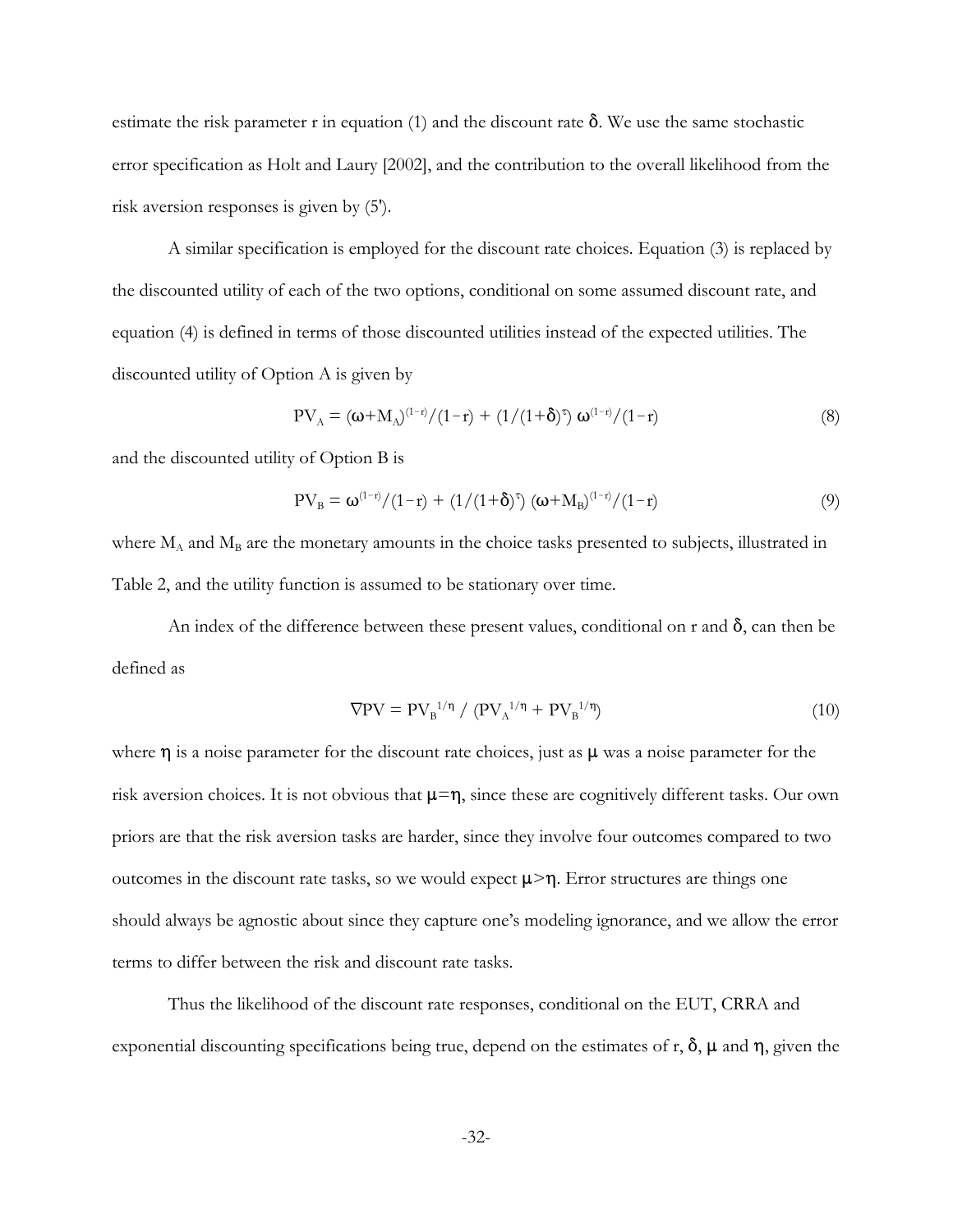estimate the risk parameter r in equation (1) and the discount rate $\delta$. We use the same stochastic error specification as Holt and Laury [2002], and the contribution to the overall likelihood from the risk aversion responses is given by (5').

A similar specification is employed for the discount rate choices. Equation (3) is replaced by the discounted utility of each of the two options, conditional on some assumed discount rate, and equation (4) is defined in terms of those discounted utilities instead of the expected utilities. The discounted utility of Option A is given by

$$PV_A = (\omega+M_A)^{(1-r)}/(1-r) + (1/(1+\delta)^{\tau})\ \omega^{(1-r)}/(1-r) \tag{8}$$

and the discounted utility of Option B is

$$PV_B = \omega^{(1-r)}/(1-r) + (1/(1+\delta)^{\tau})\ (\omega+M_B)^{(1-r)}/(1-r) \tag{9}$$

where $M_A$ and $M_B$ are the monetary amounts in the choice tasks presented to subjects, illustrated in Table 2, and the utility function is assumed to be stationary over time.

An index of the difference between these present values, conditional on r and $\delta$, can then be defined as

$$\nabla PV = PV_B^{\ 1/\eta} \ / \ (PV_A^{\ 1/\eta} + PV_B^{\ 1/\eta}) \tag{10}$$

where $\eta$ is a noise parameter for the discount rate choices, just as $\mu$ was a noise parameter for the risk aversion choices. It is not obvious that $\mu=\eta$, since these are cognitively different tasks. Our own priors are that the risk aversion tasks are harder, since they involve four outcomes compared to two outcomes in the discount rate tasks, so we would expect $\mu>\eta$. Error structures are things one should always be agnostic about since they capture one's modeling ignorance, and we allow the error terms to differ between the risk and discount rate tasks.

Thus the likelihood of the discount rate responses, conditional on the EUT, CRRA and exponential discounting specifications being true, depend on the estimates of r, $\delta$, $\mu$ and $\eta$, given the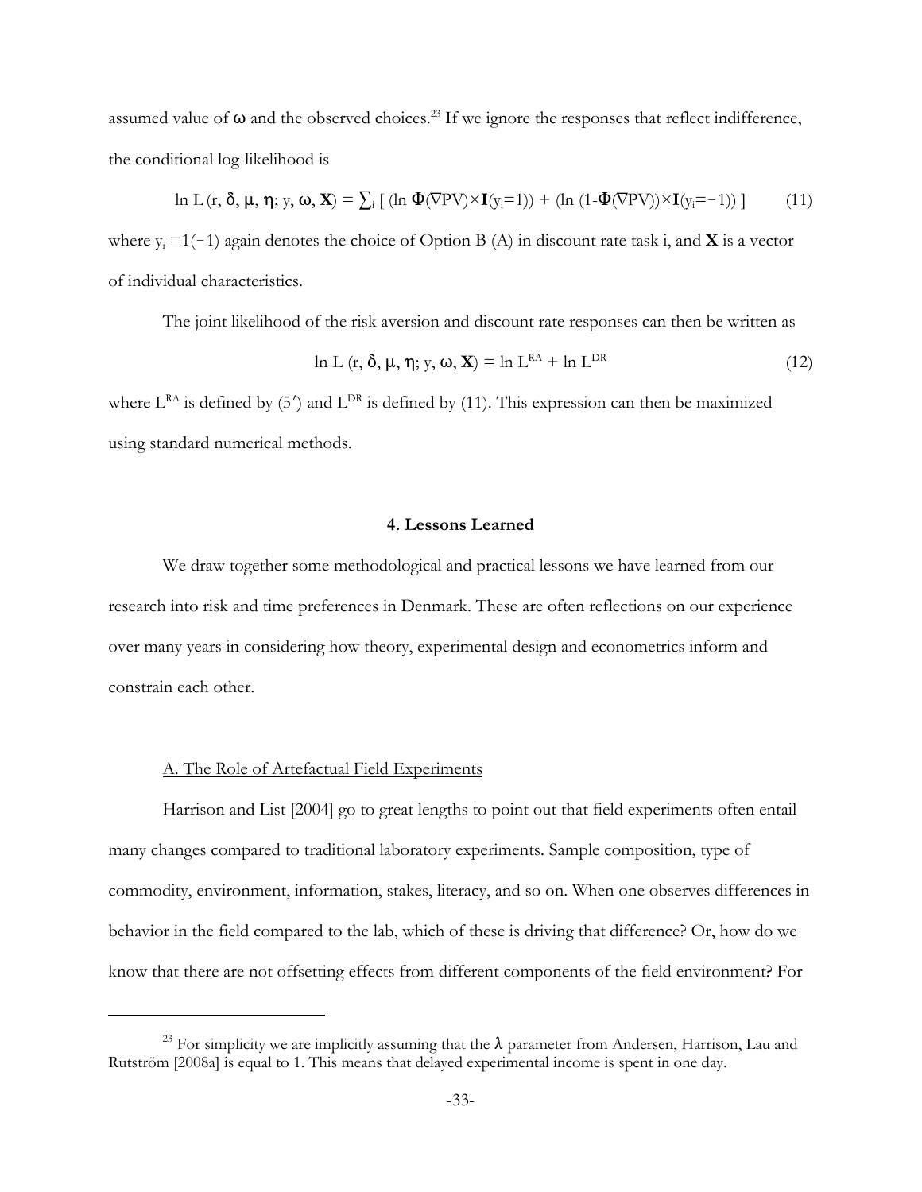assumed value of $\omega$ and the observed choices.[23] If we ignore the responses that reflect indifference, the conditional log-likelihood is

$$\ln L\,(r, \delta, \mu, \eta; y, \omega, \mathbf{X}) = \textstyle\sum_i \left[ (\ln \Phi(\nabla PV)\times \mathbf{I}(y_i=1)) + (\ln (1-\Phi(\nabla PV))\times \mathbf{I}(y_i=-1)) \right] \tag{11}$$

where $y_i = 1(-1)$ again denotes the choice of Option B (A) in discount rate task i, and $\mathbf{X}$ is a vector of individual characteristics.

The joint likelihood of the risk aversion and discount rate responses can then be written as

$$\ln L\,(r, \delta, \mu, \eta; y, \omega, \mathbf{X}) = \ln L^{RA} + \ln L^{DR} \tag{12}$$

where $L^{RA}$ is defined by (5′) and $L^{DR}$ is defined by (11). This expression can then be maximized using standard numerical methods.

## 4. Lessons Learned

We draw together some methodological and practical lessons we have learned from our research into risk and time preferences in Denmark. These are often reflections on our experience over many years in considering how theory, experimental design and econometrics inform and constrain each other.

### A. The Role of Artefactual Field Experiments

Harrison and List [2004] go to great lengths to point out that field experiments often entail many changes compared to traditional laboratory experiments. Sample composition, type of commodity, environment, information, stakes, literacy, and so on. When one observes differences in behavior in the field compared to the lab, which of these is driving that difference? Or, how do we know that there are not offsetting effects from different components of the field environment? For

[23] For simplicity we are implicitly assuming that the $\lambda$ parameter from Andersen, Harrison, Lau and Rutström [2008a] is equal to 1. This means that delayed experimental income is spent in one day.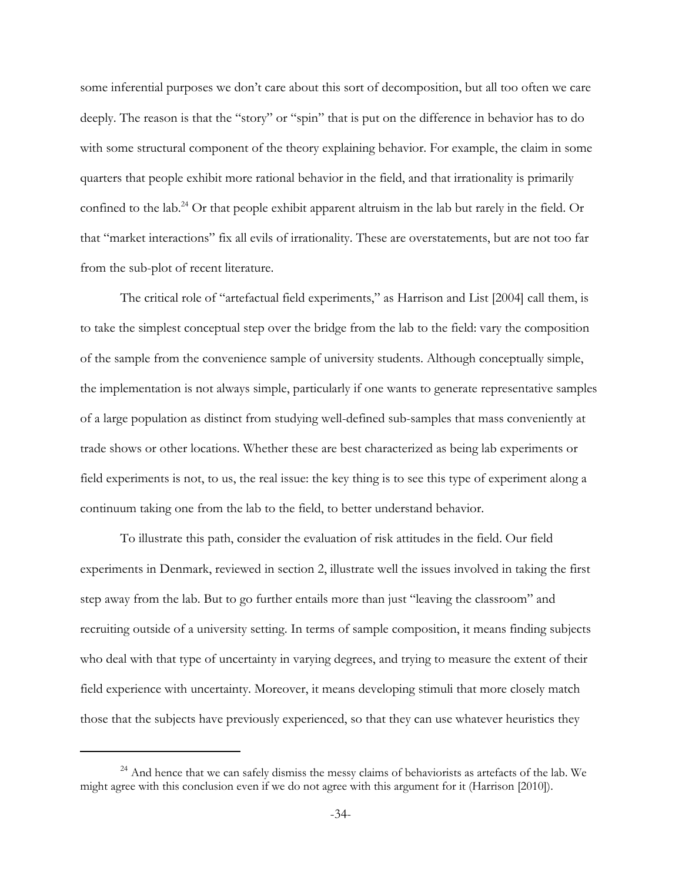some inferential purposes we don't care about this sort of decomposition, but all too often we care deeply. The reason is that the "story" or "spin" that is put on the difference in behavior has to do with some structural component of the theory explaining behavior. For example, the claim in some quarters that people exhibit more rational behavior in the field, and that irrationality is primarily confined to the lab.[24] Or that people exhibit apparent altruism in the lab but rarely in the field. Or that "market interactions" fix all evils of irrationality. These are overstatements, but are not too far from the sub-plot of recent literature.

The critical role of "artefactual field experiments," as Harrison and List [2004] call them, is to take the simplest conceptual step over the bridge from the lab to the field: vary the composition of the sample from the convenience sample of university students. Although conceptually simple, the implementation is not always simple, particularly if one wants to generate representative samples of a large population as distinct from studying well-defined sub-samples that mass conveniently at trade shows or other locations. Whether these are best characterized as being lab experiments or field experiments is not, to us, the real issue: the key thing is to see this type of experiment along a continuum taking one from the lab to the field, to better understand behavior.

To illustrate this path, consider the evaluation of risk attitudes in the field. Our field experiments in Denmark, reviewed in section 2, illustrate well the issues involved in taking the first step away from the lab. But to go further entails more than just "leaving the classroom" and recruiting outside of a university setting. In terms of sample composition, it means finding subjects who deal with that type of uncertainty in varying degrees, and trying to measure the extent of their field experience with uncertainty. Moreover, it means developing stimuli that more closely match those that the subjects have previously experienced, so that they can use whatever heuristics they

[24] And hence that we can safely dismiss the messy claims of behaviorists as artefacts of the lab. We might agree with this conclusion even if we do not agree with this argument for it (Harrison [2010]).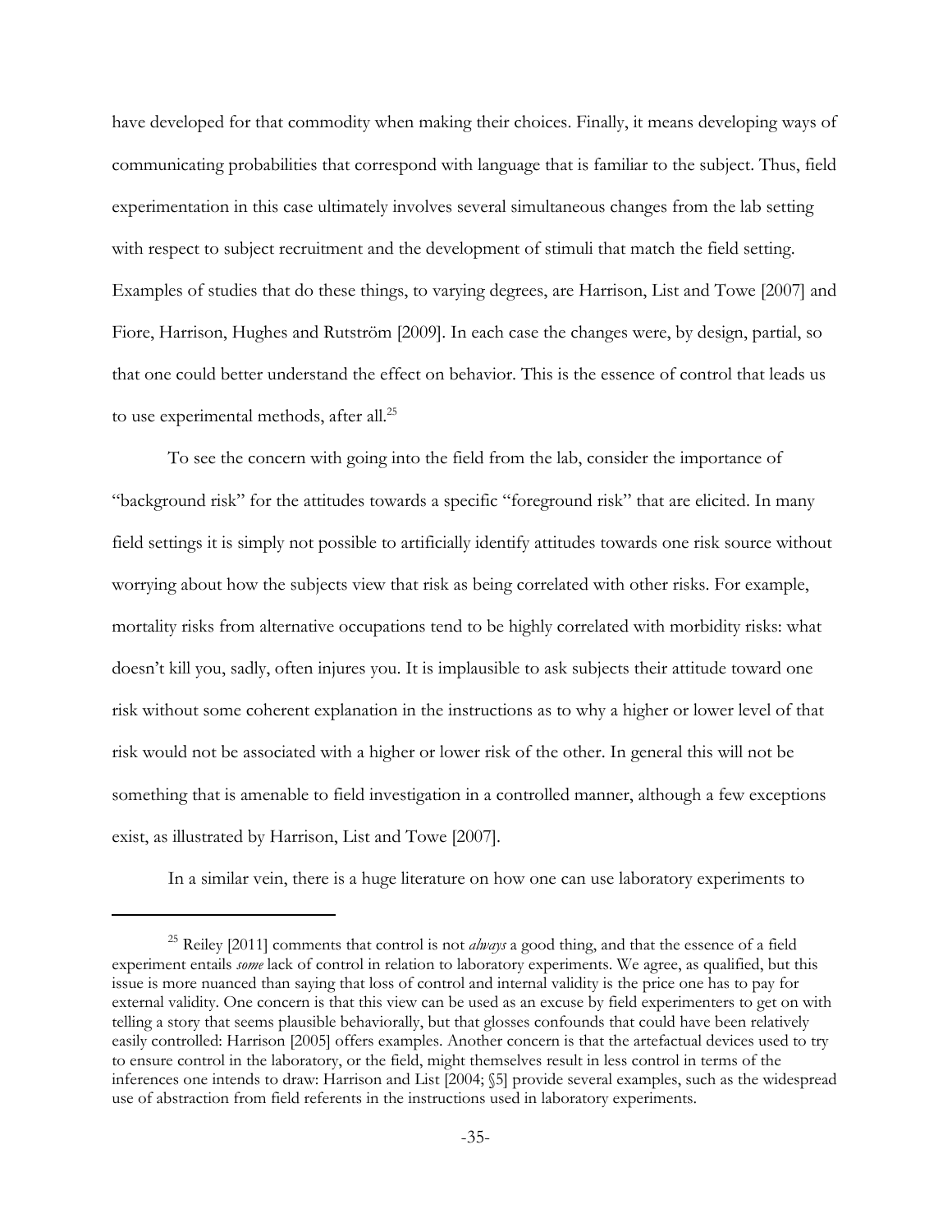have developed for that commodity when making their choices. Finally, it means developing ways of communicating probabilities that correspond with language that is familiar to the subject. Thus, field experimentation in this case ultimately involves several simultaneous changes from the lab setting with respect to subject recruitment and the development of stimuli that match the field setting. Examples of studies that do these things, to varying degrees, are Harrison, List and Towe [2007] and Fiore, Harrison, Hughes and Rutström [2009]. In each case the changes were, by design, partial, so that one could better understand the effect on behavior. This is the essence of control that leads us to use experimental methods, after all.[25]

To see the concern with going into the field from the lab, consider the importance of "background risk" for the attitudes towards a specific "foreground risk" that are elicited. In many field settings it is simply not possible to artificially identify attitudes towards one risk source without worrying about how the subjects view that risk as being correlated with other risks. For example, mortality risks from alternative occupations tend to be highly correlated with morbidity risks: what doesn't kill you, sadly, often injures you. It is implausible to ask subjects their attitude toward one risk without some coherent explanation in the instructions as to why a higher or lower level of that risk would not be associated with a higher or lower risk of the other. In general this will not be something that is amenable to field investigation in a controlled manner, although a few exceptions exist, as illustrated by Harrison, List and Towe [2007].

In a similar vein, there is a huge literature on how one can use laboratory experiments to

---

[25] Reiley [2011] comments that control is not *always* a good thing, and that the essence of a field experiment entails *some* lack of control in relation to laboratory experiments. We agree, as qualified, but this issue is more nuanced than saying that loss of control and internal validity is the price one has to pay for external validity. One concern is that this view can be used as an excuse by field experimenters to get on with telling a story that seems plausible behaviorally, but that glosses confounds that could have been relatively easily controlled: Harrison [2005] offers examples. Another concern is that the artefactual devices used to try to ensure control in the laboratory, or the field, might themselves result in less control in terms of the inferences one intends to draw: Harrison and List [2004; §5] provide several examples, such as the widespread use of abstraction from field referents in the instructions used in laboratory experiments.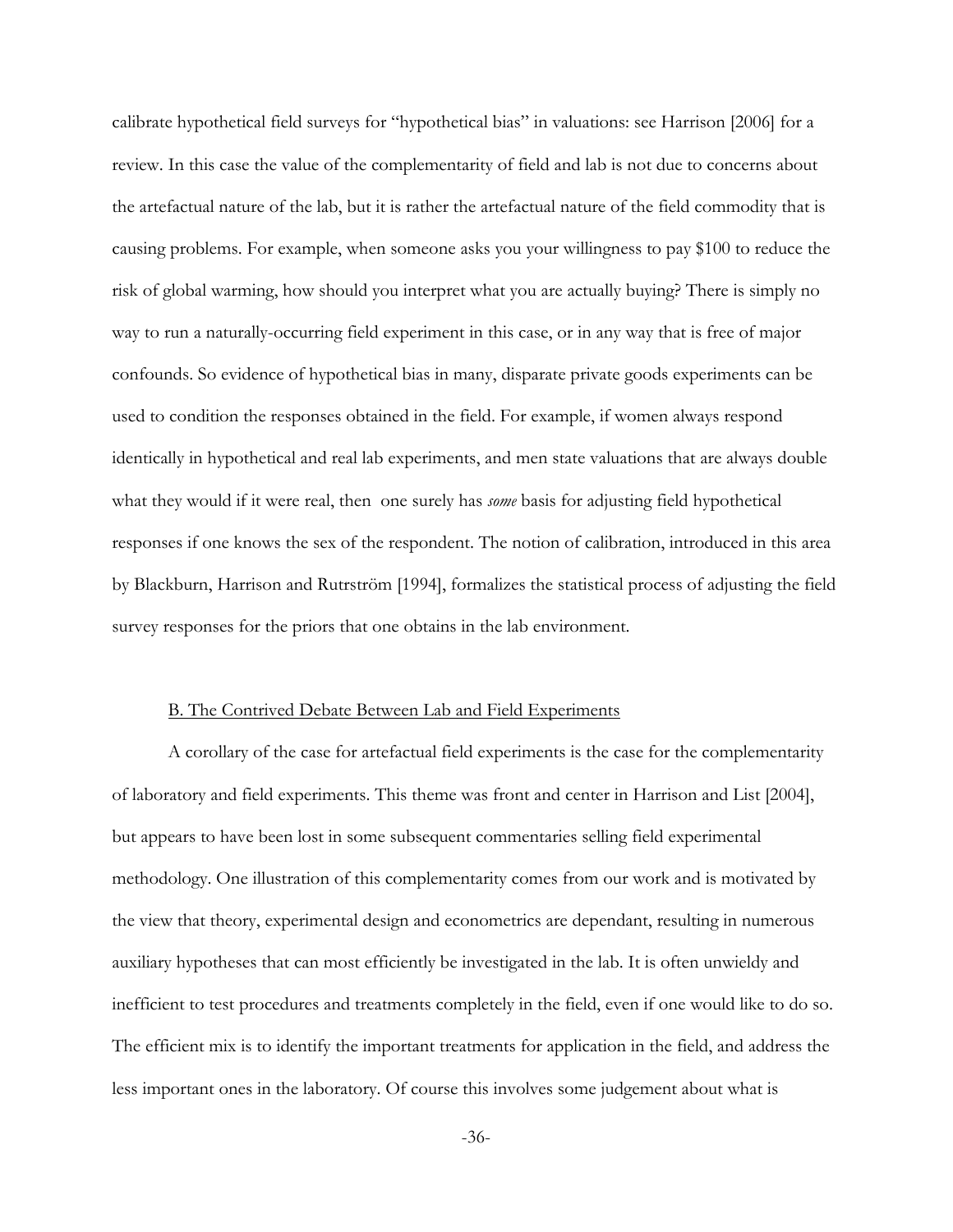calibrate hypothetical field surveys for "hypothetical bias" in valuations: see Harrison [2006] for a review. In this case the value of the complementarity of field and lab is not due to concerns about the artefactual nature of the lab, but it is rather the artefactual nature of the field commodity that is causing problems. For example, when someone asks you your willingness to pay $100 to reduce the risk of global warming, how should you interpret what you are actually buying? There is simply no way to run a naturally-occurring field experiment in this case, or in any way that is free of major confounds. So evidence of hypothetical bias in many, disparate private goods experiments can be used to condition the responses obtained in the field. For example, if women always respond identically in hypothetical and real lab experiments, and men state valuations that are always double what they would if it were real, then one surely has *some* basis for adjusting field hypothetical responses if one knows the sex of the respondent. The notion of calibration, introduced in this area by Blackburn, Harrison and Rutrström [1994], formalizes the statistical process of adjusting the field survey responses for the priors that one obtains in the lab environment.

### B. The Contrived Debate Between Lab and Field Experiments

A corollary of the case for artefactual field experiments is the case for the complementarity of laboratory and field experiments. This theme was front and center in Harrison and List [2004], but appears to have been lost in some subsequent commentaries selling field experimental methodology. One illustration of this complementarity comes from our work and is motivated by the view that theory, experimental design and econometrics are dependant, resulting in numerous auxiliary hypotheses that can most efficiently be investigated in the lab. It is often unwieldy and inefficient to test procedures and treatments completely in the field, even if one would like to do so. The efficient mix is to identify the important treatments for application in the field, and address the less important ones in the laboratory. Of course this involves some judgement about what is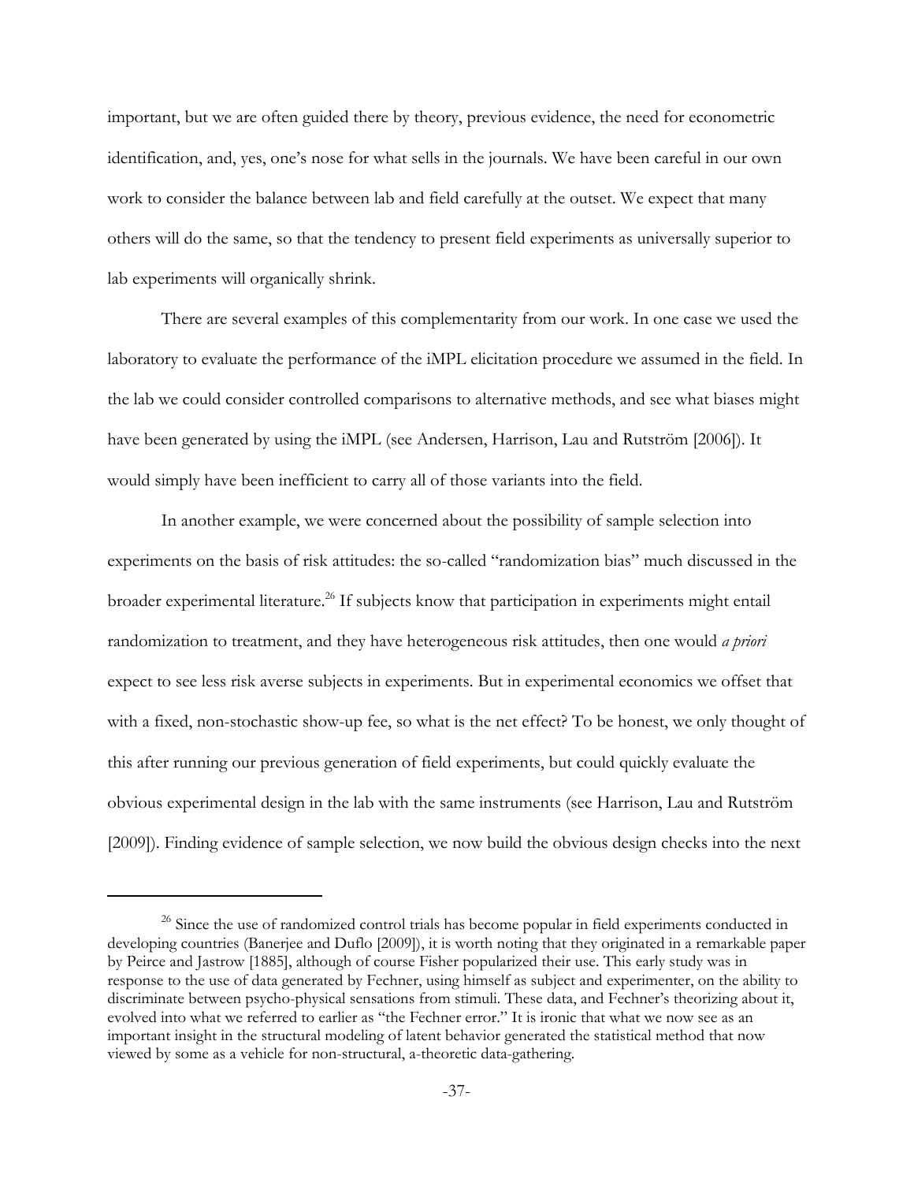important, but we are often guided there by theory, previous evidence, the need for econometric identification, and, yes, one's nose for what sells in the journals. We have been careful in our own work to consider the balance between lab and field carefully at the outset. We expect that many others will do the same, so that the tendency to present field experiments as universally superior to lab experiments will organically shrink.

There are several examples of this complementarity from our work. In one case we used the laboratory to evaluate the performance of the iMPL elicitation procedure we assumed in the field. In the lab we could consider controlled comparisons to alternative methods, and see what biases might have been generated by using the iMPL (see Andersen, Harrison, Lau and Rutström [2006]). It would simply have been inefficient to carry all of those variants into the field.

In another example, we were concerned about the possibility of sample selection into experiments on the basis of risk attitudes: the so-called "randomization bias" much discussed in the broader experimental literature.[26] If subjects know that participation in experiments might entail randomization to treatment, and they have heterogeneous risk attitudes, then one would *a priori* expect to see less risk averse subjects in experiments. But in experimental economics we offset that with a fixed, non-stochastic show-up fee, so what is the net effect? To be honest, we only thought of this after running our previous generation of field experiments, but could quickly evaluate the obvious experimental design in the lab with the same instruments (see Harrison, Lau and Rutström [2009]). Finding evidence of sample selection, we now build the obvious design checks into the next

[26] Since the use of randomized control trials has become popular in field experiments conducted in developing countries (Banerjee and Duflo [2009]), it is worth noting that they originated in a remarkable paper by Peirce and Jastrow [1885], although of course Fisher popularized their use. This early study was in response to the use of data generated by Fechner, using himself as subject and experimenter, on the ability to discriminate between psycho-physical sensations from stimuli. These data, and Fechner's theorizing about it, evolved into what we referred to earlier as "the Fechner error." It is ironic that what we now see as an important insight in the structural modeling of latent behavior generated the statistical method that now viewed by some as a vehicle for non-structural, a-theoretic data-gathering.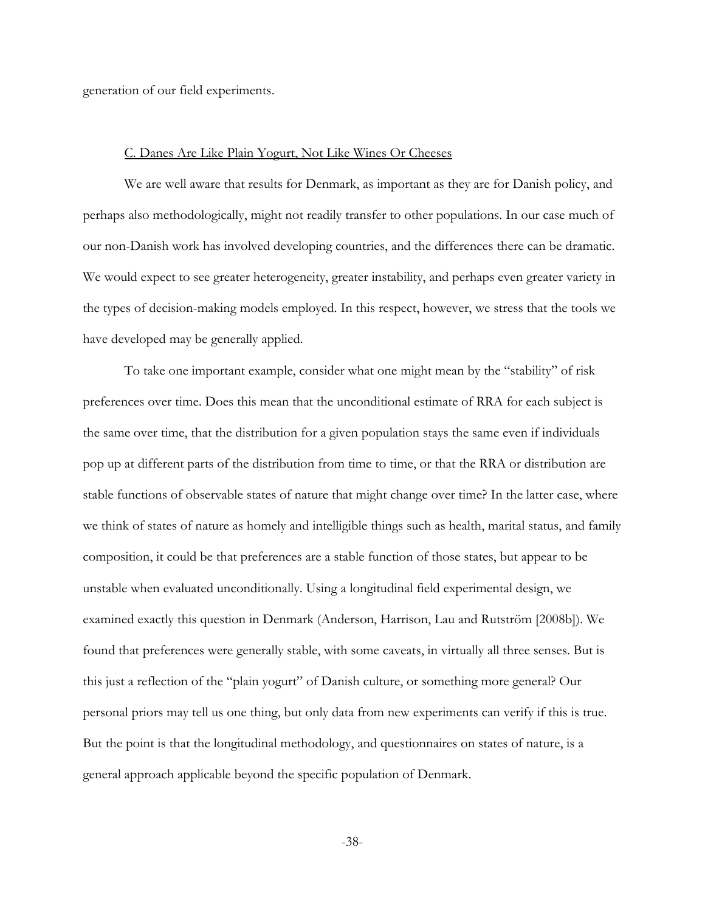generation of our field experiments.

### C. Danes Are Like Plain Yogurt, Not Like Wines Or Cheeses

We are well aware that results for Denmark, as important as they are for Danish policy, and perhaps also methodologically, might not readily transfer to other populations. In our case much of our non-Danish work has involved developing countries, and the differences there can be dramatic. We would expect to see greater heterogeneity, greater instability, and perhaps even greater variety in the types of decision-making models employed. In this respect, however, we stress that the tools we have developed may be generally applied.

To take one important example, consider what one might mean by the "stability" of risk preferences over time. Does this mean that the unconditional estimate of RRA for each subject is the same over time, that the distribution for a given population stays the same even if individuals pop up at different parts of the distribution from time to time, or that the RRA or distribution are stable functions of observable states of nature that might change over time? In the latter case, where we think of states of nature as homely and intelligible things such as health, marital status, and family composition, it could be that preferences are a stable function of those states, but appear to be unstable when evaluated unconditionally. Using a longitudinal field experimental design, we examined exactly this question in Denmark (Anderson, Harrison, Lau and Rutström [2008b]). We found that preferences were generally stable, with some caveats, in virtually all three senses. But is this just a reflection of the "plain yogurt" of Danish culture, or something more general? Our personal priors may tell us one thing, but only data from new experiments can verify if this is true. But the point is that the longitudinal methodology, and questionnaires on states of nature, is a general approach applicable beyond the specific population of Denmark.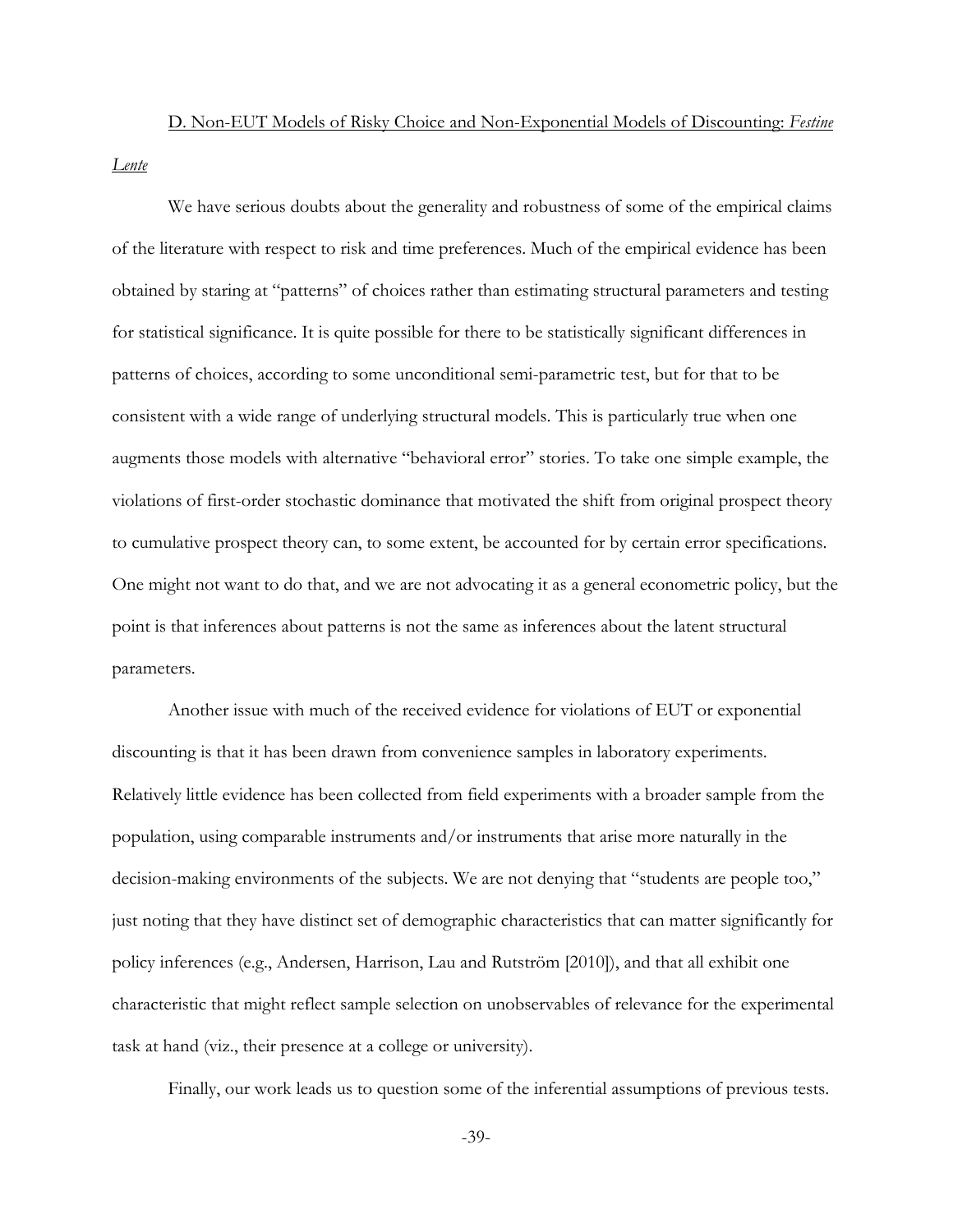### D. Non-EUT Models of Risky Choice and Non-Exponential Models of Discounting: *Festine Lente*

We have serious doubts about the generality and robustness of some of the empirical claims of the literature with respect to risk and time preferences. Much of the empirical evidence has been obtained by staring at "patterns" of choices rather than estimating structural parameters and testing for statistical significance. It is quite possible for there to be statistically significant differences in patterns of choices, according to some unconditional semi-parametric test, but for that to be consistent with a wide range of underlying structural models. This is particularly true when one augments those models with alternative "behavioral error" stories. To take one simple example, the violations of first-order stochastic dominance that motivated the shift from original prospect theory to cumulative prospect theory can, to some extent, be accounted for by certain error specifications. One might not want to do that, and we are not advocating it as a general econometric policy, but the point is that inferences about patterns is not the same as inferences about the latent structural parameters.

Another issue with much of the received evidence for violations of EUT or exponential discounting is that it has been drawn from convenience samples in laboratory experiments. Relatively little evidence has been collected from field experiments with a broader sample from the population, using comparable instruments and/or instruments that arise more naturally in the decision-making environments of the subjects. We are not denying that "students are people too," just noting that they have distinct set of demographic characteristics that can matter significantly for policy inferences (e.g., Andersen, Harrison, Lau and Rutström [2010]), and that all exhibit one characteristic that might reflect sample selection on unobservables of relevance for the experimental task at hand (viz., their presence at a college or university).

Finally, our work leads us to question some of the inferential assumptions of previous tests.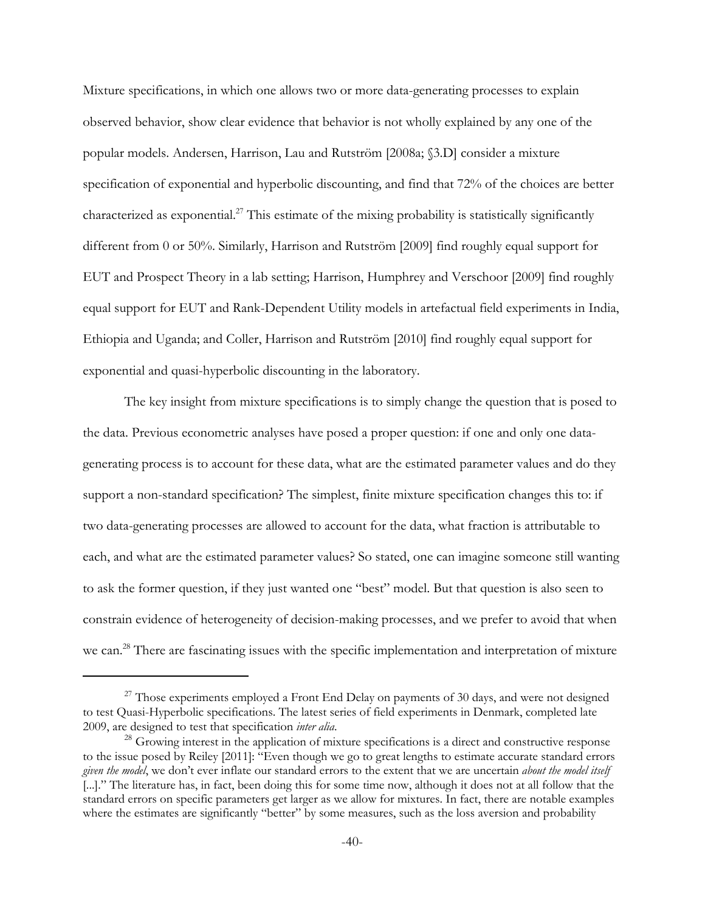Mixture specifications, in which one allows two or more data-generating processes to explain observed behavior, show clear evidence that behavior is not wholly explained by any one of the popular models. Andersen, Harrison, Lau and Rutström [2008a; §3.D] consider a mixture specification of exponential and hyperbolic discounting, and find that 72% of the choices are better characterized as exponential.[27] This estimate of the mixing probability is statistically significantly different from 0 or 50%. Similarly, Harrison and Rutström [2009] find roughly equal support for EUT and Prospect Theory in a lab setting; Harrison, Humphrey and Verschoor [2009] find roughly equal support for EUT and Rank-Dependent Utility models in artefactual field experiments in India, Ethiopia and Uganda; and Coller, Harrison and Rutström [2010] find roughly equal support for exponential and quasi-hyperbolic discounting in the laboratory.

The key insight from mixture specifications is to simply change the question that is posed to the data. Previous econometric analyses have posed a proper question: if one and only one data-generating process is to account for these data, what are the estimated parameter values and do they support a non-standard specification? The simplest, finite mixture specification changes this to: if two data-generating processes are allowed to account for the data, what fraction is attributable to each, and what are the estimated parameter values? So stated, one can imagine someone still wanting to ask the former question, if they just wanted one "best" model. But that question is also seen to constrain evidence of heterogeneity of decision-making processes, and we prefer to avoid that when we can.[28] There are fascinating issues with the specific implementation and interpretation of mixture

---

[27] Those experiments employed a Front End Delay on payments of 30 days, and were not designed to test Quasi-Hyperbolic specifications. The latest series of field experiments in Denmark, completed late 2009, are designed to test that specification *inter alia*.

[28] Growing interest in the application of mixture specifications is a direct and constructive response to the issue posed by Reiley [2011]: "Even though we go to great lengths to estimate accurate standard errors *given the model*, we don't ever inflate our standard errors to the extent that we are uncertain *about the model itself* [...]." The literature has, in fact, been doing this for some time now, although it does not at all follow that the standard errors on specific parameters get larger as we allow for mixtures. In fact, there are notable examples where the estimates are significantly "better" by some measures, such as the loss aversion and probability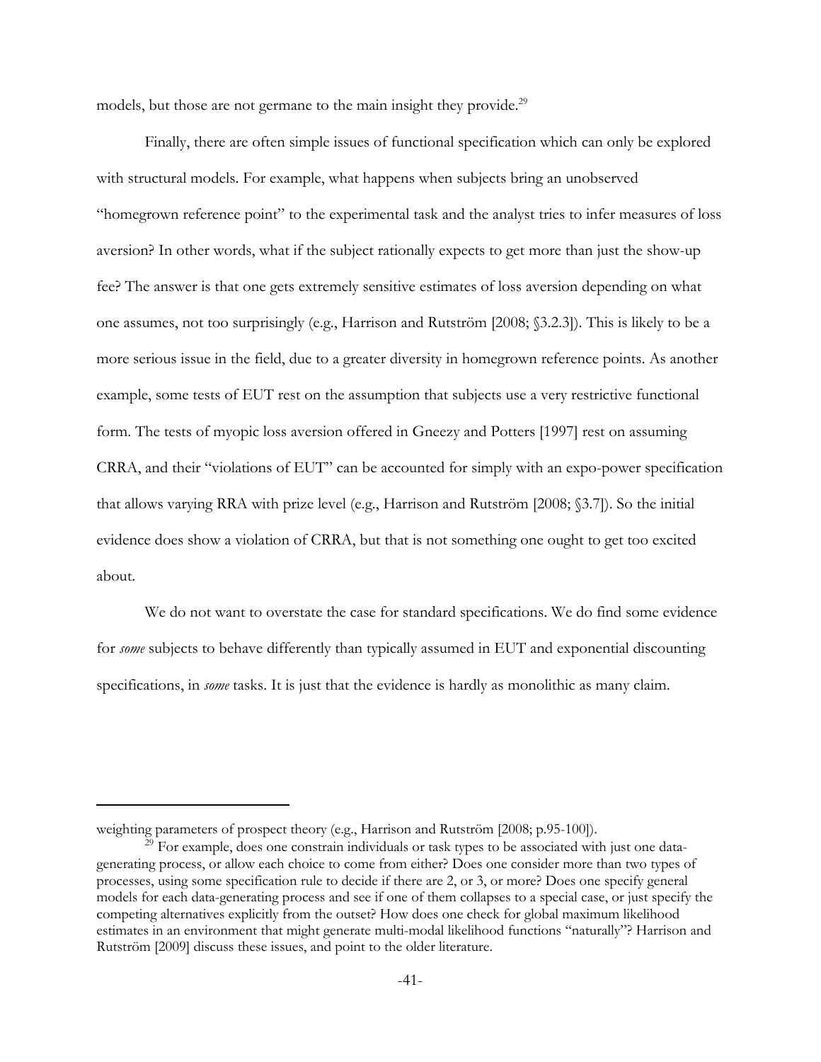models, but those are not germane to the main insight they provide.[29]

Finally, there are often simple issues of functional specification which can only be explored with structural models. For example, what happens when subjects bring an unobserved "homegrown reference point" to the experimental task and the analyst tries to infer measures of loss aversion? In other words, what if the subject rationally expects to get more than just the show-up fee? The answer is that one gets extremely sensitive estimates of loss aversion depending on what one assumes, not too surprisingly (e.g., Harrison and Rutström [2008; §3.2.3]). This is likely to be a more serious issue in the field, due to a greater diversity in homegrown reference points. As another example, some tests of EUT rest on the assumption that subjects use a very restrictive functional form. The tests of myopic loss aversion offered in Gneezy and Potters [1997] rest on assuming CRRA, and their "violations of EUT" can be accounted for simply with an expo-power specification that allows varying RRA with prize level (e.g., Harrison and Rutström [2008; §3.7]). So the initial evidence does show a violation of CRRA, but that is not something one ought to get too excited about.

We do not want to overstate the case for standard specifications. We do find some evidence for *some* subjects to behave differently than typically assumed in EUT and exponential discounting specifications, in *some* tasks. It is just that the evidence is hardly as monolithic as many claim.

---

weighting parameters of prospect theory (e.g., Harrison and Rutström [2008; p.95-100]).

[29] For example, does one constrain individuals or task types to be associated with just one data-generating process, or allow each choice to come from either? Does one consider more than two types of processes, using some specification rule to decide if there are 2, or 3, or more? Does one specify general models for each data-generating process and see if one of them collapses to a special case, or just specify the competing alternatives explicitly from the outset? How does one check for global maximum likelihood estimates in an environment that might generate multi-modal likelihood functions "naturally"? Harrison and Rutström [2009] discuss these issues, and point to the older literature.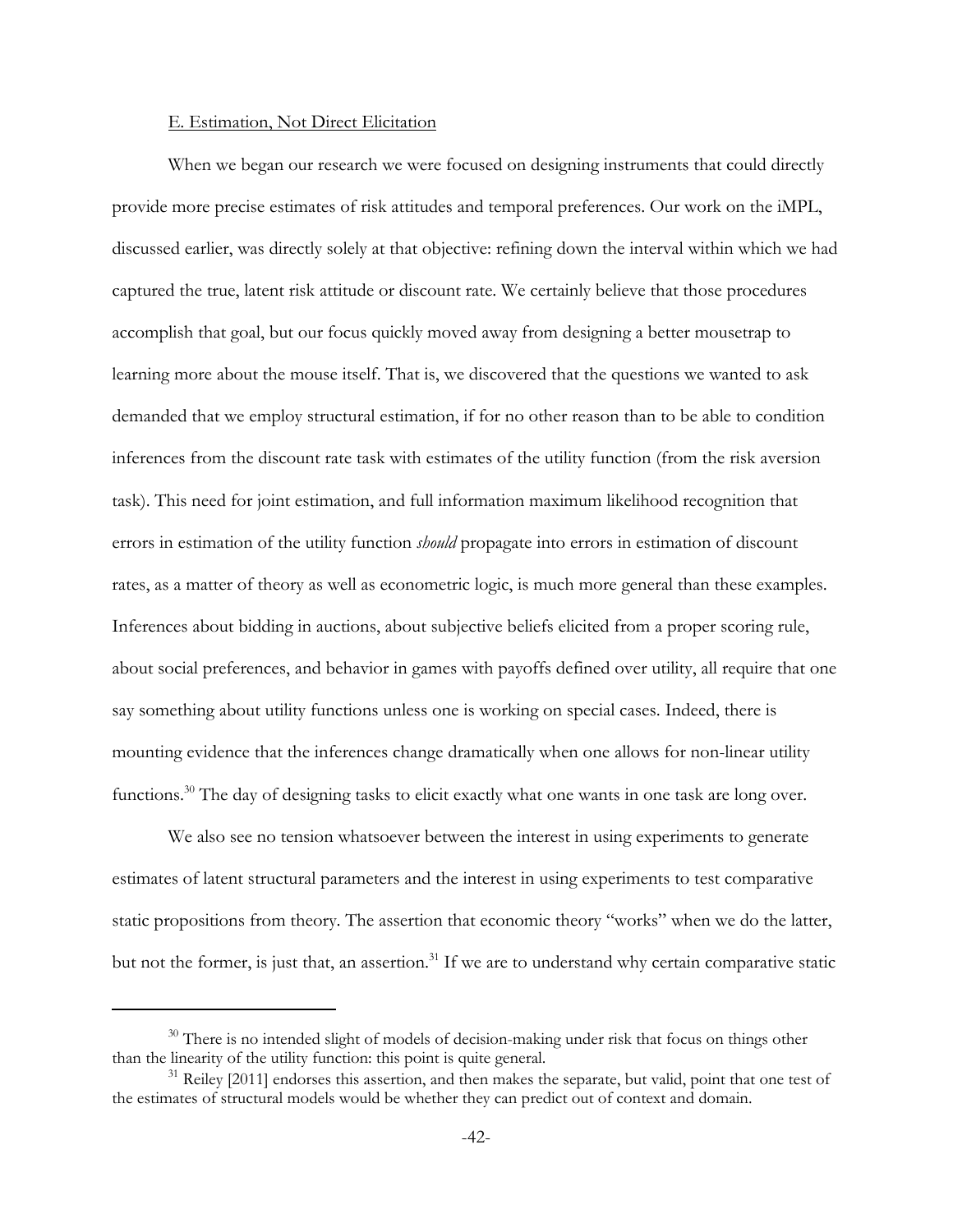### E. Estimation, Not Direct Elicitation

When we began our research we were focused on designing instruments that could directly provide more precise estimates of risk attitudes and temporal preferences. Our work on the iMPL, discussed earlier, was directly solely at that objective: refining down the interval within which we had captured the true, latent risk attitude or discount rate. We certainly believe that those procedures accomplish that goal, but our focus quickly moved away from designing a better mousetrap to learning more about the mouse itself. That is, we discovered that the questions we wanted to ask demanded that we employ structural estimation, if for no other reason than to be able to condition inferences from the discount rate task with estimates of the utility function (from the risk aversion task). This need for joint estimation, and full information maximum likelihood recognition that errors in estimation of the utility function *should* propagate into errors in estimation of discount rates, as a matter of theory as well as econometric logic, is much more general than these examples. Inferences about bidding in auctions, about subjective beliefs elicited from a proper scoring rule, about social preferences, and behavior in games with payoffs defined over utility, all require that one say something about utility functions unless one is working on special cases. Indeed, there is mounting evidence that the inferences change dramatically when one allows for non-linear utility functions.[30] The day of designing tasks to elicit exactly what one wants in one task are long over.

We also see no tension whatsoever between the interest in using experiments to generate estimates of latent structural parameters and the interest in using experiments to test comparative static propositions from theory. The assertion that economic theory "works" when we do the latter, but not the former, is just that, an assertion.[31] If we are to understand why certain comparative static

---

[30] There is no intended slight of models of decision-making under risk that focus on things other than the linearity of the utility function: this point is quite general.

[31] Reiley [2011] endorses this assertion, and then makes the separate, but valid, point that one test of the estimates of structural models would be whether they can predict out of context and domain.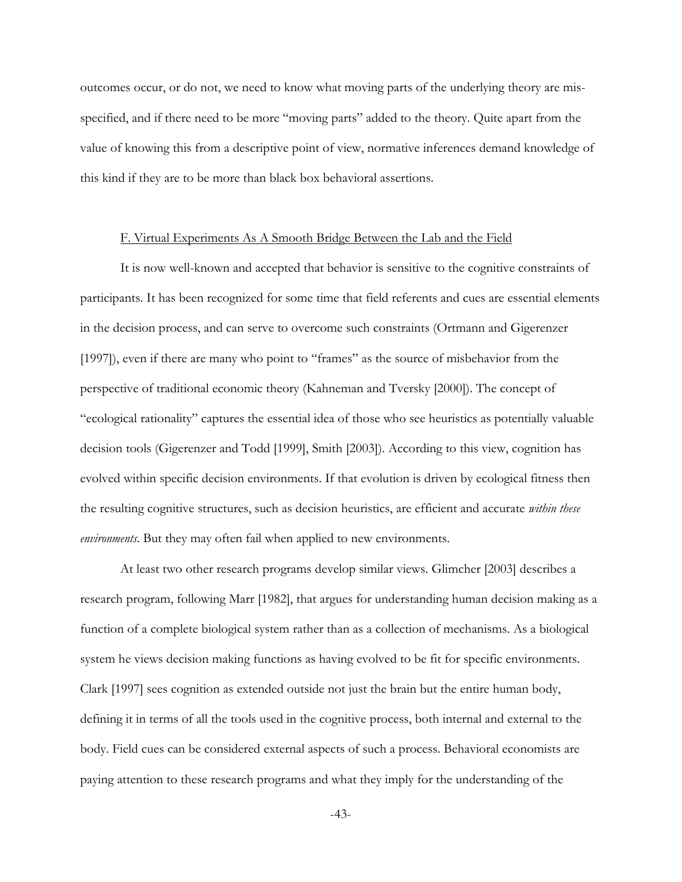outcomes occur, or do not, we need to know what moving parts of the underlying theory are mis-specified, and if there need to be more "moving parts" added to the theory. Quite apart from the value of knowing this from a descriptive point of view, normative inferences demand knowledge of this kind if they are to be more than black box behavioral assertions.

### F. Virtual Experiments As A Smooth Bridge Between the Lab and the Field

It is now well-known and accepted that behavior is sensitive to the cognitive constraints of participants. It has been recognized for some time that field referents and cues are essential elements in the decision process, and can serve to overcome such constraints (Ortmann and Gigerenzer [1997]), even if there are many who point to "frames" as the source of misbehavior from the perspective of traditional economic theory (Kahneman and Tversky [2000]). The concept of "ecological rationality" captures the essential idea of those who see heuristics as potentially valuable decision tools (Gigerenzer and Todd [1999], Smith [2003]). According to this view, cognition has evolved within specific decision environments. If that evolution is driven by ecological fitness then the resulting cognitive structures, such as decision heuristics, are efficient and accurate *within these environments*. But they may often fail when applied to new environments.

At least two other research programs develop similar views. Glimcher [2003] describes a research program, following Marr [1982], that argues for understanding human decision making as a function of a complete biological system rather than as a collection of mechanisms. As a biological system he views decision making functions as having evolved to be fit for specific environments. Clark [1997] sees cognition as extended outside not just the brain but the entire human body, defining it in terms of all the tools used in the cognitive process, both internal and external to the body. Field cues can be considered external aspects of such a process. Behavioral economists are paying attention to these research programs and what they imply for the understanding of the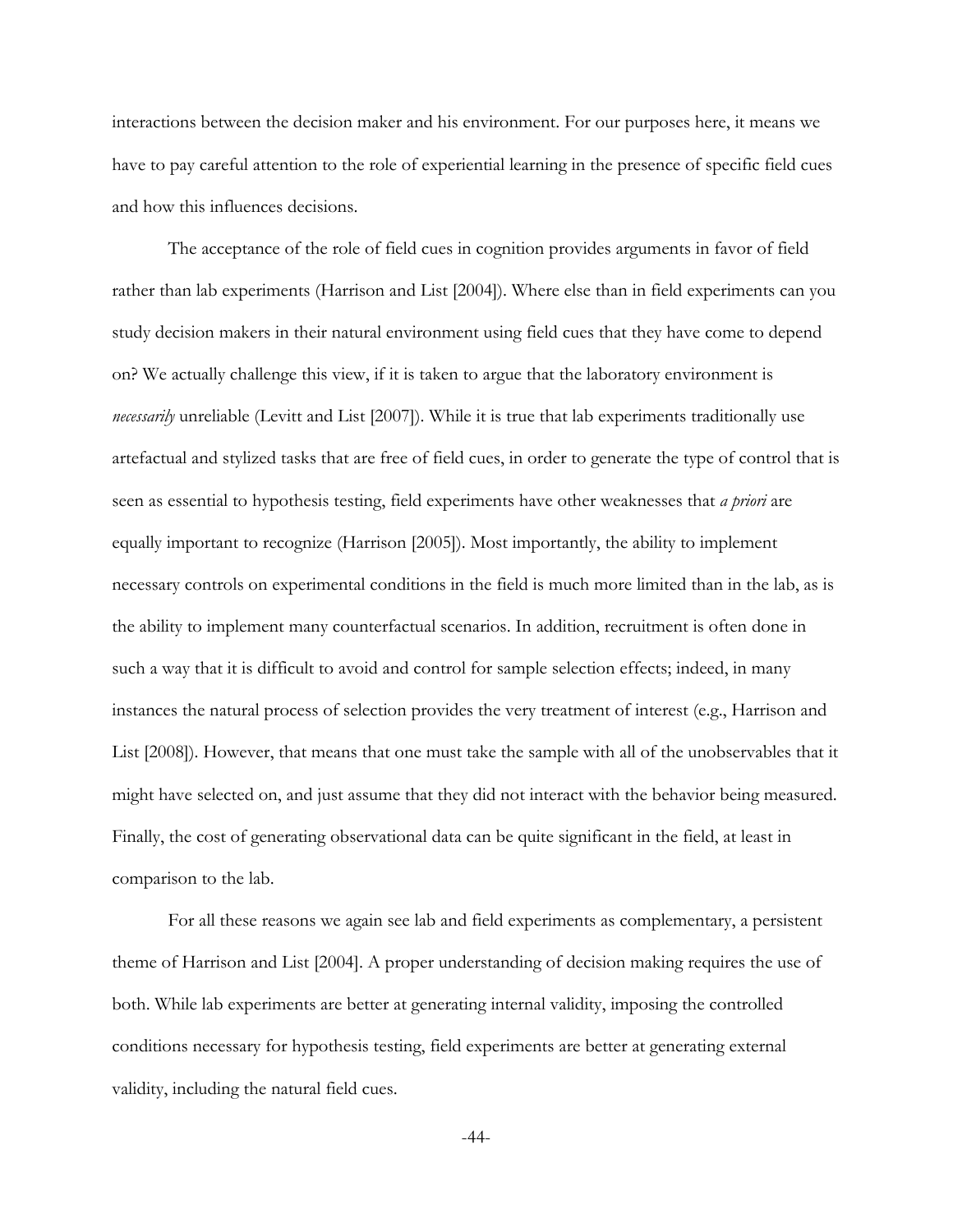interactions between the decision maker and his environment. For our purposes here, it means we have to pay careful attention to the role of experiential learning in the presence of specific field cues and how this influences decisions.

The acceptance of the role of field cues in cognition provides arguments in favor of field rather than lab experiments (Harrison and List [2004]). Where else than in field experiments can you study decision makers in their natural environment using field cues that they have come to depend on? We actually challenge this view, if it is taken to argue that the laboratory environment is *necessarily* unreliable (Levitt and List [2007]). While it is true that lab experiments traditionally use artefactual and stylized tasks that are free of field cues, in order to generate the type of control that is seen as essential to hypothesis testing, field experiments have other weaknesses that *a priori* are equally important to recognize (Harrison [2005]). Most importantly, the ability to implement necessary controls on experimental conditions in the field is much more limited than in the lab, as is the ability to implement many counterfactual scenarios. In addition, recruitment is often done in such a way that it is difficult to avoid and control for sample selection effects; indeed, in many instances the natural process of selection provides the very treatment of interest (e.g., Harrison and List [2008]). However, that means that one must take the sample with all of the unobservables that it might have selected on, and just assume that they did not interact with the behavior being measured. Finally, the cost of generating observational data can be quite significant in the field, at least in comparison to the lab.

For all these reasons we again see lab and field experiments as complementary, a persistent theme of Harrison and List [2004]. A proper understanding of decision making requires the use of both. While lab experiments are better at generating internal validity, imposing the controlled conditions necessary for hypothesis testing, field experiments are better at generating external validity, including the natural field cues.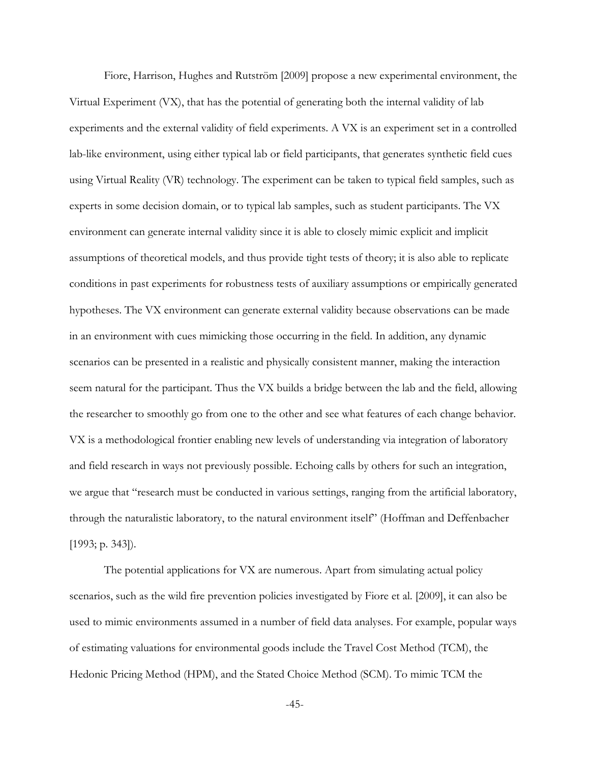Fiore, Harrison, Hughes and Rutström [2009] propose a new experimental environment, the Virtual Experiment (VX), that has the potential of generating both the internal validity of lab experiments and the external validity of field experiments. A VX is an experiment set in a controlled lab-like environment, using either typical lab or field participants, that generates synthetic field cues using Virtual Reality (VR) technology. The experiment can be taken to typical field samples, such as experts in some decision domain, or to typical lab samples, such as student participants. The VX environment can generate internal validity since it is able to closely mimic explicit and implicit assumptions of theoretical models, and thus provide tight tests of theory; it is also able to replicate conditions in past experiments for robustness tests of auxiliary assumptions or empirically generated hypotheses. The VX environment can generate external validity because observations can be made in an environment with cues mimicking those occurring in the field. In addition, any dynamic scenarios can be presented in a realistic and physically consistent manner, making the interaction seem natural for the participant. Thus the VX builds a bridge between the lab and the field, allowing the researcher to smoothly go from one to the other and see what features of each change behavior. VX is a methodological frontier enabling new levels of understanding via integration of laboratory and field research in ways not previously possible. Echoing calls by others for such an integration, we argue that "research must be conducted in various settings, ranging from the artificial laboratory, through the naturalistic laboratory, to the natural environment itself" (Hoffman and Deffenbacher [1993; p. 343]).

The potential applications for VX are numerous. Apart from simulating actual policy scenarios, such as the wild fire prevention policies investigated by Fiore et al. [2009], it can also be used to mimic environments assumed in a number of field data analyses. For example, popular ways of estimating valuations for environmental goods include the Travel Cost Method (TCM), the Hedonic Pricing Method (HPM), and the Stated Choice Method (SCM). To mimic TCM the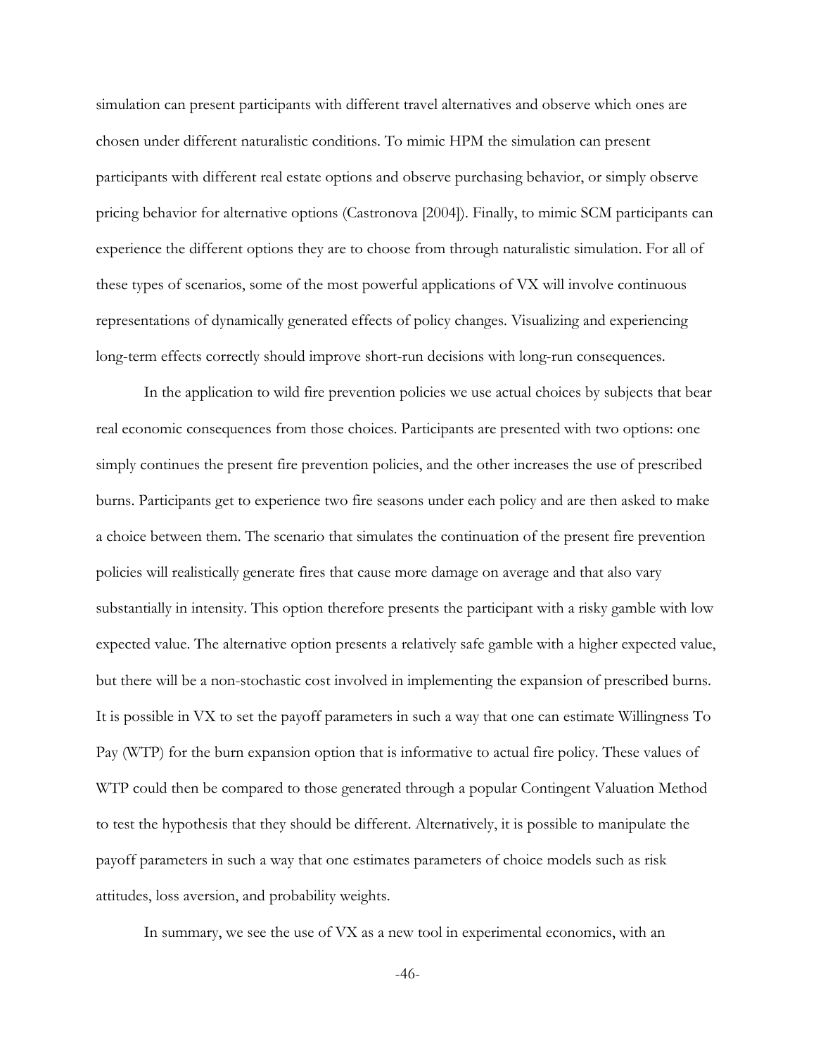simulation can present participants with different travel alternatives and observe which ones are chosen under different naturalistic conditions. To mimic HPM the simulation can present participants with different real estate options and observe purchasing behavior, or simply observe pricing behavior for alternative options (Castronova [2004]). Finally, to mimic SCM participants can experience the different options they are to choose from through naturalistic simulation. For all of these types of scenarios, some of the most powerful applications of VX will involve continuous representations of dynamically generated effects of policy changes. Visualizing and experiencing long-term effects correctly should improve short-run decisions with long-run consequences.

In the application to wild fire prevention policies we use actual choices by subjects that bear real economic consequences from those choices. Participants are presented with two options: one simply continues the present fire prevention policies, and the other increases the use of prescribed burns. Participants get to experience two fire seasons under each policy and are then asked to make a choice between them. The scenario that simulates the continuation of the present fire prevention policies will realistically generate fires that cause more damage on average and that also vary substantially in intensity. This option therefore presents the participant with a risky gamble with low expected value. The alternative option presents a relatively safe gamble with a higher expected value, but there will be a non-stochastic cost involved in implementing the expansion of prescribed burns. It is possible in VX to set the payoff parameters in such a way that one can estimate Willingness To Pay (WTP) for the burn expansion option that is informative to actual fire policy. These values of WTP could then be compared to those generated through a popular Contingent Valuation Method to test the hypothesis that they should be different. Alternatively, it is possible to manipulate the payoff parameters in such a way that one estimates parameters of choice models such as risk attitudes, loss aversion, and probability weights.

In summary, we see the use of VX as a new tool in experimental economics, with an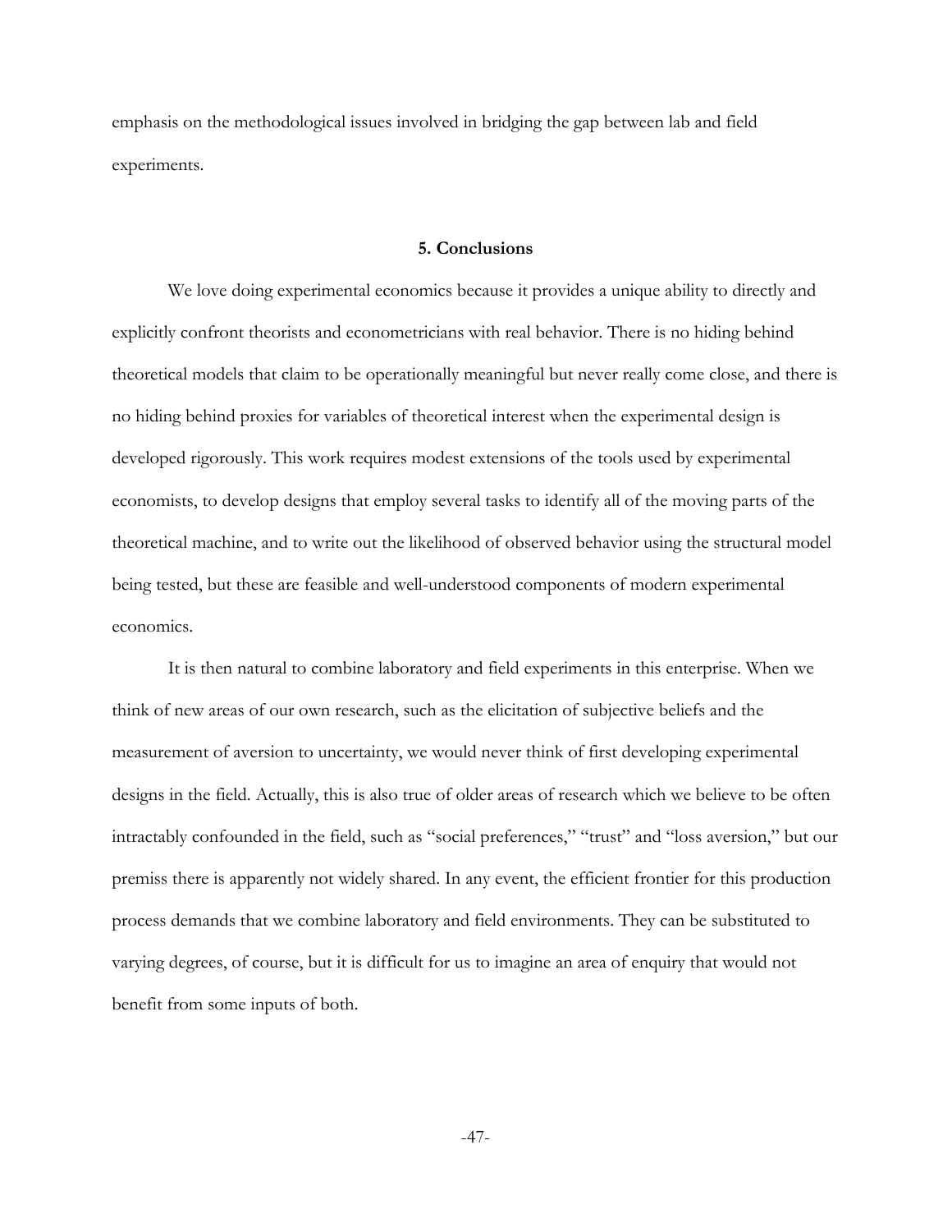emphasis on the methodological issues involved in bridging the gap between lab and field experiments.

## 5. Conclusions

We love doing experimental economics because it provides a unique ability to directly and explicitly confront theorists and econometricians with real behavior. There is no hiding behind theoretical models that claim to be operationally meaningful but never really come close, and there is no hiding behind proxies for variables of theoretical interest when the experimental design is developed rigorously. This work requires modest extensions of the tools used by experimental economists, to develop designs that employ several tasks to identify all of the moving parts of the theoretical machine, and to write out the likelihood of observed behavior using the structural model being tested, but these are feasible and well-understood components of modern experimental economics.

It is then natural to combine laboratory and field experiments in this enterprise. When we think of new areas of our own research, such as the elicitation of subjective beliefs and the measurement of aversion to uncertainty, we would never think of first developing experimental designs in the field. Actually, this is also true of older areas of research which we believe to be often intractably confounded in the field, such as "social preferences," "trust" and "loss aversion," but our premiss there is apparently not widely shared. In any event, the efficient frontier for this production process demands that we combine laboratory and field environments. They can be substituted to varying degrees, of course, but it is difficult for us to imagine an area of enquiry that would not benefit from some inputs of both.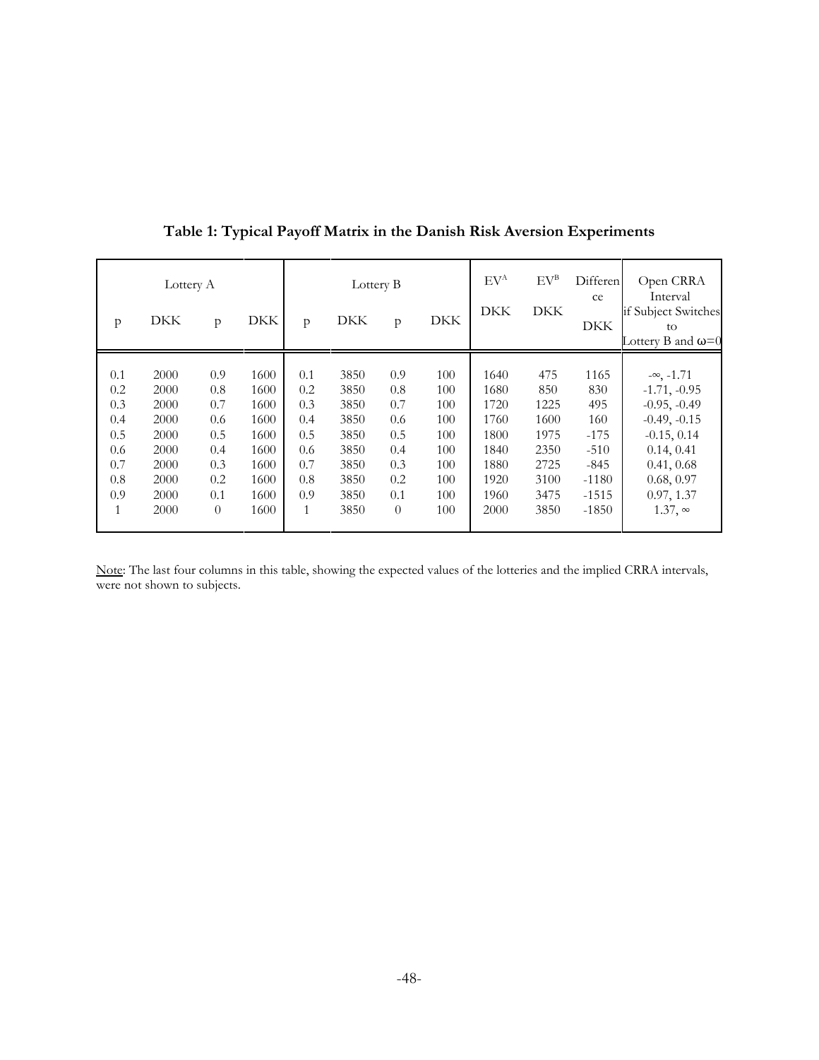**Table 1: Typical Payoff Matrix in the Danish Risk Aversion Experiments**

| Lottery A | | | | Lottery B | | | | $EV^A$ | $EV^B$ | Difference | Open CRRA Interval |
|---|---|---|---|---|---|---|---|---|---|---|---|
| p | DKK | p | DKK | p | DKK | p | DKK | DKK | DKK | DKK | if Subject Switches to Lottery B and $\omega$=0 |
| 0.1 | 2000 | 0.9 | 1600 | 0.1 | 3850 | 0.9 | 100 | 1640 | 475 | 1165 | $-\infty$, -1.71 |
| 0.2 | 2000 | 0.8 | 1600 | 0.2 | 3850 | 0.8 | 100 | 1680 | 850 | 830 | -1.71, -0.95 |
| 0.3 | 2000 | 0.7 | 1600 | 0.3 | 3850 | 0.7 | 100 | 1720 | 1225 | 495 | -0.95, -0.49 |
| 0.4 | 2000 | 0.6 | 1600 | 0.4 | 3850 | 0.6 | 100 | 1760 | 1600 | 160 | -0.49, -0.15 |
| 0.5 | 2000 | 0.5 | 1600 | 0.5 | 3850 | 0.5 | 100 | 1800 | 1975 | -175 | -0.15, 0.14 |
| 0.6 | 2000 | 0.4 | 1600 | 0.6 | 3850 | 0.4 | 100 | 1840 | 2350 | -510 | 0.14, 0.41 |
| 0.7 | 2000 | 0.3 | 1600 | 0.7 | 3850 | 0.3 | 100 | 1880 | 2725 | -845 | 0.41, 0.68 |
| 0.8 | 2000 | 0.2 | 1600 | 0.8 | 3850 | 0.2 | 100 | 1920 | 3100 | -1180 | 0.68, 0.97 |
| 0.9 | 2000 | 0.1 | 1600 | 0.9 | 3850 | 0.1 | 100 | 1960 | 3475 | -1515 | 0.97, 1.37 |
| 1 | 2000 | 0 | 1600 | 1 | 3850 | 0 | 100 | 2000 | 3850 | -1850 | 1.37, $\infty$ |

Note: The last four columns in this table, showing the expected values of the lotteries and the implied CRRA intervals, were not shown to subjects.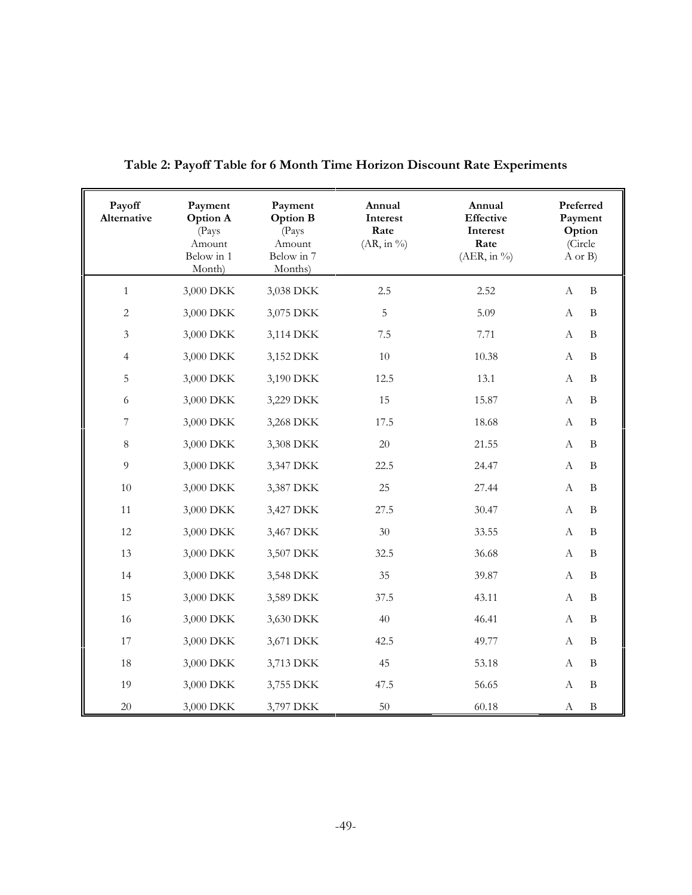**Table 2: Payoff Table for 6 Month Time Horizon Discount Rate Experiments**

| Payoff Alternative | Payment Option A (Pays Amount Below in 1 Month) | Payment Option B (Pays Amount Below in 7 Months) | Annual Interest Rate (AR, in %) | Annual Effective Interest Rate (AER, in %) | Preferred Payment Option (Circle A or B) |
|---|---|---|---|---|---|
| 1 | 3,000 DKK | 3,038 DKK | 2.5 | 2.52 | A B |
| 2 | 3,000 DKK | 3,075 DKK | 5 | 5.09 | A B |
| 3 | 3,000 DKK | 3,114 DKK | 7.5 | 7.71 | A B |
| 4 | 3,000 DKK | 3,152 DKK | 10 | 10.38 | A B |
| 5 | 3,000 DKK | 3,190 DKK | 12.5 | 13.1 | A B |
| 6 | 3,000 DKK | 3,229 DKK | 15 | 15.87 | A B |
| 7 | 3,000 DKK | 3,268 DKK | 17.5 | 18.68 | A B |
| 8 | 3,000 DKK | 3,308 DKK | 20 | 21.55 | A B |
| 9 | 3,000 DKK | 3,347 DKK | 22.5 | 24.47 | A B |
| 10 | 3,000 DKK | 3,387 DKK | 25 | 27.44 | A B |
| 11 | 3,000 DKK | 3,427 DKK | 27.5 | 30.47 | A B |
| 12 | 3,000 DKK | 3,467 DKK | 30 | 33.55 | A B |
| 13 | 3,000 DKK | 3,507 DKK | 32.5 | 36.68 | A B |
| 14 | 3,000 DKK | 3,548 DKK | 35 | 39.87 | A B |
| 15 | 3,000 DKK | 3,589 DKK | 37.5 | 43.11 | A B |
| 16 | 3,000 DKK | 3,630 DKK | 40 | 46.41 | A B |
| 17 | 3,000 DKK | 3,671 DKK | 42.5 | 49.77 | A B |
| 18 | 3,000 DKK | 3,713 DKK | 45 | 53.18 | A B |
| 19 | 3,000 DKK | 3,755 DKK | 47.5 | 56.65 | A B |
| 20 | 3,000 DKK | 3,797 DKK | 50 | 60.18 | A B |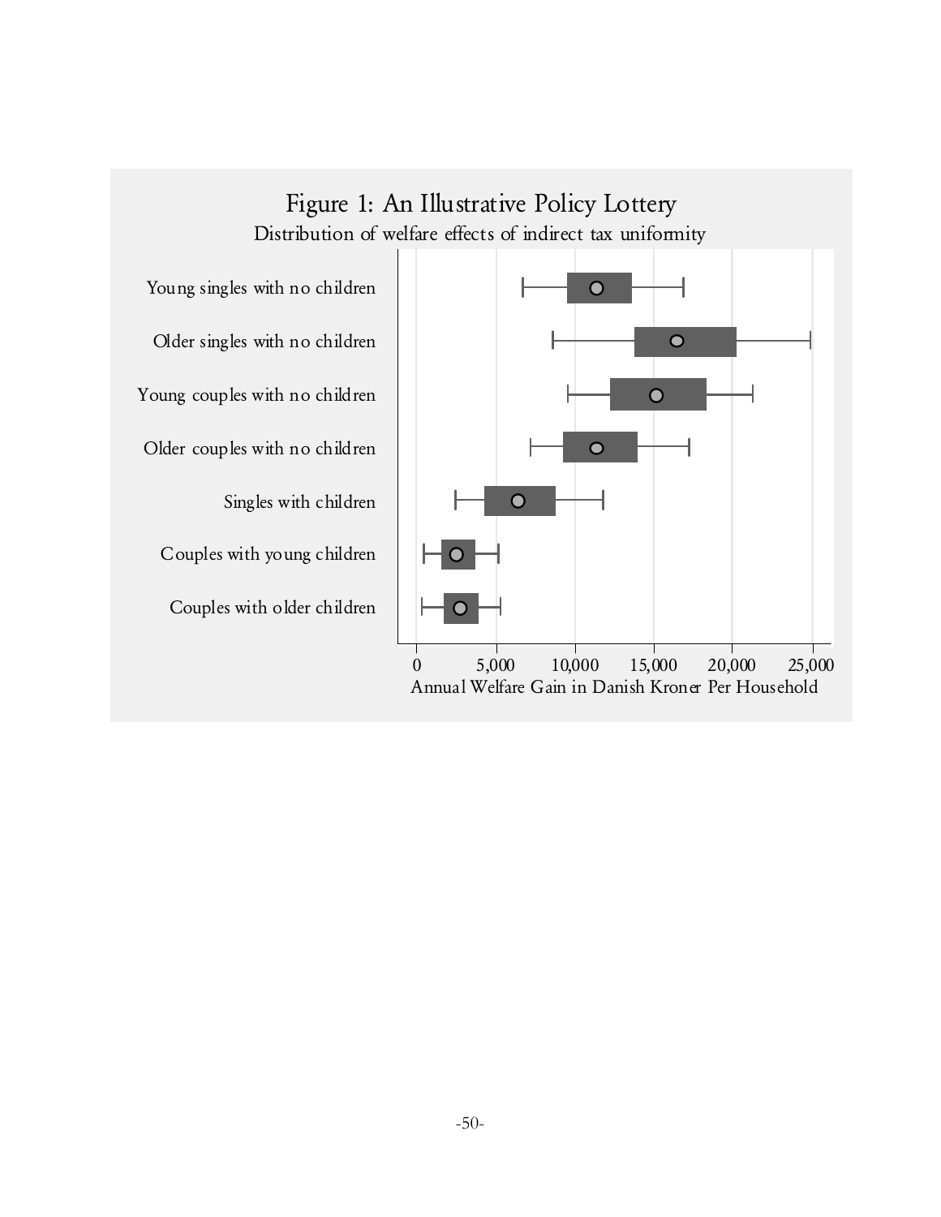Figure 1: An Illustrative Policy Lottery

Distribution of welfare effects of indirect tax uniformity

Young singles with no children

Older singles with no children

Young couples with no children

Older couples with no children

Singles with children

Couples with young children

Couples with older children

0 5,000 10,000 15,000 20,000 25,000

Annual Welfare Gain in Danish Kroner Per Household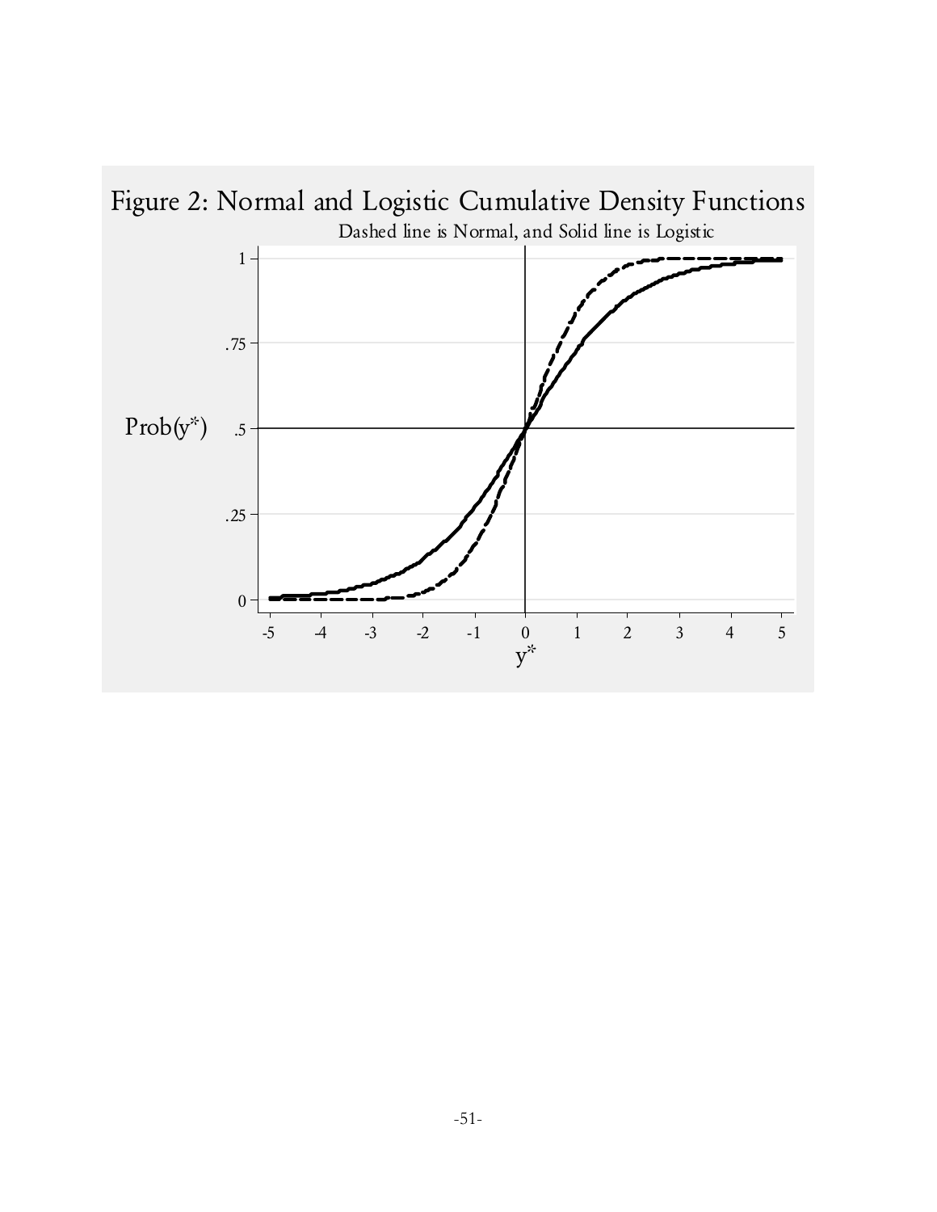Figure 2: Normal and Logistic Cumulative Density Functions

Dashed line is Normal, and Solid line is Logistic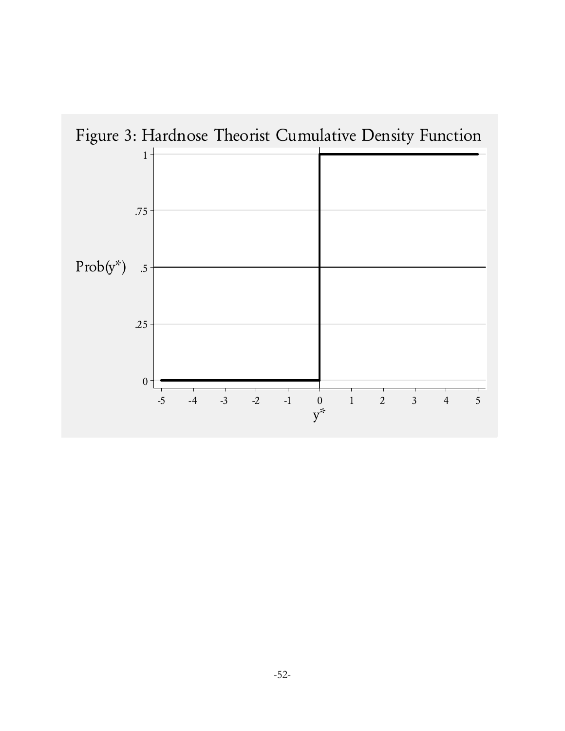Figure 3: Hardnose Theorist Cumulative Density Function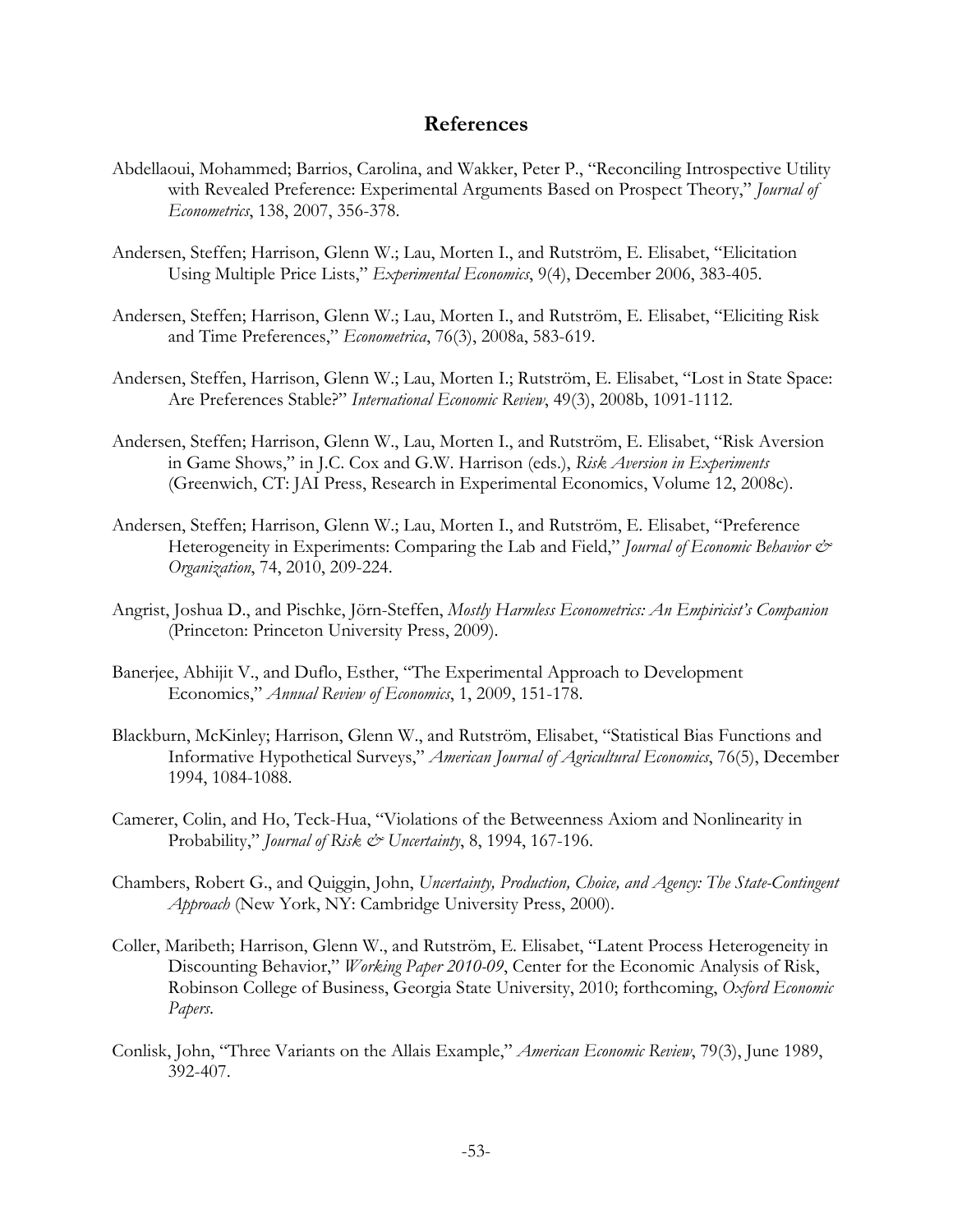## References

Abdellaoui, Mohammed; Barrios, Carolina, and Wakker, Peter P., "Reconciling Introspective Utility with Revealed Preference: Experimental Arguments Based on Prospect Theory," *Journal of Econometrics*, 138, 2007, 356-378.

Andersen, Steffen; Harrison, Glenn W.; Lau, Morten I., and Rutström, E. Elisabet, "Elicitation Using Multiple Price Lists," *Experimental Economics*, 9(4), December 2006, 383-405.

Andersen, Steffen; Harrison, Glenn W.; Lau, Morten I., and Rutström, E. Elisabet, "Eliciting Risk and Time Preferences," *Econometrica*, 76(3), 2008a, 583-619.

Andersen, Steffen, Harrison, Glenn W.; Lau, Morten I.; Rutström, E. Elisabet, "Lost in State Space: Are Preferences Stable?" *International Economic Review*, 49(3), 2008b, 1091-1112.

Andersen, Steffen; Harrison, Glenn W., Lau, Morten I., and Rutström, E. Elisabet, "Risk Aversion in Game Shows," in J.C. Cox and G.W. Harrison (eds.), *Risk Aversion in Experiments* (Greenwich, CT: JAI Press, Research in Experimental Economics, Volume 12, 2008c).

Andersen, Steffen; Harrison, Glenn W.; Lau, Morten I., and Rutström, E. Elisabet, "Preference Heterogeneity in Experiments: Comparing the Lab and Field," *Journal of Economic Behavior & Organization*, 74, 2010, 209-224.

Angrist, Joshua D., and Pischke, Jörn-Steffen, *Mostly Harmless Econometrics: An Empiricist's Companion* (Princeton: Princeton University Press, 2009).

Banerjee, Abhijit V., and Duflo, Esther, "The Experimental Approach to Development Economics," *Annual Review of Economics*, 1, 2009, 151-178.

Blackburn, McKinley; Harrison, Glenn W., and Rutström, Elisabet, "Statistical Bias Functions and Informative Hypothetical Surveys," *American Journal of Agricultural Economics*, 76(5), December 1994, 1084-1088.

Camerer, Colin, and Ho, Teck-Hua, "Violations of the Betweenness Axiom and Nonlinearity in Probability," *Journal of Risk & Uncertainty*, 8, 1994, 167-196.

Chambers, Robert G., and Quiggin, John, *Uncertainty, Production, Choice, and Agency: The State-Contingent Approach* (New York, NY: Cambridge University Press, 2000).

Coller, Maribeth; Harrison, Glenn W., and Rutström, E. Elisabet, "Latent Process Heterogeneity in Discounting Behavior," *Working Paper 2010-09*, Center for the Economic Analysis of Risk, Robinson College of Business, Georgia State University, 2010; forthcoming, *Oxford Economic Papers*.

Conlisk, John, "Three Variants on the Allais Example," *American Economic Review*, 79(3), June 1989, 392-407.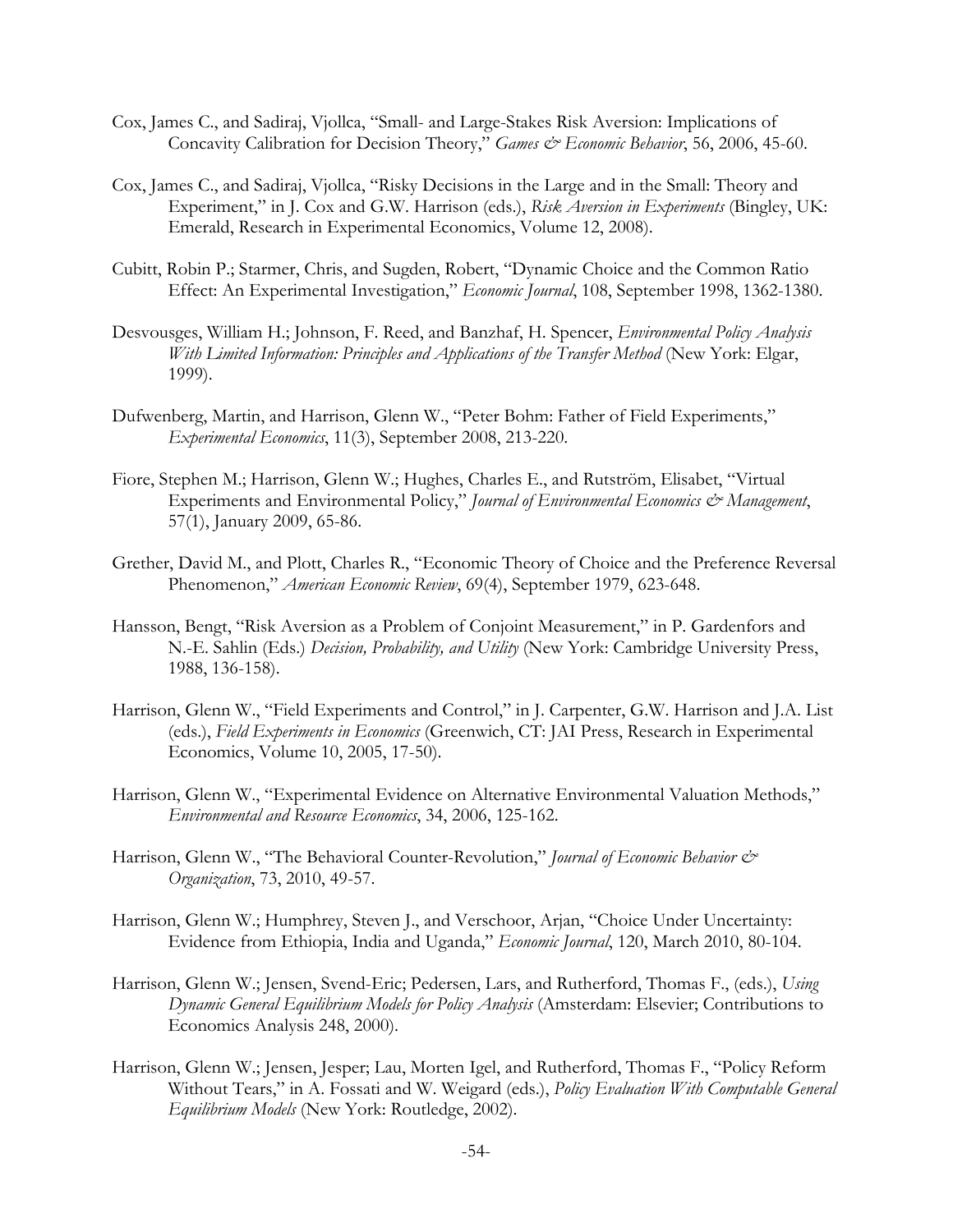Cox, James C., and Sadiraj, Vjollca, "Small- and Large-Stakes Risk Aversion: Implications of Concavity Calibration for Decision Theory," *Games & Economic Behavior*, 56, 2006, 45-60.

Cox, James C., and Sadiraj, Vjollca, "Risky Decisions in the Large and in the Small: Theory and Experiment," in J. Cox and G.W. Harrison (eds.), *Risk Aversion in Experiments* (Bingley, UK: Emerald, Research in Experimental Economics, Volume 12, 2008).

Cubitt, Robin P.; Starmer, Chris, and Sugden, Robert, "Dynamic Choice and the Common Ratio Effect: An Experimental Investigation," *Economic Journal*, 108, September 1998, 1362-1380.

Desvousges, William H.; Johnson, F. Reed, and Banzhaf, H. Spencer, *Environmental Policy Analysis With Limited Information: Principles and Applications of the Transfer Method* (New York: Elgar, 1999).

Dufwenberg, Martin, and Harrison, Glenn W., "Peter Bohm: Father of Field Experiments," *Experimental Economics*, 11(3), September 2008, 213-220.

Fiore, Stephen M.; Harrison, Glenn W.; Hughes, Charles E., and Rutström, Elisabet, "Virtual Experiments and Environmental Policy," *Journal of Environmental Economics & Management*, 57(1), January 2009, 65-86.

Grether, David M., and Plott, Charles R., "Economic Theory of Choice and the Preference Reversal Phenomenon," *American Economic Review*, 69(4), September 1979, 623-648.

Hansson, Bengt, "Risk Aversion as a Problem of Conjoint Measurement," in P. Gardenfors and N.-E. Sahlin (Eds.) *Decision, Probability, and Utility* (New York: Cambridge University Press, 1988, 136-158).

Harrison, Glenn W., "Field Experiments and Control," in J. Carpenter, G.W. Harrison and J.A. List (eds.), *Field Experiments in Economics* (Greenwich, CT: JAI Press, Research in Experimental Economics, Volume 10, 2005, 17-50).

Harrison, Glenn W., "Experimental Evidence on Alternative Environmental Valuation Methods," *Environmental and Resource Economics*, 34, 2006, 125-162.

Harrison, Glenn W., "The Behavioral Counter-Revolution," *Journal of Economic Behavior & Organization*, 73, 2010, 49-57.

Harrison, Glenn W.; Humphrey, Steven J., and Verschoor, Arjan, "Choice Under Uncertainty: Evidence from Ethiopia, India and Uganda," *Economic Journal*, 120, March 2010, 80-104.

Harrison, Glenn W.; Jensen, Svend-Eric; Pedersen, Lars, and Rutherford, Thomas F., (eds.), *Using Dynamic General Equilibrium Models for Policy Analysis* (Amsterdam: Elsevier; Contributions to Economics Analysis 248, 2000).

Harrison, Glenn W.; Jensen, Jesper; Lau, Morten Igel, and Rutherford, Thomas F., "Policy Reform Without Tears," in A. Fossati and W. Weigard (eds.), *Policy Evaluation With Computable General Equilibrium Models* (New York: Routledge, 2002).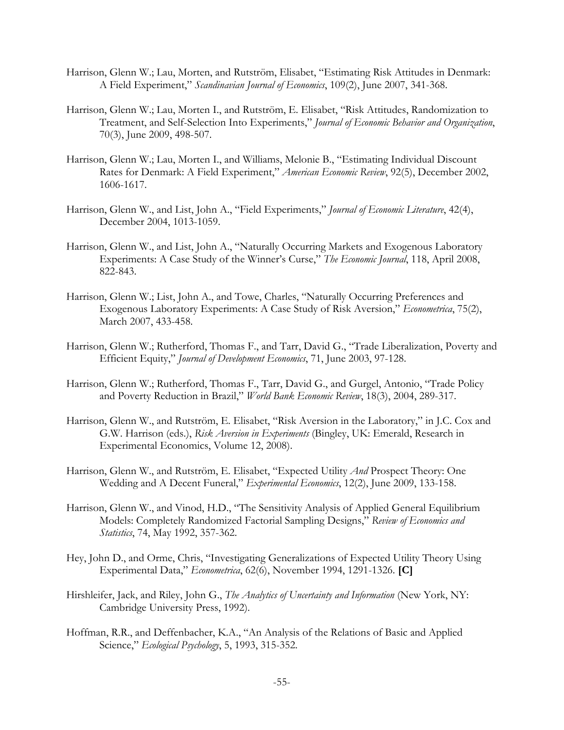Harrison, Glenn W.; Lau, Morten, and Rutström, Elisabet, "Estimating Risk Attitudes in Denmark: A Field Experiment," *Scandinavian Journal of Economics*, 109(2), June 2007, 341-368.

Harrison, Glenn W.; Lau, Morten I., and Rutström, E. Elisabet, "Risk Attitudes, Randomization to Treatment, and Self-Selection Into Experiments," *Journal of Economic Behavior and Organization*, 70(3), June 2009, 498-507.

Harrison, Glenn W.; Lau, Morten I., and Williams, Melonie B., "Estimating Individual Discount Rates for Denmark: A Field Experiment," *American Economic Review*, 92(5), December 2002, 1606-1617.

Harrison, Glenn W., and List, John A., "Field Experiments," *Journal of Economic Literature*, 42(4), December 2004, 1013-1059.

Harrison, Glenn W., and List, John A., "Naturally Occurring Markets and Exogenous Laboratory Experiments: A Case Study of the Winner's Curse," *The Economic Journal*, 118, April 2008, 822-843.

Harrison, Glenn W.; List, John A., and Towe, Charles, "Naturally Occurring Preferences and Exogenous Laboratory Experiments: A Case Study of Risk Aversion," *Econometrica*, 75(2), March 2007, 433-458.

Harrison, Glenn W.; Rutherford, Thomas F., and Tarr, David G., "Trade Liberalization, Poverty and Efficient Equity," *Journal of Development Economics*, 71, June 2003, 97-128.

Harrison, Glenn W.; Rutherford, Thomas F., Tarr, David G., and Gurgel, Antonio, "Trade Policy and Poverty Reduction in Brazil," *World Bank Economic Review*, 18(3), 2004, 289-317.

Harrison, Glenn W., and Rutström, E. Elisabet, "Risk Aversion in the Laboratory," in J.C. Cox and G.W. Harrison (eds.), *Risk Aversion in Experiments* (Bingley, UK: Emerald, Research in Experimental Economics, Volume 12, 2008).

Harrison, Glenn W., and Rutström, E. Elisabet, "Expected Utility *And* Prospect Theory: One Wedding and A Decent Funeral," *Experimental Economics*, 12(2), June 2009, 133-158.

Harrison, Glenn W., and Vinod, H.D., "The Sensitivity Analysis of Applied General Equilibrium Models: Completely Randomized Factorial Sampling Designs," *Review of Economics and Statistics*, 74, May 1992, 357-362.

Hey, John D., and Orme, Chris, "Investigating Generalizations of Expected Utility Theory Using Experimental Data," *Econometrica*, 62(6), November 1994, 1291-1326. **[C]**

Hirshleifer, Jack, and Riley, John G., *The Analytics of Uncertainty and Information* (New York, NY: Cambridge University Press, 1992).

Hoffman, R.R., and Deffenbacher, K.A., "An Analysis of the Relations of Basic and Applied Science," *Ecological Psychology*, 5, 1993, 315-352.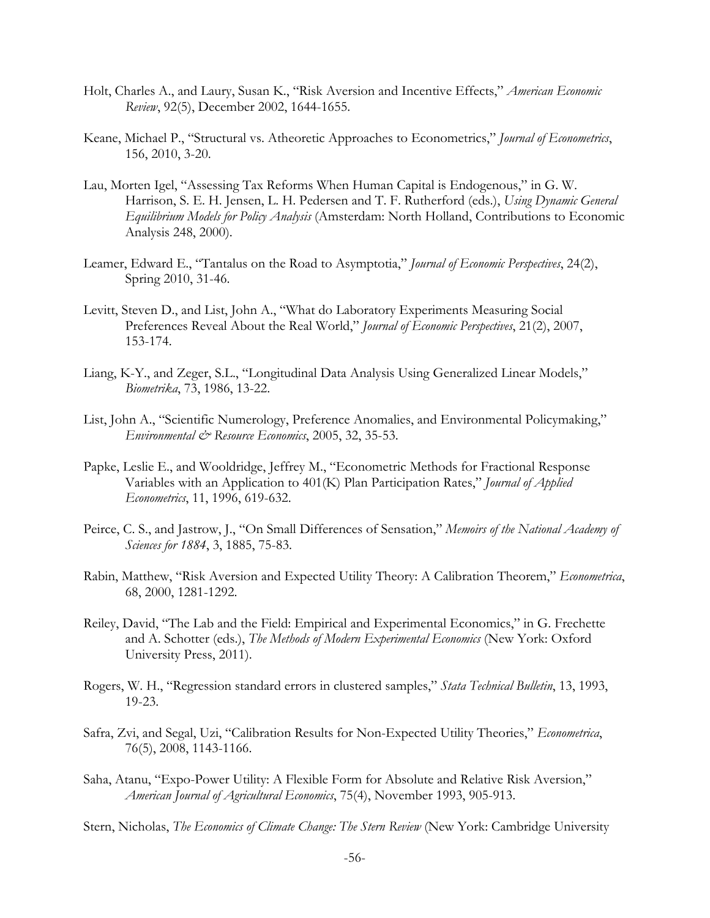Holt, Charles A., and Laury, Susan K., "Risk Aversion and Incentive Effects," *American Economic Review*, 92(5), December 2002, 1644-1655.

Keane, Michael P., "Structural vs. Atheoretic Approaches to Econometrics," *Journal of Econometrics*, 156, 2010, 3-20.

Lau, Morten Igel, "Assessing Tax Reforms When Human Capital is Endogenous," in G. W. Harrison, S. E. H. Jensen, L. H. Pedersen and T. F. Rutherford (eds.), *Using Dynamic General Equilibrium Models for Policy Analysis* (Amsterdam: North Holland, Contributions to Economic Analysis 248, 2000).

Leamer, Edward E., "Tantalus on the Road to Asymptotia," *Journal of Economic Perspectives*, 24(2), Spring 2010, 31-46.

Levitt, Steven D., and List, John A., "What do Laboratory Experiments Measuring Social Preferences Reveal About the Real World," *Journal of Economic Perspectives*, 21(2), 2007, 153-174.

Liang, K-Y., and Zeger, S.L., "Longitudinal Data Analysis Using Generalized Linear Models," *Biometrika*, 73, 1986, 13-22.

List, John A., "Scientific Numerology, Preference Anomalies, and Environmental Policymaking," *Environmental & Resource Economics*, 2005, 32, 35-53.

Papke, Leslie E., and Wooldridge, Jeffrey M., "Econometric Methods for Fractional Response Variables with an Application to 401(K) Plan Participation Rates," *Journal of Applied Econometrics*, 11, 1996, 619-632.

Peirce, C. S., and Jastrow, J., "On Small Differences of Sensation," *Memoirs of the National Academy of Sciences for 1884*, 3, 1885, 75-83.

Rabin, Matthew, "Risk Aversion and Expected Utility Theory: A Calibration Theorem," *Econometrica*, 68, 2000, 1281-1292.

Reiley, David, "The Lab and the Field: Empirical and Experimental Economics," in G. Frechette and A. Schotter (eds.), *The Methods of Modern Experimental Economics* (New York: Oxford University Press, 2011).

Rogers, W. H., "Regression standard errors in clustered samples," *Stata Technical Bulletin*, 13, 1993, 19-23.

Safra, Zvi, and Segal, Uzi, "Calibration Results for Non-Expected Utility Theories," *Econometrica*, 76(5), 2008, 1143-1166.

Saha, Atanu, "Expo-Power Utility: A Flexible Form for Absolute and Relative Risk Aversion," *American Journal of Agricultural Economics*, 75(4), November 1993, 905-913.

Stern, Nicholas, *The Economics of Climate Change: The Stern Review* (New York: Cambridge University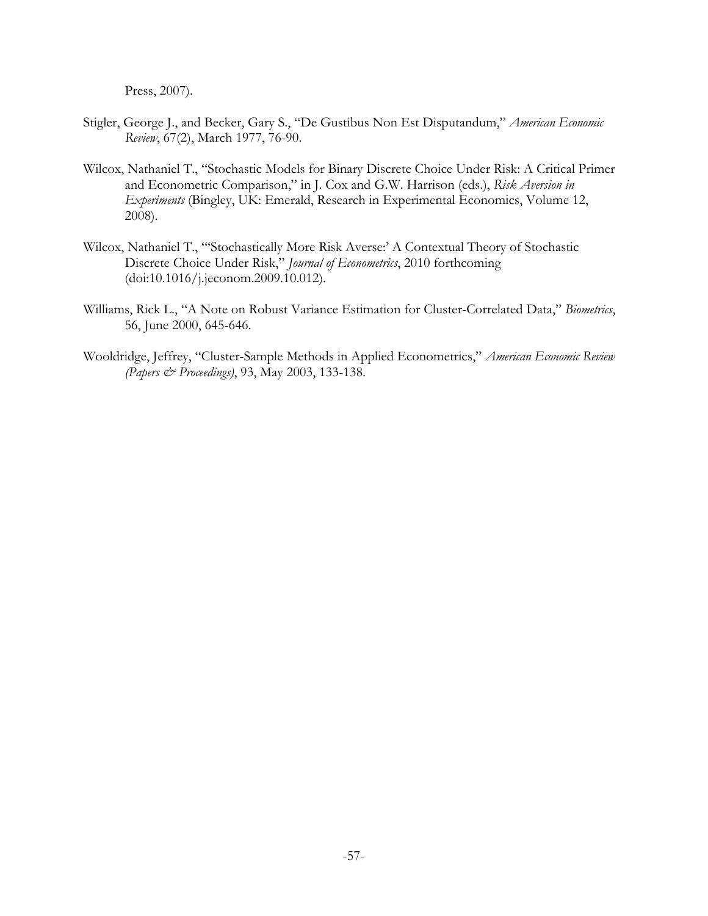Press, 2007).

Stigler, George J., and Becker, Gary S., "De Gustibus Non Est Disputandum," *American Economic Review*, 67(2), March 1977, 76-90.

Wilcox, Nathaniel T., "Stochastic Models for Binary Discrete Choice Under Risk: A Critical Primer and Econometric Comparison," in J. Cox and G.W. Harrison (eds.), *Risk Aversion in Experiments* (Bingley, UK: Emerald, Research in Experimental Economics, Volume 12, 2008).

Wilcox, Nathaniel T., "'Stochastically More Risk Averse:' A Contextual Theory of Stochastic Discrete Choice Under Risk," *Journal of Econometrics*, 2010 forthcoming (doi:10.1016/j.jeconom.2009.10.012).

Williams, Rick L., "A Note on Robust Variance Estimation for Cluster-Correlated Data," *Biometrics*, 56, June 2000, 645-646.

Wooldridge, Jeffrey, "Cluster-Sample Methods in Applied Econometrics," *American Economic Review (Papers & Proceedings)*, 93, May 2003, 133-138.